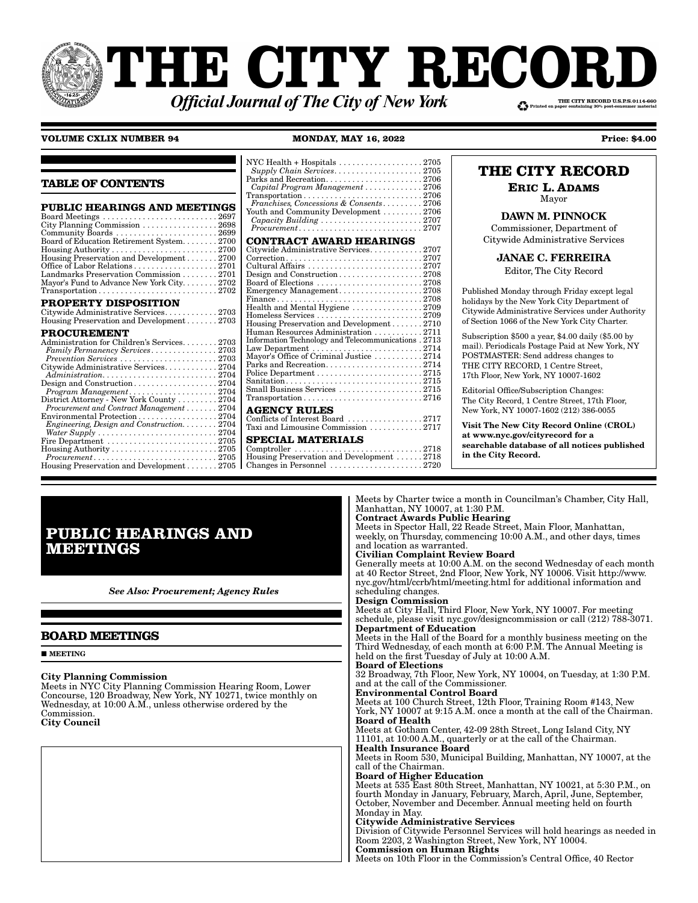# THE CITY RECORD

***Official Journal of The City of New York***

THE CITY RECORD U.S.P.S.0114-660
Printed on paper containing 30% post-consumer material

**VOLUME CXLIX NUMBER 94** **MONDAY, MAY 16, 2022** **Price: $4.00**

## TABLE OF CONTENTS

**PUBLIC HEARINGS AND MEETINGS**

Board Meetings . . . . . . . . . . 2697
City Planning Commission . . . . . . . . . . 2698
Community Boards . . . . . . . . . . 2699
Board of Education Retirement System. . . . . . . . . . 2700
Housing Authority . . . . . . . . . . 2700
Housing Preservation and Development . . . . . . . . . . 2700
Office of Labor Relations . . . . . . . . . . 2701
Landmarks Preservation Commission . . . . . . . . . . 2701
Mayor's Fund to Advance New York City. . . . . . . . . . 2702
Transportation . . . . . . . . . . 2702

**PROPERTY DISPOSITION**

Citywide Administrative Services. . . . . . . . . . 2703
Housing Preservation and Development . . . . . . . . . . 2703

**PROCUREMENT**

Administration for Children's Services. . . . . . . . . . 2703
*Family Permanency Services* . . . . . . . . . . 2703
*Prevention Services* . . . . . . . . . . 2703
Citywide Administrative Services. . . . . . . . . . 2704
*Administration*. . . . . . . . . . 2704
Design and Construction . . . . . . . . . . 2704
*Program Management*. . . . . . . . . . 2704
District Attorney - New York County . . . . . . . . . . 2704
*Procurement and Contract Management* . . . . . . . . . . 2704
Environmental Protection . . . . . . . . . . 2704
*Engineering, Design and Construction*. . . . . . . . . . 2704
*Water Supply* . . . . . . . . . . 2704
Fire Department . . . . . . . . . . 2705
Housing Authority . . . . . . . . . . 2705
*Procurement*. . . . . . . . . . 2705
Housing Preservation and Development . . . . . . . . . . 2705
NYC Health + Hospitals . . . . . . . . . . 2705
*Supply Chain Services*. . . . . . . . . . 2705
Parks and Recreation. . . . . . . . . . 2706
*Capital Program Management* . . . . . . . . . . 2706
Transportation . . . . . . . . . . 2706
*Franchises, Concessions & Consents*. . . . . . . . . . 2706
Youth and Community Development . . . . . . . . . . 2706
*Capacity Building* . . . . . . . . . . 2707
*Procurement*. . . . . . . . . . 2707

**CONTRACT AWARD HEARINGS**

Citywide Administrative Services. . . . . . . . . . 2707
Correction. . . . . . . . . . 2707
Cultural Affairs . . . . . . . . . . 2707
Design and Construction . . . . . . . . . . 2708
Board of Elections . . . . . . . . . . 2708
Emergency Management. . . . . . . . . . 2708
Finance. . . . . . . . . . 2708
Health and Mental Hygiene . . . . . . . . . . 2709
Homeless Services . . . . . . . . . . 2709
Housing Preservation and Development . . . . . . . . . . 2710
Human Resources Administration . . . . . . . . . . 2711
Information Technology and Telecommunications . 2713
Law Department . . . . . . . . . . 2714
Mayor's Office of Criminal Justice . . . . . . . . . . 2714
Parks and Recreation. . . . . . . . . . 2714
Police Department . . . . . . . . . . 2715
Sanitation. . . . . . . . . . 2715
Small Business Services . . . . . . . . . . 2715
Transportation . . . . . . . . . . 2716

**AGENCY RULES**

Conflicts of Interest Board . . . . . . . . . . 2717
Taxi and Limousine Commission . . . . . . . . . . 2717

**SPECIAL MATERIALS**

Comptroller . . . . . . . . . . 2718
Housing Preservation and Development . . . . . . . . . . 2718
Changes in Personnel . . . . . . . . . . 2720

## THE CITY RECORD

**ERIC L. ADAMS**
Mayor

**DAWN M. PINNOCK**
Commissioner, Department of Citywide Administrative Services

**JANAE C. FERREIRA**
Editor, The City Record

Published Monday through Friday except legal holidays by the New York City Department of Citywide Administrative Services under Authority of Section 1066 of the New York City Charter.

Subscription $500 a year, $4.00 daily ($5.00 by mail). Periodicals Postage Paid at New York, NY POSTMASTER: Send address changes to THE CITY RECORD, 1 Centre Street, 17th Floor, New York, NY 10007-1602

Editorial Office/Subscription Changes: The City Record, 1 Centre Street, 17th Floor, New York, NY 10007-1602 (212) 386-0055

**Visit The New City Record Online (CROL) at www.nyc.gov/cityrecord for a searchable database of all notices published in the City Record.**

# PUBLIC HEARINGS AND MEETINGS

***See Also: Procurement; Agency Rules***

## BOARD MEETINGS

■ **MEETING**

**City Planning Commission**
Meets in NYC City Planning Commission Hearing Room, Lower Concourse, 120 Broadway, New York, NY 10271, twice monthly on Wednesday, at 10:00 A.M., unless otherwise ordered by the Commission.

**City Council**
Meets by Charter twice a month in Councilman's Chamber, City Hall, Manhattan, NY 10007, at 1:30 P.M.

**Contract Awards Public Hearing**
Meets in Spector Hall, 22 Reade Street, Main Floor, Manhattan, weekly, on Thursday, commencing 10:00 A.M., and other days, times and location as warranted.

**Civilian Complaint Review Board**
Generally meets at 10:00 A.M. on the second Wednesday of each month at 40 Rector Street, 2nd Floor, New York, NY 10006. Visit http://www.nyc.gov/html/ccrb/html/meeting.html for additional information and scheduling changes.

**Design Commission**
Meets at City Hall, Third Floor, New York, NY 10007. For meeting schedule, please visit nyc.gov/designcommission or call (212) 788-3071.

**Department of Education**
Meets in the Hall of the Board for a monthly business meeting on the Third Wednesday, of each month at 6:00 P.M. The Annual Meeting is held on the first Tuesday of July at 10:00 A.M.

**Board of Elections**
32 Broadway, 7th Floor, New York, NY 10004, on Tuesday, at 1:30 P.M. and at the call of the Commissioner.

**Environmental Control Board**
Meets at 100 Church Street, 12th Floor, Training Room #143, New York, NY 10007 at 9:15 A.M. once a month at the call of the Chairman.

**Board of Health**
Meets at Gotham Center, 42-09 28th Street, Long Island City, NY 11101, at 10:00 A.M., quarterly or at the call of the Chairman.

**Health Insurance Board**
Meets in Room 530, Municipal Building, Manhattan, NY 10007, at the call of the Chairman.

**Board of Higher Education**
Meets at 535 East 80th Street, Manhattan, NY 10021, at 5:30 P.M., on fourth Monday in January, February, March, April, June, September, October, November and December. Annual meeting held on fourth Monday in May.

**Citywide Administrative Services**
Division of Citywide Personnel Services will hold hearings as needed in Room 2203, 2 Washington Street, New York, NY 10004.

**Commission on Human Rights**
Meets on 10th Floor in the Commission's Central Office, 40 Rector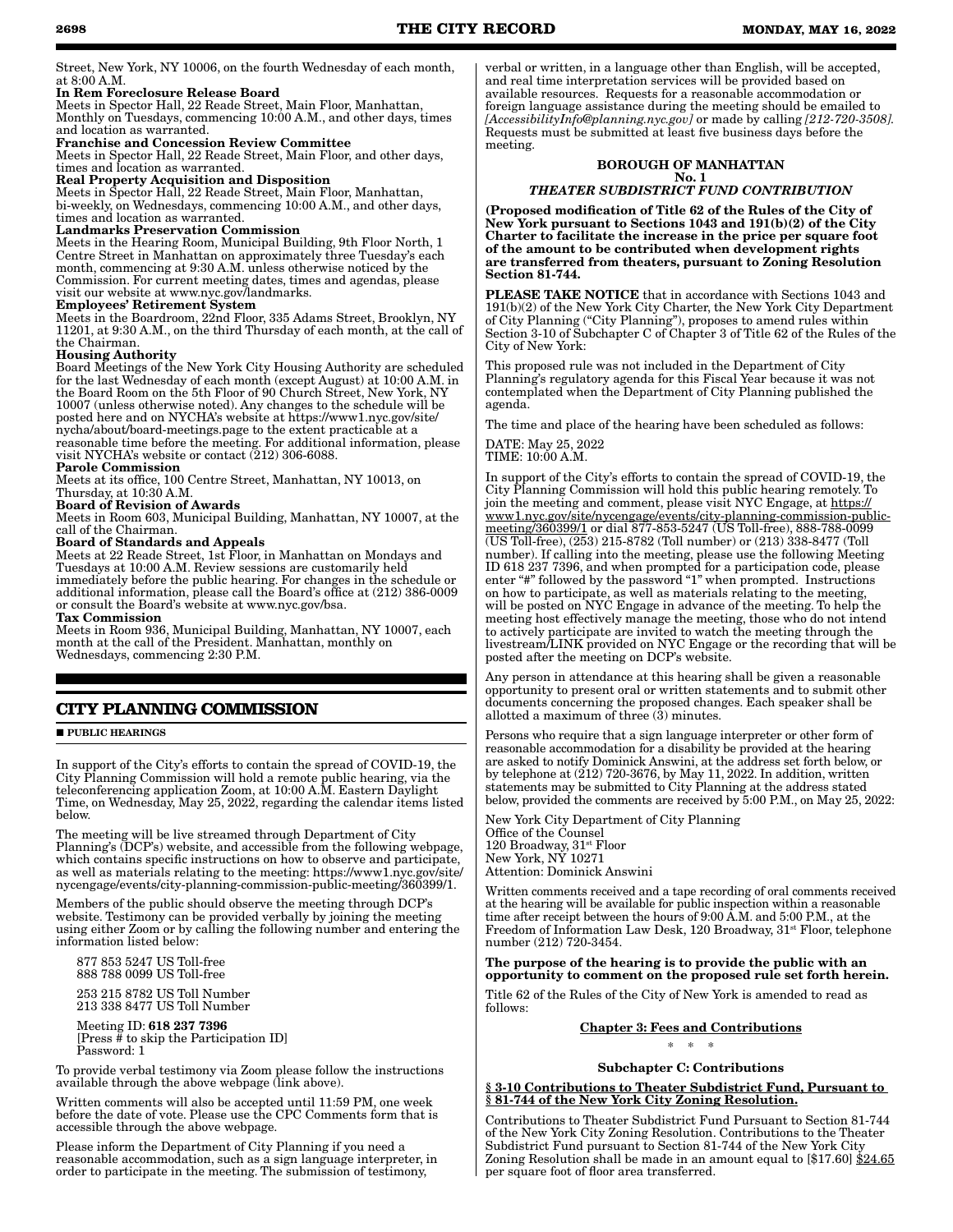Street, New York, NY 10006, on the fourth Wednesday of each month, at 8:00 A.M.

**In Rem Foreclosure Release Board**
Meets in Spector Hall, 22 Reade Street, Main Floor, Manhattan, Monthly on Tuesdays, commencing 10:00 A.M., and other days, times and location as warranted.

**Franchise and Concession Review Committee**
Meets in Spector Hall, 22 Reade Street, Main Floor, and other days, times and location as warranted.

**Real Property Acquisition and Disposition**
Meets in Spector Hall, 22 Reade Street, Main Floor, Manhattan, bi-weekly, on Wednesdays, commencing 10:00 A.M., and other days, times and location as warranted.

**Landmarks Preservation Commission**
Meets in the Hearing Room, Municipal Building, 9th Floor North, 1 Centre Street in Manhattan on approximately three Tuesday's each month, commencing at 9:30 A.M. unless otherwise noticed by the Commission. For current meeting dates, times and agendas, please visit our website at www.nyc.gov/landmarks.

**Employees' Retirement System**
Meets in the Boardroom, 22nd Floor, 335 Adams Street, Brooklyn, NY 11201, at 9:30 A.M., on the third Thursday of each month, at the call of the Chairman.

**Housing Authority**
Board Meetings of the New York City Housing Authority are scheduled for the last Wednesday of each month (except August) at 10:00 A.M. in the Board Room on the 5th Floor of 90 Church Street, New York, NY 10007 (unless otherwise noted). Any changes to the schedule will be posted here and on NYCHA's website at https://www1.nyc.gov/site/nycha/about/board-meetings.page to the extent practicable at a reasonable time before the meeting. For additional information, please visit NYCHA's website or contact (212) 306-6088.

**Parole Commission**
Meets at its office, 100 Centre Street, Manhattan, NY 10013, on Thursday, at 10:30 A.M.

**Board of Revision of Awards**
Meets in Room 603, Municipal Building, Manhattan, NY 10007, at the call of the Chairman.

**Board of Standards and Appeals**
Meets at 22 Reade Street, 1st Floor, in Manhattan on Mondays and Tuesdays at 10:00 A.M. Review sessions are customarily held immediately before the public hearing. For changes in the schedule or additional information, please call the Board's office at (212) 386-0009 or consult the Board's website at www.nyc.gov/bsa.

**Tax Commission**
Meets in Room 936, Municipal Building, Manhattan, NY 10007, each month at the call of the President. Manhattan, monthly on Wednesdays, commencing 2:30 P.M.

## CITY PLANNING COMMISSION

■ **PUBLIC HEARINGS**

In support of the City's efforts to contain the spread of COVID-19, the City Planning Commission will hold a remote public hearing, via the teleconferencing application Zoom, at 10:00 A.M. Eastern Daylight Time, on Wednesday, May 25, 2022, regarding the calendar items listed below.

The meeting will be live streamed through Department of City Planning's (DCP's) website, and accessible from the following webpage, which contains specific instructions on how to observe and participate, as well as materials relating to the meeting: https://www1.nyc.gov/site/nycengage/events/city-planning-commission-public-meeting/360399/1.

Members of the public should observe the meeting through DCP's website. Testimony can be provided verbally by joining the meeting using either Zoom or by calling the following number and entering the information listed below:

877 853 5247 US Toll-free
888 788 0099 US Toll-free

253 215 8782 US Toll Number
213 338 8477 US Toll Number

Meeting ID: **618 237 7396**
[Press # to skip the Participation ID]
Password: 1

To provide verbal testimony via Zoom please follow the instructions available through the above webpage (link above).

Written comments will also be accepted until 11:59 PM, one week before the date of vote. Please use the CPC Comments form that is accessible through the above webpage.

Please inform the Department of City Planning if you need a reasonable accommodation, such as a sign language interpreter, in order to participate in the meeting. The submission of testimony, verbal or written, in a language other than English, will be accepted, and real time interpretation services will be provided based on available resources. Requests for a reasonable accommodation or foreign language assistance during the meeting should be emailed to *[AccessibilityInfo@planning.nyc.gov]* or made by calling *[212-720-3508]*. Requests must be submitted at least five business days before the meeting.

### BOROUGH OF MANHATTAN
### No. 1
### *THEATER SUBDISTRICT FUND CONTRIBUTION*

**(Proposed modification of Title 62 of the Rules of the City of New York pursuant to Sections 1043 and 191(b)(2) of the City Charter to facilitate the increase in the price per square foot of the amount to be contributed when development rights are transferred from theaters, pursuant to Zoning Resolution Section 81-744.**

**PLEASE TAKE NOTICE** that in accordance with Sections 1043 and 191(b)(2) of the New York City Charter, the New York City Department of City Planning ("City Planning"), proposes to amend rules within Section 3-10 of Subchapter C of Chapter 3 of Title 62 of the Rules of the City of New York:

This proposed rule was not included in the Department of City Planning's regulatory agenda for this Fiscal Year because it was not contemplated when the Department of City Planning published the agenda.

The time and place of the hearing have been scheduled as follows:

DATE: May 25, 2022
TIME: 10:00 A.M.

In support of the City's efforts to contain the spread of COVID-19, the City Planning Commission will hold this public hearing remotely. To join the meeting and comment, please visit NYC Engage, at https://www1.nyc.gov/site/nycengage/events/city-planning-commission-public-meeting/360399/1 or dial 877-853-5247 (US Toll-free), 888-788-0099 (US Toll-free), (253) 215-8782 (Toll number) or (213) 338-8477 (Toll number). If calling into the meeting, please use the following Meeting ID 618 237 7396, and when prompted for a participation code, please enter "#" followed by the password "1" when prompted. Instructions on how to participate, as well as materials relating to the meeting, will be posted on NYC Engage in advance of the meeting. To help the meeting host effectively manage the meeting, those who do not intend to actively participate are invited to watch the meeting through the livestream/LINK provided on NYC Engage or the recording that will be posted after the meeting on DCP's website.

Any person in attendance at this hearing shall be given a reasonable opportunity to present oral or written statements and to submit other documents concerning the proposed changes. Each speaker shall be allotted a maximum of three (3) minutes.

Persons who require that a sign language interpreter or other form of reasonable accommodation for a disability be provided at the hearing are asked to notify Dominick Answini, at the address set forth below, or by telephone at (212) 720-3676, by May 11, 2022. In addition, written statements may be submitted to City Planning at the address stated below, provided the comments are received by 5:00 P.M., on May 25, 2022:

New York City Department of City Planning
Office of the Counsel
120 Broadway, 31st Floor
New York, NY 10271
Attention: Dominick Answini

Written comments received and a tape recording of oral comments received at the hearing will be available for public inspection within a reasonable time after receipt between the hours of 9:00 A.M. and 5:00 P.M., at the Freedom of Information Law Desk, 120 Broadway, 31st Floor, telephone number (212) 720-3454.

**The purpose of the hearing is to provide the public with an opportunity to comment on the proposed rule set forth herein.**

Title 62 of the Rules of the City of New York is amended to read as follows:

**Chapter 3: Fees and Contributions**

\* \* \*

**Subchapter C: Contributions**

**§ 3-10 Contributions to Theater Subdistrict Fund, Pursuant to § 81-744 of the New York City Zoning Resolution.**

Contributions to Theater Subdistrict Fund Pursuant to Section 81-744 of the New York City Zoning Resolution. Contributions to the Theater Subdistrict Fund pursuant to Section 81-744 of the New York City Zoning Resolution shall be made in an amount equal to [$17.60] $24.65 per square foot of floor area transferred.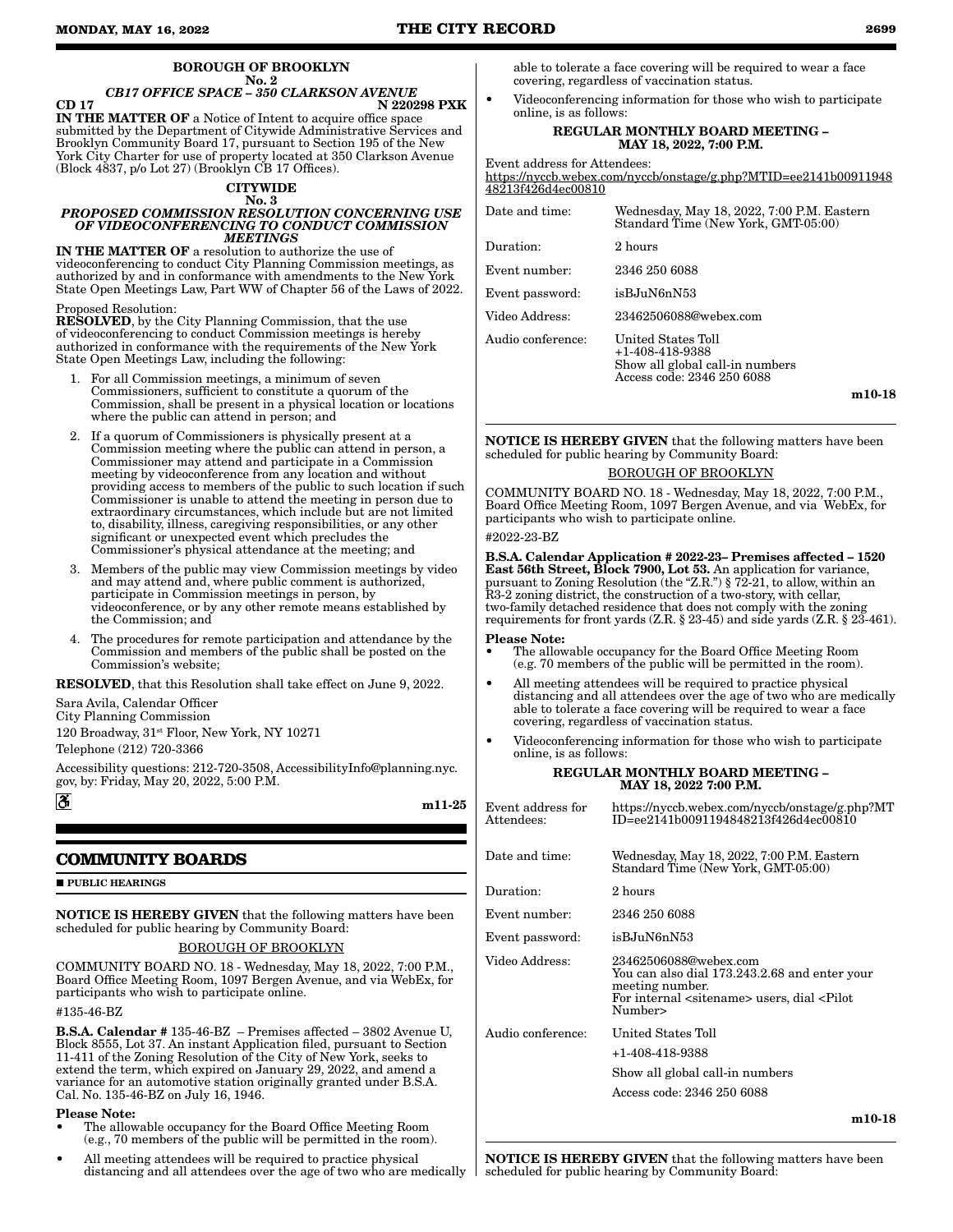**BOROUGH OF BROOKLYN**
**No. 2**
***CB17 OFFICE SPACE – 350 CLARKSON AVENUE***

**CD 17** **N 220298 PXK**

**IN THE MATTER OF** a Notice of Intent to acquire office space submitted by the Department of Citywide Administrative Services and Brooklyn Community Board 17, pursuant to Section 195 of the New York City Charter for use of property located at 350 Clarkson Avenue (Block 4837, p/o Lot 27) (Brooklyn CB 17 Offices).

**CITYWIDE**
**No. 3**
***PROPOSED COMMISSION RESOLUTION CONCERNING USE OF VIDEOCONFERENCING TO CONDUCT COMMISSION MEETINGS***

**IN THE MATTER OF** a resolution to authorize the use of videoconferencing to conduct City Planning Commission meetings, as authorized by and in conformance with amendments to the New York State Open Meetings Law, Part WW of Chapter 56 of the Laws of 2022.

Proposed Resolution:

**RESOLVED**, by the City Planning Commission, that the use of videoconferencing to conduct Commission meetings is hereby authorized in conformance with the requirements of the New York State Open Meetings Law, including the following:

1. For all Commission meetings, a minimum of seven Commissioners, sufficient to constitute a quorum of the Commission, shall be present in a physical location or locations where the public can attend in person; and
2. If a quorum of Commissioners is physically present at a Commission meeting where the public can attend in person, a Commissioner may attend and participate in a Commission meeting by videoconference from any location and without providing access to members of the public to such location if such Commissioner is unable to attend the meeting in person due to extraordinary circumstances, which include but are not limited to, disability, illness, caregiving responsibilities, or any other significant or unexpected event which precludes the Commissioner's physical attendance at the meeting; and
3. Members of the public may view Commission meetings by video and may attend and, where public comment is authorized, participate in Commission meetings in person, by videoconference, or by any other remote means established by the Commission; and
4. The procedures for remote participation and attendance by the Commission and members of the public shall be posted on the Commission's website;

**RESOLVED**, that this Resolution shall take effect on June 9, 2022.

Sara Avila, Calendar Officer
City Planning Commission
120 Broadway, 31st Floor, New York, NY 10271
Telephone (212) 720-3366

Accessibility questions: 212-720-3508, AccessibilityInfo@planning.nyc.gov, by: Friday, May 20, 2022, 5:00 P.M.

♿

**m11-25**

## COMMUNITY BOARDS

■ **PUBLIC HEARINGS**

**NOTICE IS HEREBY GIVEN** that the following matters have been scheduled for public hearing by Community Board:

BOROUGH OF BROOKLYN

COMMUNITY BOARD NO. 18 - Wednesday, May 18, 2022, 7:00 P.M., Board Office Meeting Room, 1097 Bergen Avenue, and via WebEx, for participants who wish to participate online.

#135-46-BZ

**B.S.A. Calendar #** 135-46-BZ – Premises affected – 3802 Avenue U, Block 8555, Lot 37. An instant Application filed, pursuant to Section 11-411 of the Zoning Resolution of the City of New York, seeks to extend the term, which expired on January 29, 2022, and amend a variance for an automotive station originally granted under B.S.A. Cal. No. 135-46-BZ on July 16, 1946.

**Please Note:**

- The allowable occupancy for the Board Office Meeting Room (e.g., 70 members of the public will be permitted in the room).
- All meeting attendees will be required to practice physical distancing and all attendees over the age of two who are medically able to tolerate a face covering will be required to wear a face covering, regardless of vaccination status.
- Videoconferencing information for those who wish to participate online, is as follows:

**REGULAR MONTHLY BOARD MEETING – MAY 18, 2022, 7:00 P.M.**

Event address for Attendees:
https://nyccb.webex.com/nyccb/onstage/g.php?MTID=ee2141b0091194848213f426d4ec00810

| | |
|---|---|
| Date and time: | Wednesday, May 18, 2022, 7:00 P.M. Eastern Standard Time (New York, GMT-05:00) |
| Duration: | 2 hours |
| Event number: | 2346 250 6088 |
| Event password: | isBJuN6nN53 |
| Video Address: | 23462506088@webex.com |
| Audio conference: | United States Toll<br>+1-408-418-9388<br>Show all global call-in numbers<br>Access code: 2346 250 6088 |

**m10-18**

**NOTICE IS HEREBY GIVEN** that the following matters have been scheduled for public hearing by Community Board:

BOROUGH OF BROOKLYN

COMMUNITY BOARD NO. 18 - Wednesday, May 18, 2022, 7:00 P.M., Board Office Meeting Room, 1097 Bergen Avenue, and via WebEx, for participants who wish to participate online.

#2022-23-BZ

**B.S.A. Calendar Application # 2022-23– Premises affected – 1520 East 56th Street, Block 7900, Lot 53.** An application for variance, pursuant to Zoning Resolution (the "Z.R.") § 72-21, to allow, within an R3-2 zoning district, the construction of a two-story, with cellar, two-family detached residence that does not comply with the zoning requirements for front yards (Z.R. § 23-45) and side yards (Z.R. § 23-461).

**Please Note:**

- The allowable occupancy for the Board Office Meeting Room (e.g. 70 members of the public will be permitted in the room).
- All meeting attendees will be required to practice physical distancing and all attendees over the age of two who are medically able to tolerate a face covering will be required to wear a face covering, regardless of vaccination status.
- Videoconferencing information for those who wish to participate online, is as follows:

**REGULAR MONTHLY BOARD MEETING – MAY 18, 2022 7:00 P.M.**

| | |
|---|---|
| Event address for Attendees: | https://nyccb.webex.com/nyccb/onstage/g.php?MTID=ee2141b0091194848213f426d4ec00810 |
| Date and time: | Wednesday, May 18, 2022, 7:00 P.M. Eastern Standard Time (New York, GMT-05:00) |
| Duration: | 2 hours |
| Event number: | 2346 250 6088 |
| Event password: | isBJuN6nN53 |
| Video Address: | 23462506088@webex.com<br>You can also dial 173.243.2.68 and enter your meeting number.<br>For internal <sitename> users, dial <Pilot Number> |
| Audio conference: | United States Toll<br>+1-408-418-9388<br>Show all global call-in numbers<br>Access code: 2346 250 6088 |

**m10-18**

**NOTICE IS HEREBY GIVEN** that the following matters have been scheduled for public hearing by Community Board: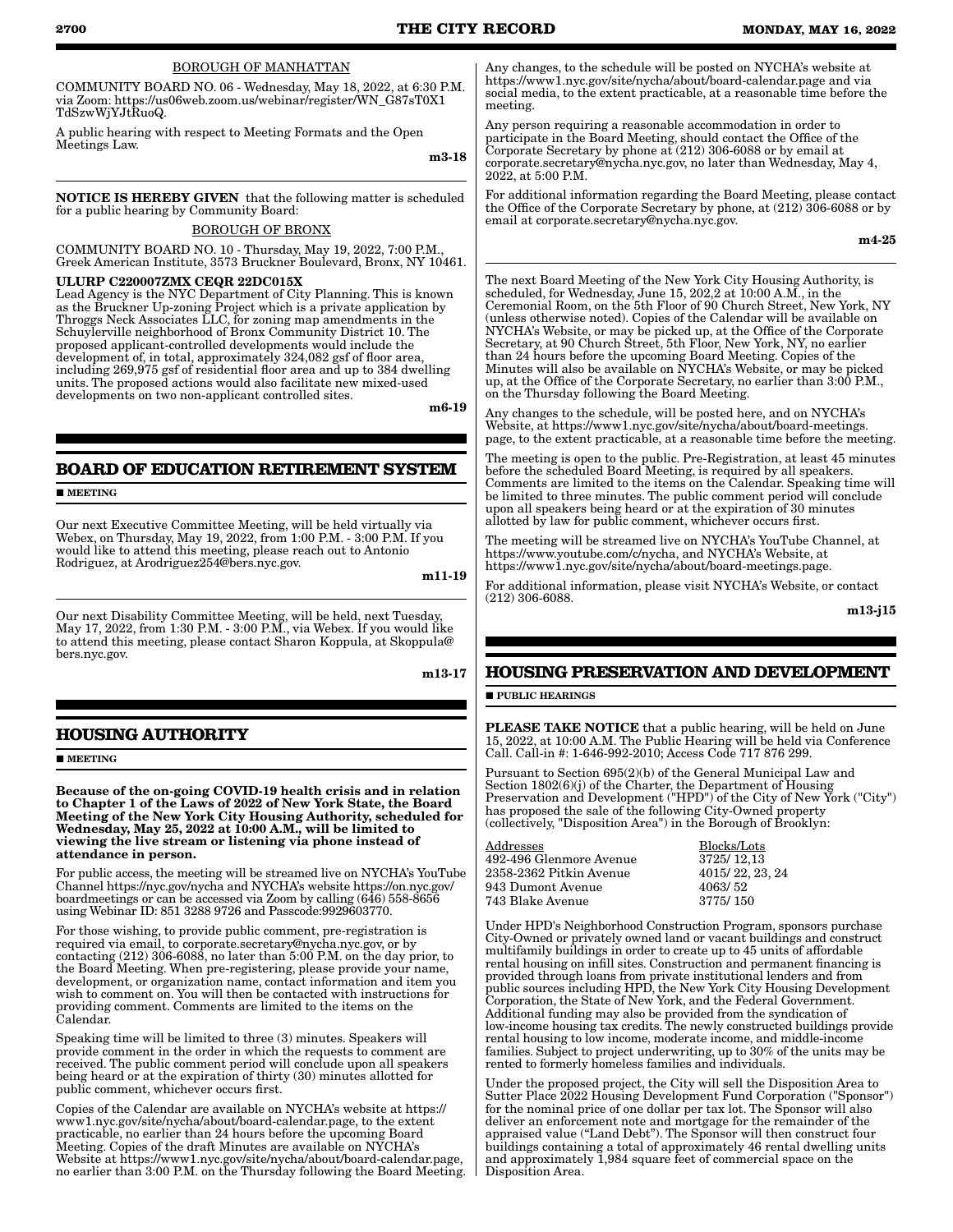BOROUGH OF MANHATTAN

COMMUNITY BOARD NO. 06 - Wednesday, May 18, 2022, at 6:30 P.M. via Zoom: https://us06web.zoom.us/webinar/register/WN_G87sT0X1TdSzwWjYJtRuoQ.

A public hearing with respect to Meeting Formats and the Open Meetings Law.

m3-18

**NOTICE IS HEREBY GIVEN** that the following matter is scheduled for a public hearing by Community Board:

BOROUGH OF BRONX

COMMUNITY BOARD NO. 10 - Thursday, May 19, 2022, 7:00 P.M., Greek American Institute, 3573 Bruckner Boulevard, Bronx, NY 10461.

**ULURP C220007ZMX CEQR 22DC015X**
Lead Agency is the NYC Department of City Planning. This is known as the Bruckner Up-zoning Project which is a private application by Throggs Neck Associates LLC, for zoning map amendments in the Schuylerville neighborhood of Bronx Community District 10. The proposed applicant-controlled developments would include the development of, in total, approximately 324,082 gsf of floor area, including 269,975 gsf of residential floor area and up to 384 dwelling units. The proposed actions would also facilitate new mixed-used developments on two non-applicant controlled sites.

m6-19

## BOARD OF EDUCATION RETIREMENT SYSTEM

■ **MEETING**

Our next Executive Committee Meeting, will be held virtually via Webex, on Thursday, May 19, 2022, from 1:00 P.M. - 3:00 P.M. If you would like to attend this meeting, please reach out to Antonio Rodriguez, at Arodriguez254@bers.nyc.gov.

m11-19

Our next Disability Committee Meeting, will be held, next Tuesday, May 17, 2022, from 1:30 P.M. - 3:00 P.M., via Webex. If you would like to attend this meeting, please contact Sharon Koppula, at Skoppula@bers.nyc.gov.

m13-17

## HOUSING AUTHORITY

■ **MEETING**

**Because of the on-going COVID-19 health crisis and in relation to Chapter 1 of the Laws of 2022 of New York State, the Board Meeting of the New York City Housing Authority, scheduled for Wednesday, May 25, 2022 at 10:00 A.M., will be limited to viewing the live stream or listening via phone instead of attendance in person.**

For public access, the meeting will be streamed live on NYCHA's YouTube Channel https://nyc.gov/nycha and NYCHA's website https://on.nyc.gov/boardmeetings or can be accessed via Zoom by calling (646) 558-8656 using Webinar ID: 851 3288 9726 and Passcode:9929603770.

For those wishing, to provide public comment, pre-registration is required via email, to corporate.secretary@nycha.nyc.gov, or by contacting (212) 306-6088, no later than 5:00 P.M. on the day prior, to the Board Meeting. When pre-registering, please provide your name, development, or organization name, contact information and item you wish to comment on. You will then be contacted with instructions for providing comment. Comments are limited to the items on the Calendar.

Speaking time will be limited to three (3) minutes. Speakers will provide comment in the order in which the requests to comment are received. The public comment period will conclude upon all speakers being heard or at the expiration of thirty (30) minutes allotted for public comment, whichever occurs first.

Copies of the Calendar are available on NYCHA's website at https://www1.nyc.gov/site/nycha/about/board-calendar.page, to the extent practicable, no earlier than 24 hours before the upcoming Board Meeting. Copies of the draft Minutes are available on NYCHA's Website at https://www1.nyc.gov/site/nycha/about/board-calendar.page, no earlier than 3:00 P.M. on the Thursday following the Board Meeting.

Any changes, to the schedule will be posted on NYCHA's website at https://www1.nyc.gov/site/nycha/about/board-calendar.page and via social media, to the extent practicable, at a reasonable time before the meeting.

Any person requiring a reasonable accommodation in order to participate in the Board Meeting, should contact the Office of the Corporate Secretary by phone at (212) 306-6088 or by email at corporate.secretary@nycha.nyc.gov, no later than Wednesday, May 4, 2022, at 5:00 P.M.

For additional information regarding the Board Meeting, please contact the Office of the Corporate Secretary by phone, at (212) 306-6088 or by email at corporate.secretary@nycha.nyc.gov.

m4-25

The next Board Meeting of the New York City Housing Authority, is scheduled, for Wednesday, June 15, 202,2 at 10:00 A.M., in the Ceremonial Room, on the 5th Floor of 90 Church Street, New York, NY (unless otherwise noted). Copies of the Calendar will be available on NYCHA's Website, or may be picked up, at the Office of the Corporate Secretary, at 90 Church Street, 5th Floor, New York, NY, no earlier than 24 hours before the upcoming Board Meeting. Copies of the Minutes will also be available on NYCHA's Website, or may be picked up, at the Office of the Corporate Secretary, no earlier than 3:00 P.M., on the Thursday following the Board Meeting.

Any changes to the schedule, will be posted here, and on NYCHA's Website, at https://www1.nyc.gov/site/nycha/about/board-meetings.page, to the extent practicable, at a reasonable time before the meeting.

The meeting is open to the public. Pre-Registration, at least 45 minutes before the scheduled Board Meeting, is required by all speakers. Comments are limited to the items on the Calendar. Speaking time will be limited to three minutes. The public comment period will conclude upon all speakers being heard or at the expiration of 30 minutes allotted by law for public comment, whichever occurs first.

The meeting will be streamed live on NYCHA's YouTube Channel, at https://www.youtube.com/c/nycha, and NYCHA's Website, at https://www1.nyc.gov/site/nycha/about/board-meetings.page.

For additional information, please visit NYCHA's Website, or contact (212) 306-6088.

m13-j15

## HOUSING PRESERVATION AND DEVELOPMENT

■ **PUBLIC HEARINGS**

**PLEASE TAKE NOTICE** that a public hearing, will be held on June 15, 2022, at 10:00 A.M. The Public Hearing will be held via Conference Call. Call-in #: 1-646-992-2010; Access Code 717 876 299.

Pursuant to Section 695(2)(b) of the General Municipal Law and Section 1802(6)(j) of the Charter, the Department of Housing Preservation and Development ("HPD") of the City of New York ("City") has proposed the sale of the following City-Owned property (collectively, "Disposition Area") in the Borough of Brooklyn:

| Addresses | Blocks/Lots |
|---|---|
| 492-496 Glenmore Avenue | 3725/ 12,13 |
| 2358-2362 Pitkin Avenue | 4015/ 22, 23, 24 |
| 943 Dumont Avenue | 4063/ 52 |
| 743 Blake Avenue | 3775/ 150 |

Under HPD's Neighborhood Construction Program, sponsors purchase City-Owned or privately owned land or vacant buildings and construct multifamily buildings in order to create up to 45 units of affordable rental housing on infill sites. Construction and permanent financing is provided through loans from private institutional lenders and from public sources including HPD, the New York City Housing Development Corporation, the State of New York, and the Federal Government. Additional funding may also be provided from the syndication of low-income housing tax credits. The newly constructed buildings provide rental housing to low income, moderate income, and middle-income families. Subject to project underwriting, up to 30% of the units may be rented to formerly homeless families and individuals.

Under the proposed project, the City will sell the Disposition Area to Sutter Place 2022 Housing Development Fund Corporation ("Sponsor") for the nominal price of one dollar per tax lot. The Sponsor will also deliver an enforcement note and mortgage for the remainder of the appraised value ("Land Debt"). The Sponsor will then construct four buildings containing a total of approximately 46 rental dwelling units and approximately 1,984 square feet of commercial space on the Disposition Area.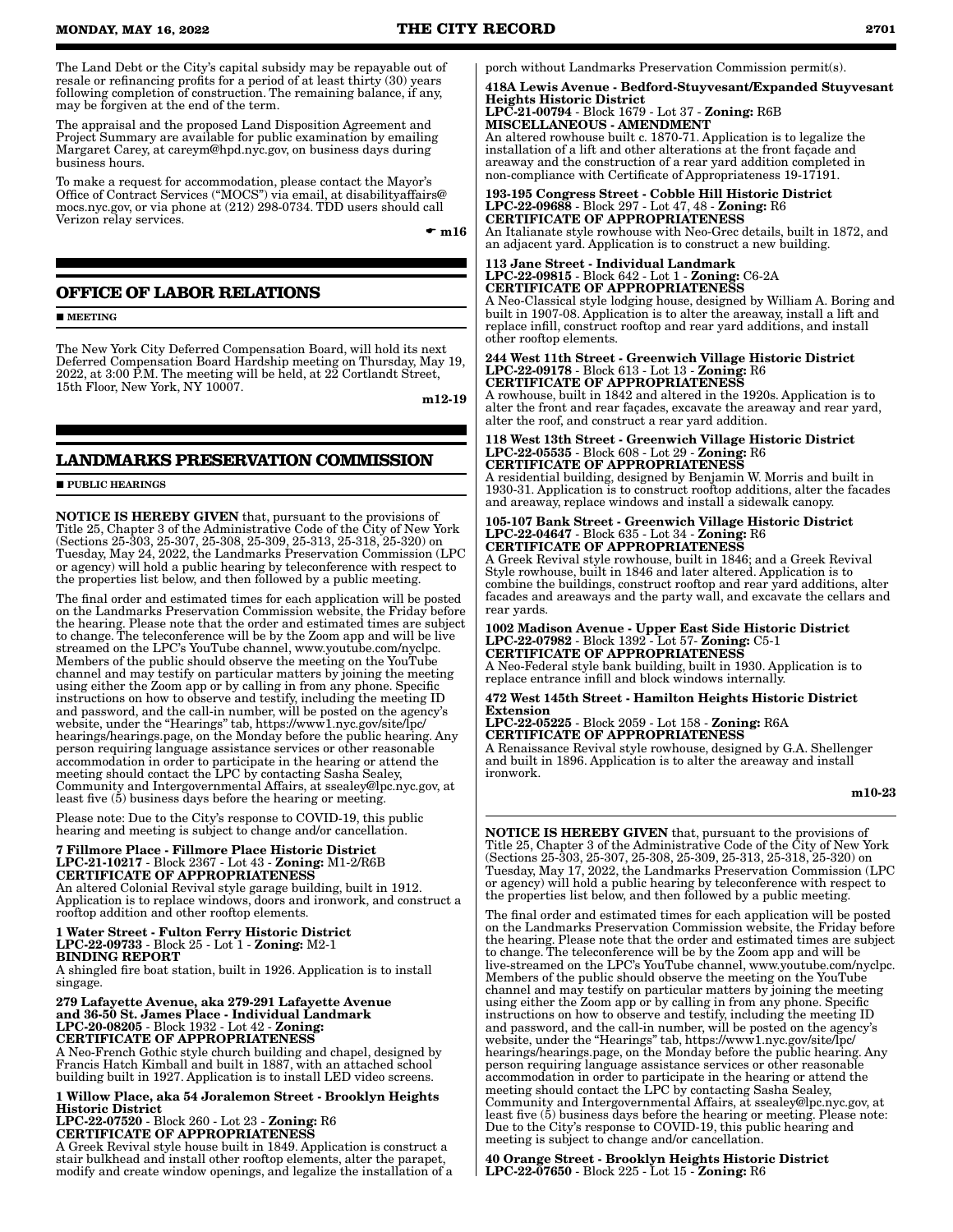The Land Debt or the City's capital subsidy may be repayable out of resale or refinancing profits for a period of at least thirty (30) years following completion of construction. The remaining balance, if any, may be forgiven at the end of the term.

The appraisal and the proposed Land Disposition Agreement and Project Summary are available for public examination by emailing Margaret Carey, at careym@hpd.nyc.gov, on business days during business hours.

To make a request for accommodation, please contact the Mayor's Office of Contract Services ("MOCS") via email, at disabilityaffairs@mocs.nyc.gov, or via phone at (212) 298-0734. TDD users should call Verizon relay services.

☛ m16

## OFFICE OF LABOR RELATIONS

■ MEETING

The New York City Deferred Compensation Board, will hold its next Deferred Compensation Board Hardship meeting on Thursday, May 19, 2022, at 3:00 P.M. The meeting will be held, at 22 Cortlandt Street, 15th Floor, New York, NY 10007.

m12-19

## LANDMARKS PRESERVATION COMMISSION

■ PUBLIC HEARINGS

**NOTICE IS HEREBY GIVEN** that, pursuant to the provisions of Title 25, Chapter 3 of the Administrative Code of the City of New York (Sections 25-303, 25-307, 25-308, 25-309, 25-313, 25-318, 25-320) on Tuesday, May 24, 2022, the Landmarks Preservation Commission (LPC or agency) will hold a public hearing by teleconference with respect to the properties list below, and then followed by a public meeting.

The final order and estimated times for each application will be posted on the Landmarks Preservation Commission website, the Friday before the hearing. Please note that the order and estimated times are subject to change. The teleconference will be by the Zoom app and will be live streamed on the LPC's YouTube channel, www.youtube.com/nyclpc. Members of the public should observe the meeting on the YouTube channel and may testify on particular matters by joining the meeting using either the Zoom app or by calling in from any phone. Specific instructions on how to observe and testify, including the meeting ID and password, and the call-in number, will be posted on the agency's website, under the "Hearings" tab, https://www1.nyc.gov/site/lpc/hearings/hearings.page, on the Monday before the public hearing. Any person requiring language assistance services or other reasonable accommodation in order to participate in the hearing or attend the meeting should contact the LPC by contacting Sasha Sealey, Community and Intergovernmental Affairs, at ssealey@lpc.nyc.gov, at least five (5) business days before the hearing or meeting.

Please note: Due to the City's response to COVID-19, this public hearing and meeting is subject to change and/or cancellation.

**7 Fillmore Place - Fillmore Place Historic District**
**LPC-21-10217** - Block 2367 - Lot 43 - **Zoning:** M1-2/R6B
**CERTIFICATE OF APPROPRIATENESS**
An altered Colonial Revival style garage building, built in 1912. Application is to replace windows, doors and ironwork, and construct a rooftop addition and other rooftop elements.

**1 Water Street - Fulton Ferry Historic District**
**LPC-22-09733** - Block 25 - Lot 1 - **Zoning:** M2-1
**BINDING REPORT**
A shingled fire boat station, built in 1926. Application is to install singage.

**279 Lafayette Avenue, aka 279-291 Lafayette Avenue and 36-50 St. James Place - Individual Landmark**
**LPC-20-08205** - Block 1932 - Lot 42 - **Zoning:**
**CERTIFICATE OF APPROPRIATENESS**
A Neo-French Gothic style church building and chapel, designed by Francis Hatch Kimball and built in 1887, with an attached school building built in 1927. Application is to install LED video screens.

**1 Willow Place, aka 54 Joralemon Street - Brooklyn Heights Historic District**
**LPC-22-07520** - Block 260 - Lot 23 - **Zoning:** R6
**CERTIFICATE OF APPROPRIATENESS**
A Greek Revival style house built in 1849. Application is construct a stair bulkhead and install other rooftop elements, alter the parapet, modify and create window openings, and legalize the installation of a porch without Landmarks Preservation Commission permit(s).

**418A Lewis Avenue - Bedford-Stuyvesant/Expanded Stuyvesant Heights Historic District**
**LPC-21-00794** - Block 1679 - Lot 37 - **Zoning:** R6B
**MISCELLANEOUS - AMENDMENT**
An altered rowhouse built c. 1870-71. Application is to legalize the installation of a lift and other alterations at the front façade and areaway and the construction of a rear yard addition completed in non-compliance with Certificate of Appropriateness 19-17191.

**193-195 Congress Street - Cobble Hill Historic District**
**LPC-22-09688** - Block 297 - Lot 47, 48 - **Zoning:** R6
**CERTIFICATE OF APPROPRIATENESS**
An Italianate style rowhouse with Neo-Grec details, built in 1872, and an adjacent yard. Application is to construct a new building.

**113 Jane Street - Individual Landmark**
**LPC-22-09815** - Block 642 - Lot 1 - **Zoning:** C6-2A
**CERTIFICATE OF APPROPRIATENESS**
A Neo-Classical style lodging house, designed by William A. Boring and built in 1907-08. Application is to alter the areaway, install a lift and replace infill, construct rooftop and rear yard additions, and install other rooftop elements.

**244 West 11th Street - Greenwich Village Historic District**
**LPC-22-09178** - Block 613 - Lot 13 - **Zoning:** R6
**CERTIFICATE OF APPROPRIATENESS**
A rowhouse, built in 1842 and altered in the 1920s. Application is to alter the front and rear façades, excavate the areaway and rear yard, alter the roof, and construct a rear yard addition.

**118 West 13th Street - Greenwich Village Historic District**
**LPC-22-05535** - Block 608 - Lot 29 - **Zoning:** R6
**CERTIFICATE OF APPROPRIATENESS**
A residential building, designed by Benjamin W. Morris and built in 1930-31. Application is to construct rooftop additions, alter the facades and areaway, replace windows and install a sidewalk canopy.

**105-107 Bank Street - Greenwich Village Historic District**
**LPC-22-04647** - Block 635 - Lot 34 - **Zoning:** R6
**CERTIFICATE OF APPROPRIATENESS**
A Greek Revival style rowhouse, built in 1846; and a Greek Revival Style rowhouse, built in 1846 and later altered. Application is to combine the buildings, construct rooftop and rear yard additions, alter facades and areaways and the party wall, and excavate the cellars and rear yards.

**1002 Madison Avenue - Upper East Side Historic District**
**LPC-22-07982** - Block 1392 - Lot 57- **Zoning:** C5-1
**CERTIFICATE OF APPROPRIATENESS**
A Neo-Federal style bank building, built in 1930. Application is to replace entrance infill and block windows internally.

**472 West 145th Street - Hamilton Heights Historic District Extension**
**LPC-22-05225** - Block 2059 - Lot 158 - **Zoning:** R6A
**CERTIFICATE OF APPROPRIATENESS**
A Renaissance Revival style rowhouse, designed by G.A. Shellenger and built in 1896. Application is to alter the areaway and install ironwork.

m10-23

**NOTICE IS HEREBY GIVEN** that, pursuant to the provisions of Title 25, Chapter 3 of the Administrative Code of the City of New York (Sections 25-303, 25-307, 25-308, 25-309, 25-313, 25-318, 25-320) on Tuesday, May 17, 2022, the Landmarks Preservation Commission (LPC or agency) will hold a public hearing by teleconference with respect to the properties list below, and then followed by a public meeting.

The final order and estimated times for each application will be posted on the Landmarks Preservation Commission website, the Friday before the hearing. Please note that the order and estimated times are subject to change. The teleconference will be by the Zoom app and will be live-streamed on the LPC's YouTube channel, www.youtube.com/nyclpc. Members of the public should observe the meeting on the YouTube channel and may testify on particular matters by joining the meeting using either the Zoom app or by calling in from any phone. Specific instructions on how to observe and testify, including the meeting ID and password, and the call-in number, will be posted on the agency's website, under the "Hearings" tab, https://www1.nyc.gov/site/lpc/hearings/hearings.page, on the Monday before the public hearing. Any person requiring language assistance services or other reasonable accommodation in order to participate in the hearing or attend the meeting should contact the LPC by contacting Sasha Sealey, Community and Intergovernmental Affairs, at ssealey@lpc.nyc.gov, at least five (5) business days before the hearing or meeting. Please note: Due to the City's response to COVID-19, this public hearing and meeting is subject to change and/or cancellation.

**40 Orange Street - Brooklyn Heights Historic District**
**LPC-22-07650** - Block 225 - Lot 15 - **Zoning:** R6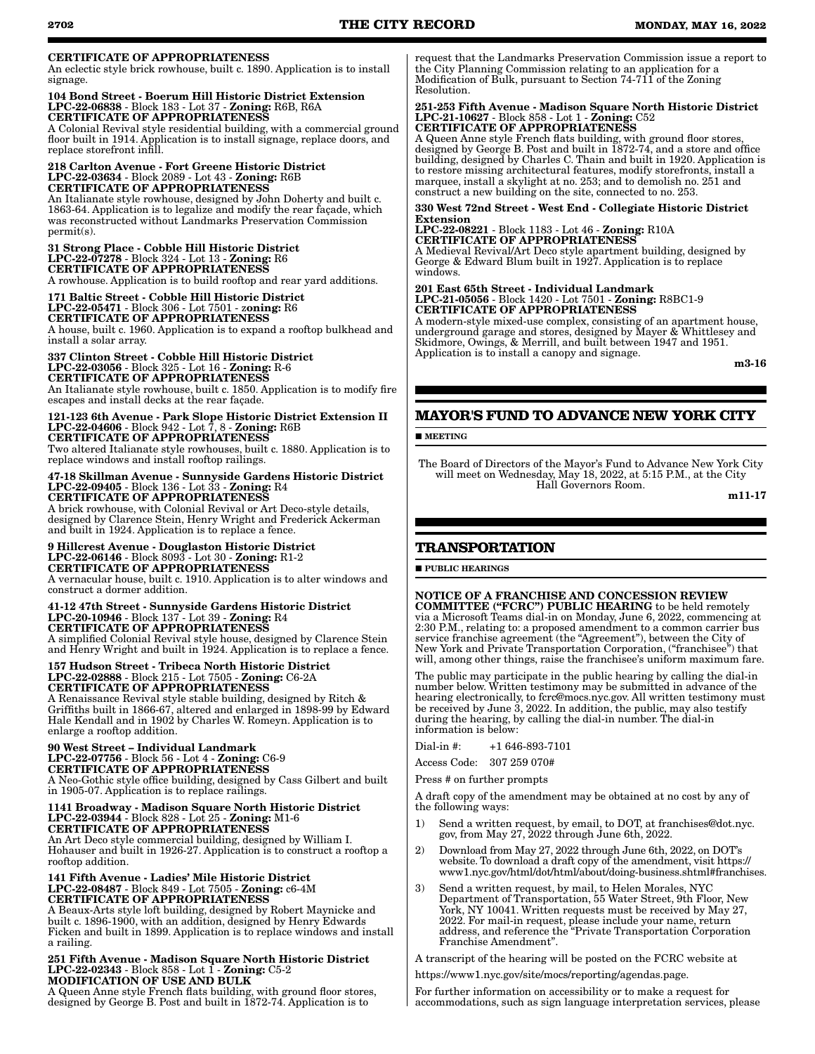**CERTIFICATE OF APPROPRIATENESS**
An eclectic style brick rowhouse, built c. 1890. Application is to install signage.

**104 Bond Street - Boerum Hill Historic District Extension**
**LPC-22-06838** - Block 183 - Lot 37 - **Zoning:** R6B, R6A
**CERTIFICATE OF APPROPRIATENESS**
A Colonial Revival style residential building, with a commercial ground floor built in 1914. Application is to install signage, replace doors, and replace storefront infill.

**218 Carlton Avenue - Fort Greene Historic District**
**LPC-22-03634** - Block 2089 - Lot 43 - **Zoning:** R6B
**CERTIFICATE OF APPROPRIATENESS**
An Italianate style rowhouse, designed by John Doherty and built c. 1863-64. Application is to legalize and modify the rear façade, which was reconstructed without Landmarks Preservation Commission permit(s).

**31 Strong Place - Cobble Hill Historic District**
**LPC-22-07278** - Block 324 - Lot 13 - **Zoning:** R6
**CERTIFICATE OF APPROPRIATENESS**
A rowhouse. Application is to build rooftop and rear yard additions.

**171 Baltic Street - Cobble Hill Historic District**
**LPC-22-05471** - Block 306 - Lot 7501 - **zoning:** R6
**CERTIFICATE OF APPROPRIATENESS**
A house, built c. 1960. Application is to expand a rooftop bulkhead and install a solar array.

**337 Clinton Street - Cobble Hill Historic District**
**LPC-22-03056** - Block 325 - Lot 16 - **Zoning:** R-6
**CERTIFICATE OF APPROPRIATENESS**
An Italianate style rowhouse, built c. 1850. Application is to modify fire escapes and install decks at the rear façade.

**121-123 6th Avenue - Park Slope Historic District Extension II**
**LPC-22-04606** - Block 942 - Lot 7, 8 - **Zoning:** R6B
**CERTIFICATE OF APPROPRIATENESS**
Two altered Italianate style rowhouses, built c. 1880. Application is to replace windows and install rooftop railings.

**47-18 Skillman Avenue - Sunnyside Gardens Historic District**
**LPC-22-09405** - Block 136 - Lot 33 - **Zoning:** R4
**CERTIFICATE OF APPROPRIATENESS**
A brick rowhouse, with Colonial Revival or Art Deco-style details, designed by Clarence Stein, Henry Wright and Frederick Ackerman and built in 1924. Application is to replace a fence.

**9 Hillcrest Avenue - Douglaston Historic District**
**LPC-22-06146** - Block 8093 - Lot 30 - **Zoning:** R1-2
**CERTIFICATE OF APPROPRIATENESS**
A vernacular house, built c. 1910. Application is to alter windows and construct a dormer addition.

**41-12 47th Street - Sunnyside Gardens Historic District**
**LPC-20-10946** - Block 137 - Lot 39 - **Zoning:** R4
**CERTIFICATE OF APPROPRIATENESS**
A simplified Colonial Revival style house, designed by Clarence Stein and Henry Wright and built in 1924. Application is to replace a fence.

**157 Hudson Street - Tribeca North Historic District**
**LPC-22-02888** - Block 215 - Lot 7505 - **Zoning:** C6-2A
**CERTIFICATE OF APPROPRIATENESS**
A Renaissance Revival style stable building, designed by Ritch & Griffiths built in 1866-67, altered and enlarged in 1898-99 by Edward Hale Kendall and in 1902 by Charles W. Romeyn. Application is to enlarge a rooftop addition.

**90 West Street – Individual Landmark**
**LPC-22-07756** - Block 56 - Lot 4 - **Zoning:** C6-9
**CERTIFICATE OF APPROPRIATENESS**
A Neo-Gothic style office building, designed by Cass Gilbert and built in 1905-07. Application is to replace railings.

**1141 Broadway - Madison Square North Historic District**
**LPC-22-03944** - Block 828 - Lot 25 - **Zoning:** M1-6
**CERTIFICATE OF APPROPRIATENESS**
An Art Deco style commercial building, designed by William I. Hohauser and built in 1926-27. Application is to construct a rooftop a rooftop addition.

**141 Fifth Avenue - Ladies' Mile Historic District**
**LPC-22-08487** - Block 849 - Lot 7505 - **Zoning:** c6-4M
**CERTIFICATE OF APPROPRIATENESS**
A Beaux-Arts style loft building, designed by Robert Maynicke and built c. 1896-1900, with an addition, designed by Henry Edwards Ficken and built in 1899. Application is to replace windows and install a railing.

**251 Fifth Avenue - Madison Square North Historic District**
**LPC-22-02343** - Block 858 - Lot 1 - **Zoning:** C5-2
**MODIFICATION OF USE AND BULK**
A Queen Anne style French flats building, with ground floor stores, designed by George B. Post and built in 1872-74. Application is to request that the Landmarks Preservation Commission issue a report to the City Planning Commission relating to an application for a Modification of Bulk, pursuant to Section 74-711 of the Zoning Resolution.

**251-253 Fifth Avenue - Madison Square North Historic District**
**LPC-21-10627** - Block 858 - Lot 1 - **Zoning:** C52
**CERTIFICATE OF APPROPRIATENESS**
A Queen Anne style French flats building, with ground floor stores, designed by George B. Post and built in 1872-74, and a store and office building, designed by Charles C. Thain and built in 1920. Application is to restore missing architectural features, modify storefronts, install a marquee, install a skylight at no. 253; and to demolish no. 251 and construct a new building on the site, connected to no. 253.

**330 West 72nd Street - West End - Collegiate Historic District Extension**
**LPC-22-08221** - Block 1183 - Lot 46 - **Zoning:** R10A
**CERTIFICATE OF APPROPRIATENESS**
A Medieval Revival/Art Deco style apartment building, designed by George & Edward Blum built in 1927. Application is to replace windows.

**201 East 65th Street - Individual Landmark**
**LPC-21-05056** - Block 1420 - Lot 7501 - **Zoning:** R8BC1-9
**CERTIFICATE OF APPROPRIATENESS**
A modern-style mixed-use complex, consisting of an apartment house, underground garage and stores, designed by Mayer & Whittlesey and Skidmore, Owings, & Merrill, and built between 1947 and 1951. Application is to install a canopy and signage.

m3-16

## MAYOR'S FUND TO ADVANCE NEW YORK CITY

■ **MEETING**

The Board of Directors of the Mayor's Fund to Advance New York City will meet on Wednesday, May 18, 2022, at 5:15 P.M., at the City Hall Governors Room.

m11-17

## TRANSPORTATION

■ **PUBLIC HEARINGS**

**NOTICE OF A FRANCHISE AND CONCESSION REVIEW COMMITTEE ("FCRC") PUBLIC HEARING** to be held remotely via a Microsoft Teams dial-in on Monday, June 6, 2022, commencing at 2:30 P.M., relating to: a proposed amendment to a common carrier bus service franchise agreement (the "Agreement"), between the City of New York and Private Transportation Corporation, ("franchisee") that will, among other things, raise the franchisee's uniform maximum fare.

The public may participate in the public hearing by calling the dial-in number below. Written testimony may be submitted in advance of the hearing electronically, to fcrc@mocs.nyc.gov. All written testimony must be received by June 3, 2022. In addition, the public, may also testify during the hearing, by calling the dial-in number. The dial-in information is below:

Dial-in #: +1 646-893-7101

Access Code: 307 259 070#

Press # on further prompts

A draft copy of the amendment may be obtained at no cost by any of the following ways:

1) Send a written request, by email, to DOT, at franchises@dot.nyc.gov, from May 27, 2022 through June 6th, 2022.
2) Download from May 27, 2022 through June 6th, 2022, on DOT's website. To download a draft copy of the amendment, visit https://www1.nyc.gov/html/dot/html/about/doing-business.shtml#franchises.
3) Send a written request, by mail, to Helen Morales, NYC Department of Transportation, 55 Water Street, 9th Floor, New York, NY 10041. Written requests must be received by May 27, 2022. For mail-in request, please include your name, return address, and reference the "Private Transportation Corporation Franchise Amendment".

A transcript of the hearing will be posted on the FCRC website at

https://www1.nyc.gov/site/mocs/reporting/agendas.page.

For further information on accessibility or to make a request for accommodations, such as sign language interpretation services, please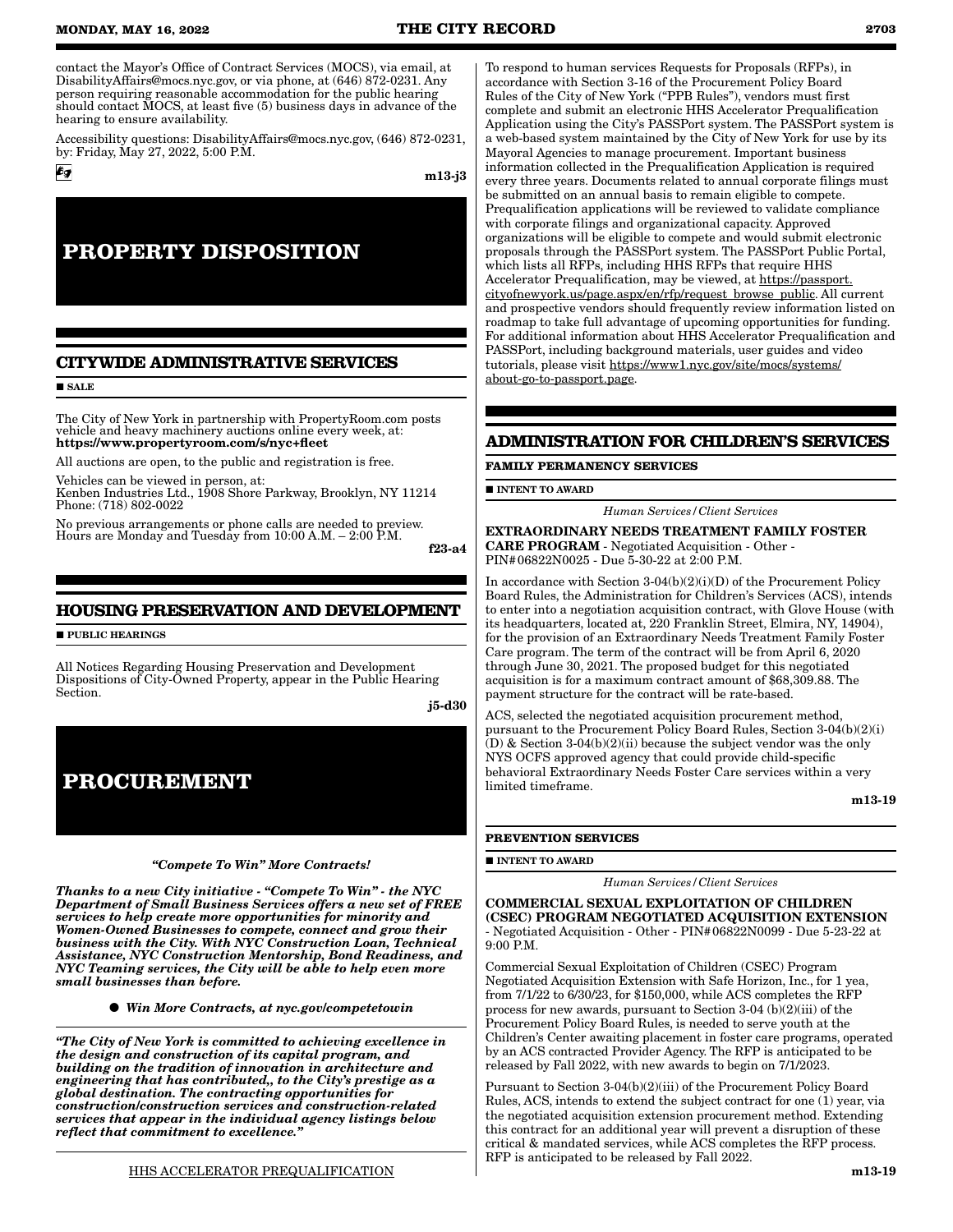contact the Mayor's Office of Contract Services (MOCS), via email, at DisabilityAffairs@mocs.nyc.gov, or via phone, at (646) 872-0231. Any person requiring reasonable accommodation for the public hearing should contact MOCS, at least five (5) business days in advance of the hearing to ensure availability.

Accessibility questions: DisabilityAffairs@mocs.nyc.gov, (646) 872-0231, by: Friday, May 27, 2022, 5:00 P.M.

m13-j3

# PROPERTY DISPOSITION

## CITYWIDE ADMINISTRATIVE SERVICES

■ SALE

The City of New York in partnership with PropertyRoom.com posts vehicle and heavy machinery auctions online every week, at: **https://www.propertyroom.com/s/nyc+fleet**

All auctions are open, to the public and registration is free.

Vehicles can be viewed in person, at:
Kenben Industries Ltd., 1908 Shore Parkway, Brooklyn, NY 11214
Phone: (718) 802-0022

No previous arrangements or phone calls are needed to preview. Hours are Monday and Tuesday from 10:00 A.M. – 2:00 P.M.

f23-a4

## HOUSING PRESERVATION AND DEVELOPMENT

■ PUBLIC HEARINGS

All Notices Regarding Housing Preservation and Development Dispositions of City-Owned Property, appear in the Public Hearing Section.

j5-d30

# PROCUREMENT

***"Compete To Win" More Contracts!***

***Thanks to a new City initiative - "Compete To Win" - the NYC Department of Small Business Services offers a new set of FREE services to help create more opportunities for minority and Women-Owned Businesses to compete, connect and grow their business with the City. With NYC Construction Loan, Technical Assistance, NYC Construction Mentorship, Bond Readiness, and NYC Teaming services, the City will be able to help even more small businesses than before.***

● ***Win More Contracts, at nyc.gov/competetowin***

***"The City of New York is committed to achieving excellence in the design and construction of its capital program, and building on the tradition of innovation in architecture and engineering that has contributed,, to the City's prestige as a global destination. The contracting opportunities for construction/construction services and construction-related services that appear in the individual agency listings below reflect that commitment to excellence."***

HHS ACCELERATOR PREQUALIFICATION

To respond to human services Requests for Proposals (RFPs), in accordance with Section 3-16 of the Procurement Policy Board Rules of the City of New York ("PPB Rules"), vendors must first complete and submit an electronic HHS Accelerator Prequalification Application using the City's PASSPort system. The PASSPort system is a web-based system maintained by the City of New York for use by its Mayoral Agencies to manage procurement. Important business information collected in the Prequalification Application is required every three years. Documents related to annual corporate filings must be submitted on an annual basis to remain eligible to compete. Prequalification applications will be reviewed to validate compliance with corporate filings and organizational capacity. Approved organizations will be eligible to compete and would submit electronic proposals through the PASSPort system. The PASSPort Public Portal, which lists all RFPs, including HHS RFPs that require HHS Accelerator Prequalification, may be viewed, at https://passport.cityofnewyork.us/page.aspx/en/rfp/request_browse_public. All current and prospective vendors should frequently review information listed on roadmap to take full advantage of upcoming opportunities for funding. For additional information about HHS Accelerator Prequalification and PASSPort, including background materials, user guides and video tutorials, please visit https://www1.nyc.gov/site/mocs/systems/about-go-to-passport.page.

## ADMINISTRATION FOR CHILDREN'S SERVICES

### FAMILY PERMANENCY SERVICES

■ INTENT TO AWARD

*Human Services/Client Services*

**EXTRAORDINARY NEEDS TREATMENT FAMILY FOSTER CARE PROGRAM** - Negotiated Acquisition - Other - PIN# 06822N0025 - Due 5-30-22 at 2:00 P.M.

In accordance with Section 3-04(b)(2)(i)(D) of the Procurement Policy Board Rules, the Administration for Children's Services (ACS), intends to enter into a negotiation acquisition contract, with Glove House (with its headquarters, located at, 220 Franklin Street, Elmira, NY, 14904), for the provision of an Extraordinary Needs Treatment Family Foster Care program. The term of the contract will be from April 6, 2020 through June 30, 2021. The proposed budget for this negotiated acquisition is for a maximum contract amount of $68,309.88. The payment structure for the contract will be rate-based.

ACS, selected the negotiated acquisition procurement method, pursuant to the Procurement Policy Board Rules, Section 3-04(b)(2)(i)(D) & Section 3-04(b)(2)(ii) because the subject vendor was the only NYS OCFS approved agency that could provide child-specific behavioral Extraordinary Needs Foster Care services within a very limited timeframe.

m13-19

### PREVENTION SERVICES

■ INTENT TO AWARD

*Human Services/Client Services*

**COMMERCIAL SEXUAL EXPLOITATION OF CHILDREN (CSEC) PROGRAM NEGOTIATED ACQUISITION EXTENSION** - Negotiated Acquisition - Other - PIN# 06822N0099 - Due 5-23-22 at 9:00 P.M.

Commercial Sexual Exploitation of Children (CSEC) Program Negotiated Acquisition Extension with Safe Horizon, Inc., for 1 yea, from 7/1/22 to 6/30/23, for $150,000, while ACS completes the RFP process for new awards, pursuant to Section 3-04 (b)(2)(iii) of the Procurement Policy Board Rules, is needed to serve youth at the Children's Center awaiting placement in foster care programs, operated by an ACS contracted Provider Agency. The RFP is anticipated to be released by Fall 2022, with new awards to begin on 7/1/2023.

Pursuant to Section 3-04(b)(2)(iii) of the Procurement Policy Board Rules, ACS, intends to extend the subject contract for one (1) year, via the negotiated acquisition extension procurement method. Extending this contract for an additional year will prevent a disruption of these critical & mandated services, while ACS completes the RFP process. RFP is anticipated to be released by Fall 2022.

m13-19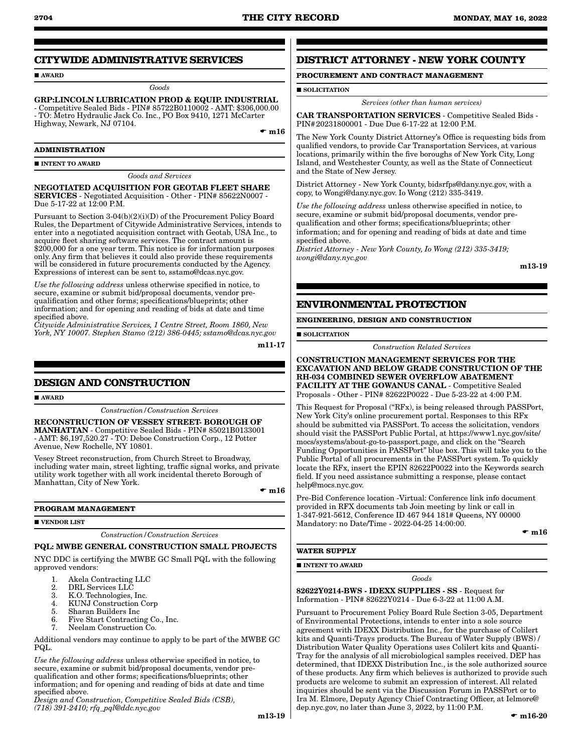## CITYWIDE ADMINISTRATIVE SERVICES

■ AWARD

*Goods*

**GRP:LINCOLN LUBRICATION PROD & EQUIP. INDUSTRIAL** - Competitive Sealed Bids - PIN# 85722B0110002 - AMT: $306,000.00 - TO: Metro Hydraulic Jack Co. Inc., PO Box 9410, 1271 McCarter Highway, Newark, NJ 07104.

☛ m16

### ADMINISTRATION

■ INTENT TO AWARD

*Goods and Services*

**NEGOTIATED ACQUISITION FOR GEOTAB FLEET SHARE SERVICES** - Negotiated Acquisition - Other - PIN# 85622N0007 - Due 5-17-22 at 12:00 P.M.

Pursuant to Section 3-04(b)(2)(i)(D) of the Procurement Policy Board Rules, the Department of Citywide Administrative Services, intends to enter into a negotiated acquisition contract with Geotab, USA Inc., to acquire fleet sharing software services. The contract amount is $200,000 for a one year term. This notice is for information purposes only. Any firm that believes it could also provide these requirements will be considered in future procurements conducted by the Agency. Expressions of interest can be sent to, sstamo@dcas.nyc.gov.

*Use the following address* unless otherwise specified in notice, to secure, examine or submit bid/proposal documents, vendor pre-qualification and other forms; specifications/blueprints; other information; and for opening and reading of bids at date and time specified above.
*Citywide Administrative Services, 1 Centre Street, Room 1860, New York, NY 10007. Stephen Stamo (212) 386-0445; sstamo@dcas.nyc.gov*

m11-17

## DESIGN AND CONSTRUCTION

■ AWARD

*Construction/Construction Services*

**RECONSTRUCTION OF VESSEY STREET- BOROUGH OF MANHATTAN** - Competitive Sealed Bids - PIN# 85021B0133001 - AMT: $6,197,520.27 - TO: Deboe Construction Corp., 12 Potter Avenue, New Rochelle, NY 10801.

Vesey Street reconstruction, from Church Street to Broadway, including water main, street lighting, traffic signal works, and private utility work together with all work incidental thereto Borough of Manhattan, City of New York.

☛ m16

### PROGRAM MANAGEMENT

■ VENDOR LIST

*Construction/Construction Services*

**PQL: MWBE GENERAL CONSTRUCTION SMALL PROJECTS**

NYC DDC is certifying the MWBE GC Small PQL with the following approved vendors:

1. Akela Contracting LLC
2. DRL Services LLC
3. K.O. Technologies, Inc.
4. KUNJ Construction Corp
5. Sharan Builders Inc
6. Five Start Contracting Co., Inc.
7. Neelam Construction Co.

Additional vendors may continue to apply to be part of the MWBE GC PQL.

*Use the following address* unless otherwise specified in notice, to secure, examine or submit bid/proposal documents, vendor pre-qualification and other forms; specifications/blueprints; other information; and for opening and reading of bids at date and time specified above.
*Design and Construction, Competitive Sealed Bids (CSB), (718) 391-2410; rfq_pql@ddc.nyc.gov*

m13-19

## DISTRICT ATTORNEY - NEW YORK COUNTY

### PROCUREMENT AND CONTRACT MANAGEMENT

■ SOLICITATION

*Services (other than human services)*

**CAR TRANSPORTATION SERVICES** - Competitive Sealed Bids - PIN#20231800001 - Due Due 6-17-22 at 12:00 P.M.

The New York County District Attorney's Office is requesting bids from qualified vendors, to provide Car Transportation Services, at various locations, primarily within the five boroughs of New York City, Long Island, and Westchester County, as well as the State of Connecticut and the State of New Jersey.

District Attorney - New York County, bidsrfps@dany.nyc.gov, with a copy, to Wongi@dany.nyc.gov. Io Wong (212) 335-3419.

*Use the following address* unless otherwise specified in notice, to secure, examine or submit bid/proposal documents, vendor pre-qualification and other forms; specifications/blueprints; other information; and for opening and reading of bids at date and time specified above.
*District Attorney - New York County, Io Wong (212) 335-3419; wongi@dany.nyc.gov*

m13-19

## ENVIRONMENTAL PROTECTION

### ENGINEERING, DESIGN AND CONSTRUCTION

■ SOLICITATION

*Construction Related Services*

**CONSTRUCTION MANAGEMENT SERVICES FOR THE EXCAVATION AND BELOW GRADE CONSTRUCTION OF THE RH-034 COMBINED SEWER OVERFLOW ABATEMENT FACILITY AT THE GOWANUS CANAL** - Competitive Sealed Proposals - Other - PIN# 82622P0022 - Due 5-23-22 at 4:00 P.M.

This Request for Proposal ("RFx), is being released through PASSPort, New York City's online procurement portal. Responses to this RFx should be submitted via PASSPort. To access the solicitation, vendors should visit the PASSPort Public Portal, at https://www1.nyc.gov/site/mocs/systems/about-go-to-passport.page, and click on the "Search Funding Opportunities in PASSPort" blue box. This will take you to the Public Portal of all procurements in the PASSPort system. To quickly locate the RFx, insert the EPIN 82622P0022 into the Keywords search field. If you need assistance submitting a response, please contact help@mocs.nyc.gov.

Pre-Bid Conference location -Virtual: Conference link info document provided in RFX documents tab Join meeting by link or call in 1-347-921-5612, Conference ID 467 944 181# Queens, NY 00000 Mandatory: no Date/Time - 2022-04-25 14:00:00.

☛ m16

### WATER SUPPLY

■ INTENT TO AWARD

*Goods*

**82622Y0214-BWS - IDEXX SUPPLIES - SS** - Request for Information - PIN# 82622Y0214 - Due 6-3-22 at 11:00 A.M.

Pursuant to Procurement Policy Board Rule Section 3-05, Department of Environmental Protections, intends to enter into a sole source agreement with IDEXX Distribution Inc., for the purchase of Colilert kits and Quanti-Trays products. The Bureau of Water Supply (BWS) / Distribution Water Quality Operations uses Colilert kits and Quanti-Tray for the analysis of all microbiological samples received. DEP has determined, that IDEXX Distribution Inc., is the sole authorized source of these products. Any firm which believes is authorized to provide such products are welcome to submit an expression of interest. All related inquiries should be sent via the Discussion Forum in PASSPort or to Ira M. Elmore, Deputy Agency Chief Contracting Officer, at Ielmore@dep.nyc.gov, no later than June 3, 2022, by 11:00 P.M.

☛ m16-20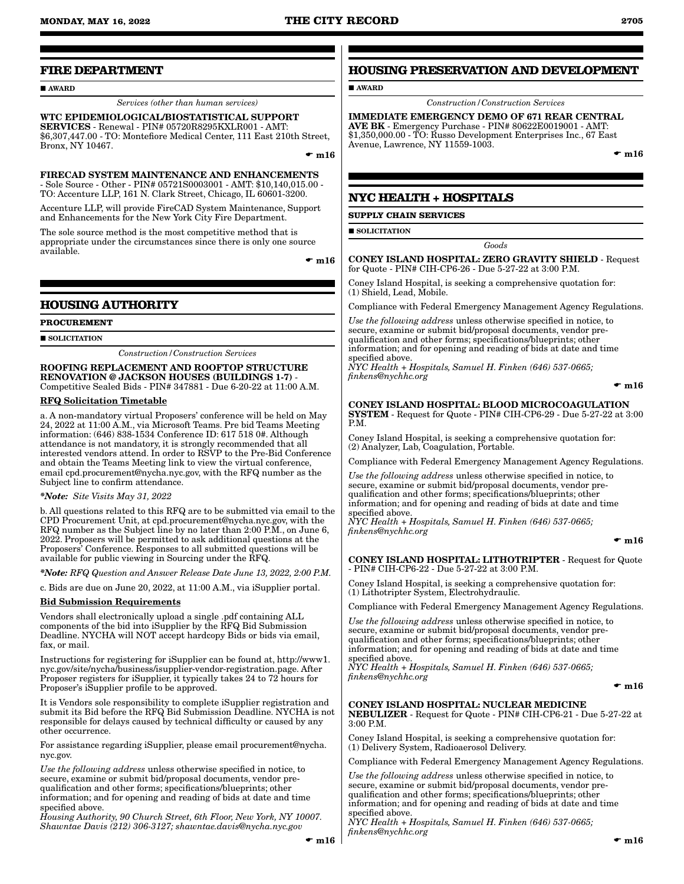## FIRE DEPARTMENT

■ **AWARD**

*Services (other than human services)*

**WTC EPIDEMIOLOGICAL/BIOSTATISTICAL SUPPORT SERVICES** - Renewal - PIN# 05720R8295KXLR001 - AMT: $6,307,447.00 - TO: Montefiore Medical Center, 111 East 210th Street, Bronx, NY 10467.

☛ **m16**

**FIRECAD SYSTEM MAINTENANCE AND ENHANCEMENTS** - Sole Source - Other - PIN# 05721S0003001 - AMT: $10,140,015.00 - TO: Accenture LLP, 161 N. Clark Street, Chicago, IL 60601-3200.

Accenture LLP, will provide FireCAD System Maintenance, Support and Enhancements for the New York City Fire Department.

The sole source method is the most competitive method that is appropriate under the circumstances since there is only one source available.

☛ **m16**

## HOUSING AUTHORITY

**PROCUREMENT**

■ **SOLICITATION**

*Construction/Construction Services*

**ROOFING REPLACEMENT AND ROOFTOP STRUCTURE RENOVATION @ JACKSON HOUSES (BUILDINGS 1-7)** - Competitive Sealed Bids - PIN# 347881 - Due 6-20-22 at 11:00 A.M.

**RFQ Solicitation Timetable**

a. A non-mandatory virtual Proposers' conference will be held on May 24, 2022 at 11:00 A.M., via Microsoft Teams. Pre bid Teams Meeting information: (646) 838-1534 Conference ID: 617 518 0#. Although attendance is not mandatory, it is strongly recommended that all interested vendors attend. In order to RSVP to the Pre-Bid Conference and obtain the Teams Meeting link to view the virtual conference, email cpd.procurement@nycha.nyc.gov, with the RFQ number as the Subject line to confirm attendance.

*\*Note: Site Visits May 31, 2022*

b. All questions related to this RFQ are to be submitted via email to the CPD Procurement Unit, at cpd.procurement@nycha.nyc.gov, with the RFQ number as the Subject line by no later than 2:00 P.M., on June 6, 2022. Proposers will be permitted to ask additional questions at the Proposers' Conference. Responses to all submitted questions will be available for public viewing in Sourcing under the RFQ.

*\*Note: RFQ Question and Answer Release Date June 13, 2022, 2:00 P.M.*

c. Bids are due on June 20, 2022, at 11:00 A.M., via iSupplier portal.

**Bid Submission Requirements**

Vendors shall electronically upload a single .pdf containing ALL components of the bid into iSupplier by the RFQ Bid Submission Deadline. NYCHA will NOT accept hardcopy Bids or bids via email, fax, or mail.

Instructions for registering for iSupplier can be found at, http://www1.nyc.gov/site/nycha/business/isupplier-vendor-registration.page. After Proposer registers for iSupplier, it typically takes 24 to 72 hours for Proposer's iSupplier profile to be approved.

It is Vendors sole responsibility to complete iSupplier registration and submit its Bid before the RFQ Bid Submission Deadline. NYCHA is not responsible for delays caused by technical difficulty or caused by any other occurrence.

For assistance regarding iSupplier, please email procurement@nycha.nyc.gov.

*Use the following address* unless otherwise specified in notice, to secure, examine or submit bid/proposal documents, vendor pre-qualification and other forms; specifications/blueprints; other information; and for opening and reading of bids at date and time specified above.
*Housing Authority, 90 Church Street, 6th Floor, New York, NY 10007. Shawntae Davis (212) 306-3127; shawntae.davis@nycha.nyc.gov*

☛ **m16**

## HOUSING PRESERVATION AND DEVELOPMENT

■ **AWARD**

*Construction/Construction Services*

**IMMEDIATE EMERGENCY DEMO OF 671 REAR CENTRAL AVE BK** - Emergency Purchase - PIN# 80622E0019001 - AMT: $1,350,000.00 - TO: Russo Development Enterprises Inc., 67 East Avenue, Lawrence, NY 11559-1003.

☛ **m16**

## NYC HEALTH + HOSPITALS

**SUPPLY CHAIN SERVICES**

■ **SOLICITATION**

*Goods*

**CONEY ISLAND HOSPITAL: ZERO GRAVITY SHIELD** - Request for Quote - PIN# CIH-CP6-26 - Due 5-27-22 at 3:00 P.M.

Coney Island Hospital, is seeking a comprehensive quotation for:
(1) Shield, Lead, Mobile.

Compliance with Federal Emergency Management Agency Regulations.

*Use the following address* unless otherwise specified in notice, to secure, examine or submit bid/proposal documents, vendor pre-qualification and other forms; specifications/blueprints; other information; and for opening and reading of bids at date and time specified above.
*NYC Health + Hospitals, Samuel H. Finken (646) 537-0665; finkens@nychhc.org*

☛ **m16**

**CONEY ISLAND HOSPITAL: BLOOD MICROCOAGULATION SYSTEM** - Request for Quote - PIN# CIH-CP6-29 - Due 5-27-22 at 3:00 P.M.

Coney Island Hospital, is seeking a comprehensive quotation for:
(2) Analyzer, Lab, Coagulation, Portable.

Compliance with Federal Emergency Management Agency Regulations.

*Use the following address* unless otherwise specified in notice, to secure, examine or submit bid/proposal documents, vendor pre-qualification and other forms; specifications/blueprints; other information; and for opening and reading of bids at date and time specified above.
*NYC Health + Hospitals, Samuel H. Finken (646) 537-0665; finkens@nychhc.org*

☛ **m16**

**CONEY ISLAND HOSPITAL: LITHOTRIPTER** - Request for Quote - PIN# CIH-CP6-22 - Due 5-27-22 at 3:00 P.M.

Coney Island Hospital, is seeking a comprehensive quotation for:
(1) Lithotripter System, Electrohydraulic.

Compliance with Federal Emergency Management Agency Regulations.

*Use the following address* unless otherwise specified in notice, to secure, examine or submit bid/proposal documents, vendor pre-qualification and other forms; specifications/blueprints; other information; and for opening and reading of bids at date and time specified above.
*NYC Health + Hospitals, Samuel H. Finken (646) 537-0665; finkens@nychhc.org*

☛ **m16**

**CONEY ISLAND HOSPITAL: NUCLEAR MEDICINE NEBULIZER** - Request for Quote - PIN# CIH-CP6-21 - Due 5-27-22 at 3:00 P.M.

Coney Island Hospital, is seeking a comprehensive quotation for:
(1) Delivery System, Radioaerosol Delivery.

Compliance with Federal Emergency Management Agency Regulations.

*Use the following address* unless otherwise specified in notice, to secure, examine or submit bid/proposal documents, vendor pre-qualification and other forms; specifications/blueprints; other information; and for opening and reading of bids at date and time specified above.
*NYC Health + Hospitals, Samuel H. Finken (646) 537-0665; finkens@nychhc.org*

☛ **m16**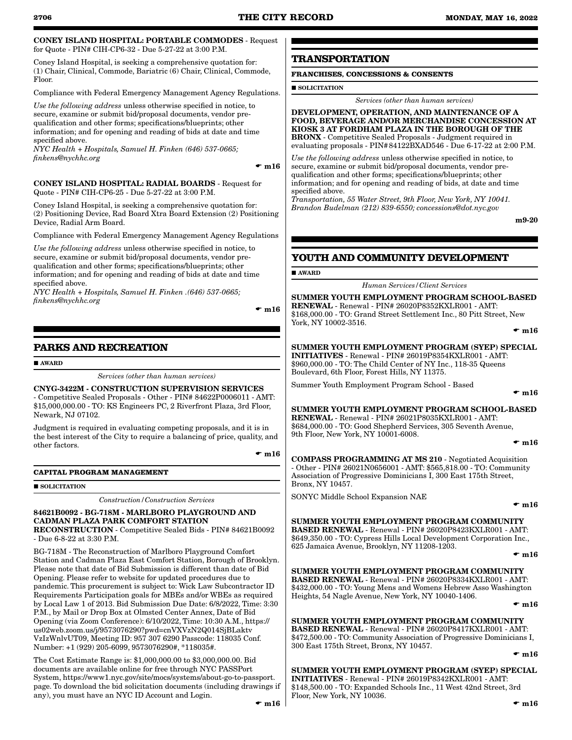**CONEY ISLAND HOSPITAL: PORTABLE COMMODES** - Request for Quote - PIN# CIH-CP6-32 - Due 5-27-22 at 3:00 P.M.

Coney Island Hospital, is seeking a comprehensive quotation for: (1) Chair, Clinical, Commode, Bariatric (6) Chair, Clinical, Commode, Floor.

Compliance with Federal Emergency Management Agency Regulations.

*Use the following address* unless otherwise specified in notice, to secure, examine or submit bid/proposal documents, vendor pre-qualification and other forms; specifications/blueprints; other information; and for opening and reading of bids at date and time specified above.
*NYC Health + Hospitals, Samuel H. Finken (646) 537-0665; finkens@nychhc.org*

☛ m16

**CONEY ISLAND HOSPITAL: RADIAL BOARDS** - Request for Quote - PIN# CIH-CP6-25 - Due 5-27-22 at 3:00 P.M.

Coney Island Hospital, is seeking a comprehensive quotation for: (2) Positioning Device, Rad Board Xtra Board Extension (2) Positioning Device, Radial Arm Board.

Compliance with Federal Emergency Management Agency Regulations

*Use the following address* unless otherwise specified in notice, to secure, examine or submit bid/proposal documents, vendor pre-qualification and other forms; specifications/blueprints; other information; and for opening and reading of bids at date and time specified above.
*NYC Health + Hospitals, Samuel H. Finken .(646) 537-0665; finkens@nychhc.org*

☛ m16

## PARKS AND RECREATION

■ **AWARD**

*Services (other than human services)*

**CNYG-3422M - CONSTRUCTION SUPERVISION SERVICES** - Competitive Sealed Proposals - Other - PIN# 84622P0006011 - AMT: $15,000,000.00 - TO: KS Engineers PC, 2 Riverfront Plaza, 3rd Floor, Newark, NJ 07102.

Judgment is required in evaluating competing proposals, and it is in the best interest of the City to require a balancing of price, quality, and other factors.

☛ m16

### CAPITAL PROGRAM MANAGEMENT

■ **SOLICITATION**

*Construction/Construction Services*

**84621B0092 - BG-718M - MARLBORO PLAYGROUND AND CADMAN PLAZA PARK COMFORT STATION RECONSTRUCTION** - Competitive Sealed Bids - PIN# 84621B0092 - Due 6-8-22 at 3:30 P.M.

BG-718M - The Reconstruction of Marlboro Playground Comfort Station and Cadman Plaza East Comfort Station, Borough of Brooklyn. Please note that date of Bid Submission is different than date of Bid Opening. Please refer to website for updated procedures due to pandemic. This procurement is subject to: Wick Law Subcontractor ID Requirements Participation goals for MBEs and/or WBEs as required by Local Law 1 of 2013. Bid Submission Due Date: 6/8/2022, Time: 3:30 P.M., by Mail or Drop Box at Olmsted Center Annex, Date of Bid Opening (via Zoom Conference): 6/10/2022, Time: 10:30 A.M., https://us02web.zoom.us/j/9573076290?pwd=cnVXVzN2Q014SjBLaktvVzIzWnlvUT09, Meeting ID: 957 307 6290 Passcode: 118035 Conf. Number: +1 (929) 205-6099, 9573076290#, *118035#.

The Cost Estimate Range is: $1,000,000.00 to $3,000,000.00. Bid documents are available online for free through NYC PASSPort System, https://www1.nyc.gov/site/mocs/systems/about-go-to-passport. page. To download the bid solicitation documents (including drawings if any), you must have an NYC ID Account and Login.

☛ m16

## TRANSPORTATION

### FRANCHISES, CONCESSIONS & CONSENTS

■ **SOLICITATION**

*Services (other than human services)*

**DEVELOPMENT, OPERATION, AND MAINTENANCE OF A FOOD, BEVERAGE AND/OR MERCHANDISE CONCESSION AT KIOSK 3 AT FORDHAM PLAZA IN THE BOROUGH OF THE BRONX** - Competitive Sealed Proposals - Judgment required in evaluating proposals - PIN#84122BXAD546 - Due 6-17-22 at 2:00 P.M.

*Use the following address* unless otherwise specified in notice, to secure, examine or submit bid/proposal documents, vendor pre-qualification and other forms; specifications/blueprints; other information; and for opening and reading of bids, at date and time specified above.
*Transportation, 55 Water Street, 9th Floor, New York, NY 10041. Brandon Budelman (212) 839-6550; concessions@dot.nyc.gov*

m9-20

## YOUTH AND COMMUNITY DEVELOPMENT

■ **AWARD**

*Human Services/Client Services*

**SUMMER YOUTH EMPLOYMENT PROGRAM SCHOOL-BASED RENEWAL** - Renewal - PIN# 26020P8352KXLR001 - AMT: $168,000.00 - TO: Grand Street Settlement Inc., 80 Pitt Street, New York, NY 10002-3516.

☛ m16

**SUMMER YOUTH EMPLOYMENT PROGRAM (SYEP) SPECIAL INITIATIVES** - Renewal - PIN# 26019P8354KXLR001 - AMT: $960,000.00 - TO: The Child Center of NY Inc., 118-35 Queens Boulevard, 6th Floor, Forest Hills, NY 11375.

Summer Youth Employment Program School - Based

☛ m16

**SUMMER YOUTH EMPLOYMENT PROGRAM SCHOOL-BASED RENEWAL** - Renewal - PIN# 26021P8035KXLR001 - AMT: $684,000.00 - TO: Good Shepherd Services, 305 Seventh Avenue, 9th Floor, New York, NY 10001-6008.

☛ m16

**COMPASS PROGRAMMING AT MS 210** - Negotiated Acquisition - Other - PIN# 26021N0656001 - AMT: $565,818.00 - TO: Community Association of Progressive Dominicians I, 300 East 175th Street, Bronx, NY 10457.

SONYC Middle School Expansion NAE

☛ m16

**SUMMER YOUTH EMPLOYMENT PROGRAM COMMUNITY BASED RENEWAL** - Renewal - PIN# 26020P8423KXLR001 - AMT: $649,350.00 - TO: Cypress Hills Local Development Corporation Inc., 625 Jamaica Avenue, Brooklyn, NY 11208-1203.

☛ m16

**SUMMER YOUTH EMPLOYMENT PROGRAM COMMUNITY BASED RENEWAL** - Renewal - PIN# 26020P8334KXLR001 - AMT: $432,000.00 - TO: Young Mens and Womens Hebrew Asso Washington Heights, 54 Nagle Avenue, New York, NY 10040-1406.

☛ m16

**SUMMER YOUTH EMPLOYMENT PROGRAM COMMUNITY BASED RENEWAL** - Renewal - PIN# 26020P8417KXLR001 - AMT: $472,500.00 - TO: Community Association of Progressive Dominicians I, 300 East 175th Street, Bronx, NY 10457.

☛ m16

**SUMMER YOUTH EMPLOYMENT PROGRAM (SYEP) SPECIAL INITIATIVES** - Renewal - PIN# 26019P8342KXLR001 - AMT: $148,500.00 - TO: Expanded Schools Inc., 11 West 42nd Street, 3rd Floor, New York, NY 10036.

☛ m16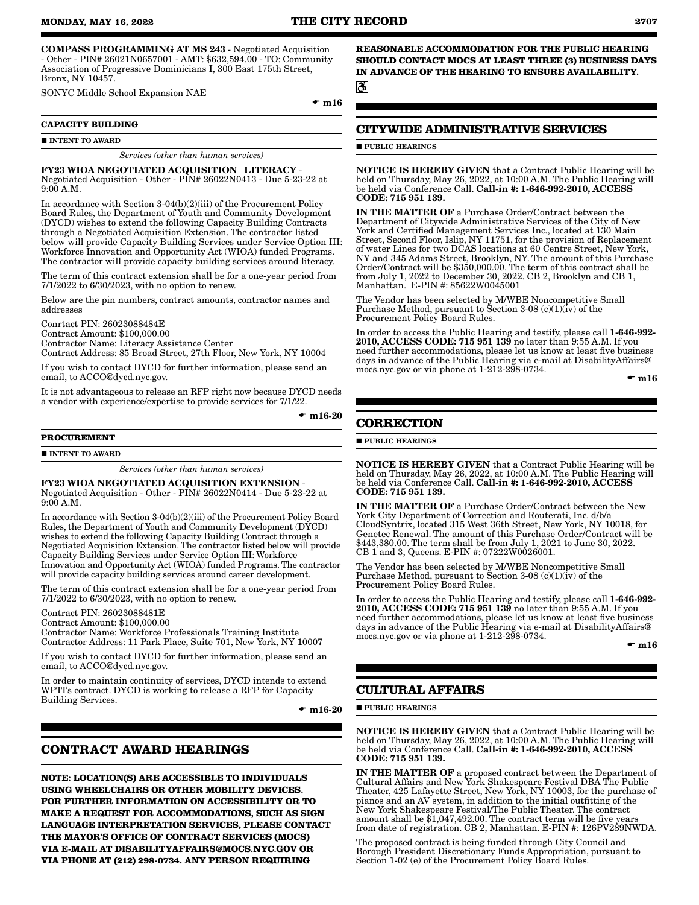**COMPASS PROGRAMMING AT MS 243** - Negotiated Acquisition - Other - PIN# 26021N0657001 - AMT: $632,594.00 - TO: Community Association of Progressive Dominicians I, 300 East 175th Street, Bronx, NY 10457.

SONYC Middle School Expansion NAE

☛ **m16**

### CAPACITY BUILDING

■ **INTENT TO AWARD**

*Services (other than human services)*

**FY23 WIOA NEGOTIATED ACQUISITION _LITERACY** - Negotiated Acquisition - Other - PIN# 26022N0413 - Due 5-23-22 at 9:00 A.M.

In accordance with Section 3-04(b)(2)(iii) of the Procurement Policy Board Rules, the Department of Youth and Community Development (DYCD) wishes to extend the following Capacity Building Contracts through a Negotiated Acquisition Extension. The contractor listed below will provide Capacity Building Services under Service Option III: Workforce Innovation and Opportunity Act (WIOA) funded Programs. The contractor will provide capacity building services around literacy.

The term of this contract extension shall be for a one-year period from 7/1/2022 to 6/30/2023, with no option to renew.

Below are the pin numbers, contract amounts, contractor names and addresses

Conrtact PIN: 26023088484E
Contract Amount: $100,000.00
Contractor Name: Literacy Assistance Center
Contract Address: 85 Broad Street, 27th Floor, New York, NY 10004

If you wish to contact DYCD for further information, please send an email, to ACCO@dycd.nyc.gov.

It is not advantageous to release an RFP right now because DYCD needs a vendor with experience/expertise to provide services for 7/1/22.

☛ **m16-20**

### PROCUREMENT

■ **INTENT TO AWARD**

*Services (other than human services)*

**FY23 WIOA NEGOTIATED ACQUISITION EXTENSION** - Negotiated Acquisition - Other - PIN# 26022N0414 - Due 5-23-22 at 9:00 A.M.

In accordance with Section 3-04(b)(2)(iii) of the Procurement Policy Board Rules, the Department of Youth and Community Development (DYCD) wishes to extend the following Capacity Building Contract through a Negotiated Acquisition Extension. The contractor listed below will provide Capacity Building Services under Service Option III: Workforce Innovation and Opportunity Act (WIOA) funded Programs. The contractor will provide capacity building services around career development.

The term of this contract extension shall be for a one-year period from 7/1/2022 to 6/30/2023, with no option to renew.

Contract PIN: 26023088481E
Contract Amount: $100,000.00
Contractor Name: Workforce Professionals Training Institute
Contractor Address: 11 Park Place, Suite 701, New York, NY 10007

If you wish to contact DYCD for further information, please send an email, to ACCO@dycd.nyc.gov.

In order to maintain continuity of services, DYCD intends to extend WPTI's contract. DYCD is working to release a RFP for Capacity Building Services.

☛ **m16-20**

## CONTRACT AWARD HEARINGS

**NOTE: LOCATION(S) ARE ACCESSIBLE TO INDIVIDUALS USING WHEELCHAIRS OR OTHER MOBILITY DEVICES. FOR FURTHER INFORMATION ON ACCESSIBILITY OR TO MAKE A REQUEST FOR ACCOMMODATIONS, SUCH AS SIGN LANGUAGE INTERPRETATION SERVICES, PLEASE CONTACT THE MAYOR'S OFFICE OF CONTRACT SERVICES (MOCS) VIA E-MAIL AT DISABILITYAFFAIRS@MOCS.NYC.GOV OR VIA PHONE AT (212) 298-0734. ANY PERSON REQUIRING REASONABLE ACCOMMODATION FOR THE PUBLIC HEARING SHOULD CONTACT MOCS AT LEAST THREE (3) BUSINESS DAYS IN ADVANCE OF THE HEARING TO ENSURE AVAILABILITY.**

♿

## CITYWIDE ADMINISTRATIVE SERVICES

■ **PUBLIC HEARINGS**

**NOTICE IS HEREBY GIVEN** that a Contract Public Hearing will be held on Thursday, May 26, 2022, at 10:00 A.M. The Public Hearing will be held via Conference Call. **Call-in #: 1-646-992-2010, ACCESS CODE: 715 951 139.**

**IN THE MATTER OF** a Purchase Order/Contract between the Department of Citywide Administrative Services of the City of New York and Certified Management Services Inc., located at 130 Main Street, Second Floor, Islip, NY 11751, for the provision of Replacement of water Lines for two DCAS locations at 60 Centre Street, New York, NY and 345 Adams Street, Brooklyn, NY. The amount of this Purchase Order/Contract will be $350,000.00. The term of this contract shall be from July 1, 2022 to December 30, 2022. CB 2, Brooklyn and CB 1, Manhattan. E-PIN #: 85622W0045001

The Vendor has been selected by M/WBE Noncompetitive Small Purchase Method, pursuant to Section 3-08 (c)(1)(iv) of the Procurement Policy Board Rules.

In order to access the Public Hearing and testify, please call **1-646-992-2010, ACCESS CODE: 715 951 139** no later than 9:55 A.M. If you need further accommodations, please let us know at least five business days in advance of the Public Hearing via e-mail at DisabilityAffairs@mocs.nyc.gov or via phone at 1-212-298-0734.

☛ **m16**

## CORRECTION

■ **PUBLIC HEARINGS**

**NOTICE IS HEREBY GIVEN** that a Contract Public Hearing will be held on Thursday, May 26, 2022, at 10:00 A.M. The Public Hearing will be held via Conference Call. **Call-in #: 1-646-992-2010, ACCESS CODE: 715 951 139.**

**IN THE MATTER OF** a Purchase Order/Contract between the New York City Department of Correction and Routerati, Inc. d/b/a CloudSyntrix, located 315 West 36th Street, New York, NY 10018, for Genetec Renewal. The amount of this Purchase Order/Contract will be $443,380.00. The term shall be from July 1, 2021 to June 30, 2022. CB 1 and 3, Queens. E-PIN #: 07222W0026001.

The Vendor has been selected by M/WBE Noncompetitive Small Purchase Method, pursuant to Section 3-08 (c)(1)(iv) of the Procurement Policy Board Rules.

In order to access the Public Hearing and testify, please call **1-646-992-2010, ACCESS CODE: 715 951 139** no later than 9:55 A.M. If you need further accommodations, please let us know at least five business days in advance of the Public Hearing via e-mail at DisabilityAffairs@mocs.nyc.gov or via phone at 1-212-298-0734.

☛ **m16**

## CULTURAL AFFAIRS

■ **PUBLIC HEARINGS**

**NOTICE IS HEREBY GIVEN** that a Contract Public Hearing will be held on Thursday, May 26, 2022, at 10:00 A.M. The Public Hearing will be held via Conference Call. **Call-in #: 1-646-992-2010, ACCESS CODE: 715 951 139.**

**IN THE MATTER OF** a proposed contract between the Department of Cultural Affairs and New York Shakespeare Festival DBA The Public Theater, 425 Lafayette Street, New York, NY 10003, for the purchase of pianos and an AV system, in addition to the initial outfitting of the New York Shakespeare Festival/The Public Theater. The contract amount shall be $1,047,492.00. The contract term will be five years from date of registration. CB 2, Manhattan. E-PIN #: 126PV289NWDA.

The proposed contract is being funded through City Council and Borough President Discretionary Funds Appropriation, pursuant to Section 1-02 (e) of the Procurement Policy Board Rules.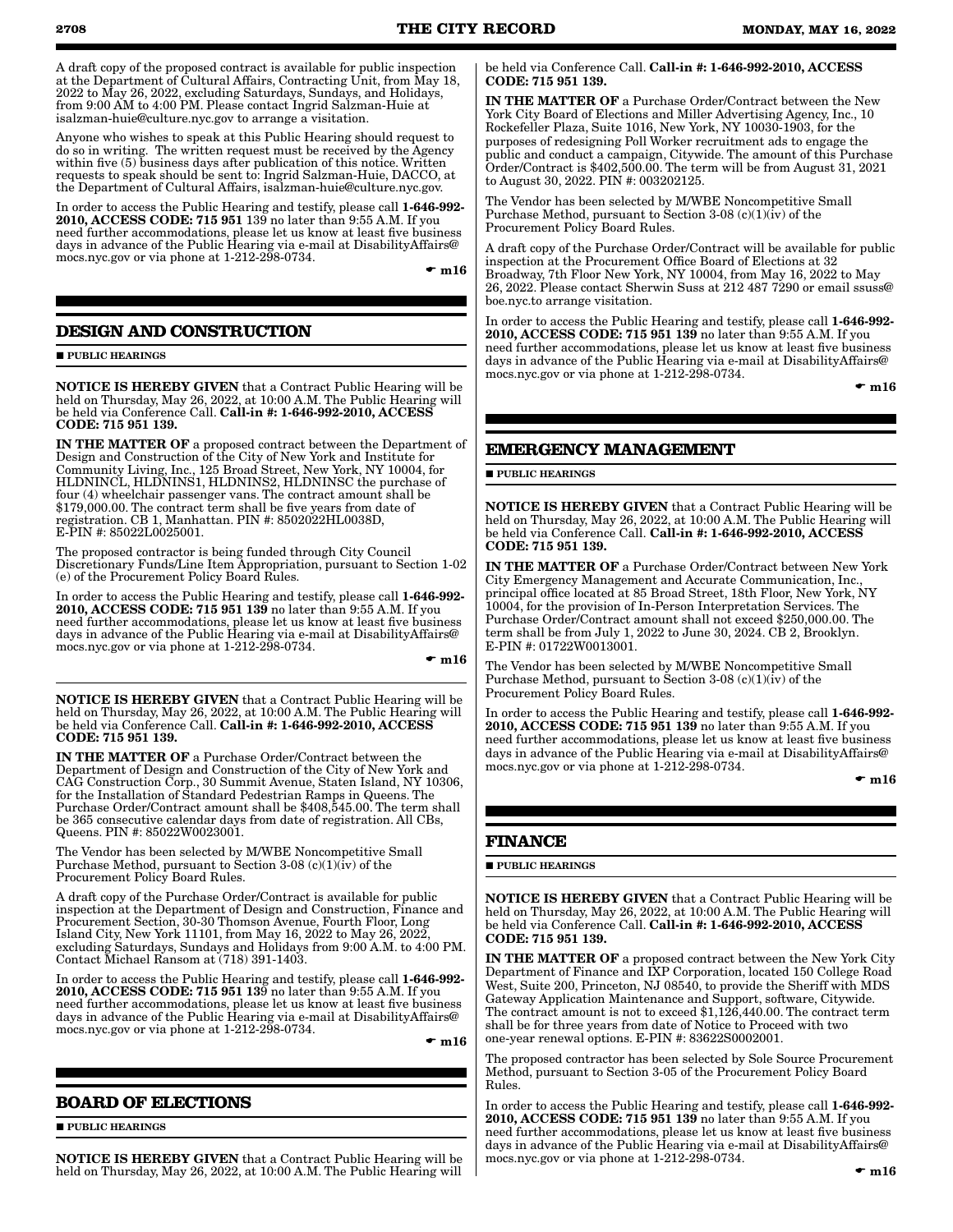A draft copy of the proposed contract is available for public inspection at the Department of Cultural Affairs, Contracting Unit, from May 18, 2022 to May 26, 2022, excluding Saturdays, Sundays, and Holidays, from 9:00 AM to 4:00 PM. Please contact Ingrid Salzman-Huie at isalzman-huie@culture.nyc.gov to arrange a visitation.

Anyone who wishes to speak at this Public Hearing should request to do so in writing. The written request must be received by the Agency within five (5) business days after publication of this notice. Written requests to speak should be sent to: Ingrid Salzman-Huie, DACCO, at the Department of Cultural Affairs, isalzman-huie@culture.nyc.gov.

In order to access the Public Hearing and testify, please call **1-646-992-2010, ACCESS CODE: 715 951** 139 no later than 9:55 A.M. If you need further accommodations, please let us know at least five business days in advance of the Public Hearing via e-mail at DisabilityAffairs@mocs.nyc.gov or via phone at 1-212-298-0734.

☛ **m16**

## DESIGN AND CONSTRUCTION

■ **PUBLIC HEARINGS**

**NOTICE IS HEREBY GIVEN** that a Contract Public Hearing will be held on Thursday, May 26, 2022, at 10:00 A.M. The Public Hearing will be held via Conference Call. **Call-in #: 1-646-992-2010, ACCESS CODE: 715 951 139.**

**IN THE MATTER OF** a proposed contract between the Department of Design and Construction of the City of New York and Institute for Community Living, Inc., 125 Broad Street, New York, NY 10004, for HLDNINCL, HLDNINS1, HLDNINS2, HLDNINSC the purchase of four (4) wheelchair passenger vans. The contract amount shall be $179,000.00. The contract term shall be five years from date of registration. CB 1, Manhattan. PIN #: 8502022HL0038D, E-PIN #: 85022L0025001.

The proposed contractor is being funded through City Council Discretionary Funds/Line Item Appropriation, pursuant to Section 1-02 (e) of the Procurement Policy Board Rules.

In order to access the Public Hearing and testify, please call **1-646-992-2010, ACCESS CODE: 715 951 139** no later than 9:55 A.M. If you need further accommodations, please let us know at least five business days in advance of the Public Hearing via e-mail at DisabilityAffairs@mocs.nyc.gov or via phone at 1-212-298-0734.

☛ **m16**

**NOTICE IS HEREBY GIVEN** that a Contract Public Hearing will be held on Thursday, May 26, 2022, at 10:00 A.M. The Public Hearing will be held via Conference Call. **Call-in #: 1-646-992-2010, ACCESS CODE: 715 951 139.**

**IN THE MATTER OF** a Purchase Order/Contract between the Department of Design and Construction of the City of New York and CAG Construction Corp., 30 Summit Avenue, Staten Island, NY 10306, for the Installation of Standard Pedestrian Ramps in Queens. The Purchase Order/Contract amount shall be $408,545.00. The term shall be 365 consecutive calendar days from date of registration. All CBs, Queens. PIN #: 85022W0023001.

The Vendor has been selected by M/WBE Noncompetitive Small Purchase Method, pursuant to Section 3-08 (c)(1)(iv) of the Procurement Policy Board Rules.

A draft copy of the Purchase Order/Contract is available for public inspection at the Department of Design and Construction, Finance and Procurement Section, 30-30 Thomson Avenue, Fourth Floor, Long Island City, New York 11101, from May 16, 2022 to May 26, 2022, excluding Saturdays, Sundays and Holidays from 9:00 A.M. to 4:00 PM. Contact Michael Ransom at (718) 391-1403.

In order to access the Public Hearing and testify, please call **1-646-992-2010, ACCESS CODE: 715 951 139** no later than 9:55 A.M. If you need further accommodations, please let us know at least five business days in advance of the Public Hearing via e-mail at DisabilityAffairs@mocs.nyc.gov or via phone at 1-212-298-0734.

☛ **m16**

## BOARD OF ELECTIONS

■ **PUBLIC HEARINGS**

**NOTICE IS HEREBY GIVEN** that a Contract Public Hearing will be held on Thursday, May 26, 2022, at 10:00 A.M. The Public Hearing will be held via Conference Call. **Call-in #: 1-646-992-2010, ACCESS CODE: 715 951 139.**

**IN THE MATTER OF** a Purchase Order/Contract between the New York City Board of Elections and Miller Advertising Agency, Inc., 10 Rockefeller Plaza, Suite 1016, New York, NY 10030-1903, for the purposes of redesigning Poll Worker recruitment ads to engage the public and conduct a campaign, Citywide. The amount of this Purchase Order/Contract is $402,500.00. The term will be from August 31, 2021 to August 30, 2022. PIN #: 003202125.

The Vendor has been selected by M/WBE Noncompetitive Small Purchase Method, pursuant to Section 3-08 (c)(1)(iv) of the Procurement Policy Board Rules.

A draft copy of the Purchase Order/Contract will be available for public inspection at the Procurement Office Board of Elections at 32 Broadway, 7th Floor New York, NY 10004, from May 16, 2022 to May 26, 2022. Please contact Sherwin Suss at 212 487 7290 or email ssuss@boe.nyc.to arrange visitation.

In order to access the Public Hearing and testify, please call **1-646-992-2010, ACCESS CODE: 715 951 139** no later than 9:55 A.M. If you need further accommodations, please let us know at least five business days in advance of the Public Hearing via e-mail at DisabilityAffairs@mocs.nyc.gov or via phone at 1-212-298-0734.

☛ **m16**

## EMERGENCY MANAGEMENT

■ **PUBLIC HEARINGS**

**NOTICE IS HEREBY GIVEN** that a Contract Public Hearing will be held on Thursday, May 26, 2022, at 10:00 A.M. The Public Hearing will be held via Conference Call. **Call-in #: 1-646-992-2010, ACCESS CODE: 715 951 139.**

**IN THE MATTER OF** a Purchase Order/Contract between New York City Emergency Management and Accurate Communication, Inc., principal office located at 85 Broad Street, 18th Floor, New York, NY 10004, for the provision of In-Person Interpretation Services. The Purchase Order/Contract amount shall not exceed $250,000.00. The term shall be from July 1, 2022 to June 30, 2024. CB 2, Brooklyn. E-PIN #: 01722W0013001.

The Vendor has been selected by M/WBE Noncompetitive Small Purchase Method, pursuant to Section 3-08 (c)(1)(iv) of the Procurement Policy Board Rules.

In order to access the Public Hearing and testify, please call **1-646-992-2010, ACCESS CODE: 715 951 139** no later than 9:55 A.M. If you need further accommodations, please let us know at least five business days in advance of the Public Hearing via e-mail at DisabilityAffairs@mocs.nyc.gov or via phone at 1-212-298-0734.

☛ **m16**

## FINANCE

■ **PUBLIC HEARINGS**

**NOTICE IS HEREBY GIVEN** that a Contract Public Hearing will be held on Thursday, May 26, 2022, at 10:00 A.M. The Public Hearing will be held via Conference Call. **Call-in #: 1-646-992-2010, ACCESS CODE: 715 951 139.**

**IN THE MATTER OF** a proposed contract between the New York City Department of Finance and IXP Corporation, located 150 College Road West, Suite 200, Princeton, NJ 08540, to provide the Sheriff with MDS Gateway Application Maintenance and Support, software, Citywide. The contract amount is not to exceed $1,126,440.00. The contract term shall be for three years from date of Notice to Proceed with two one-year renewal options. E-PIN #: 83622S0002001.

The proposed contractor has been selected by Sole Source Procurement Method, pursuant to Section 3-05 of the Procurement Policy Board Rules.

In order to access the Public Hearing and testify, please call **1-646-992-2010, ACCESS CODE: 715 951 139** no later than 9:55 A.M. If you need further accommodations, please let us know at least five business days in advance of the Public Hearing via e-mail at DisabilityAffairs@mocs.nyc.gov or via phone at 1-212-298-0734.

☛ **m16**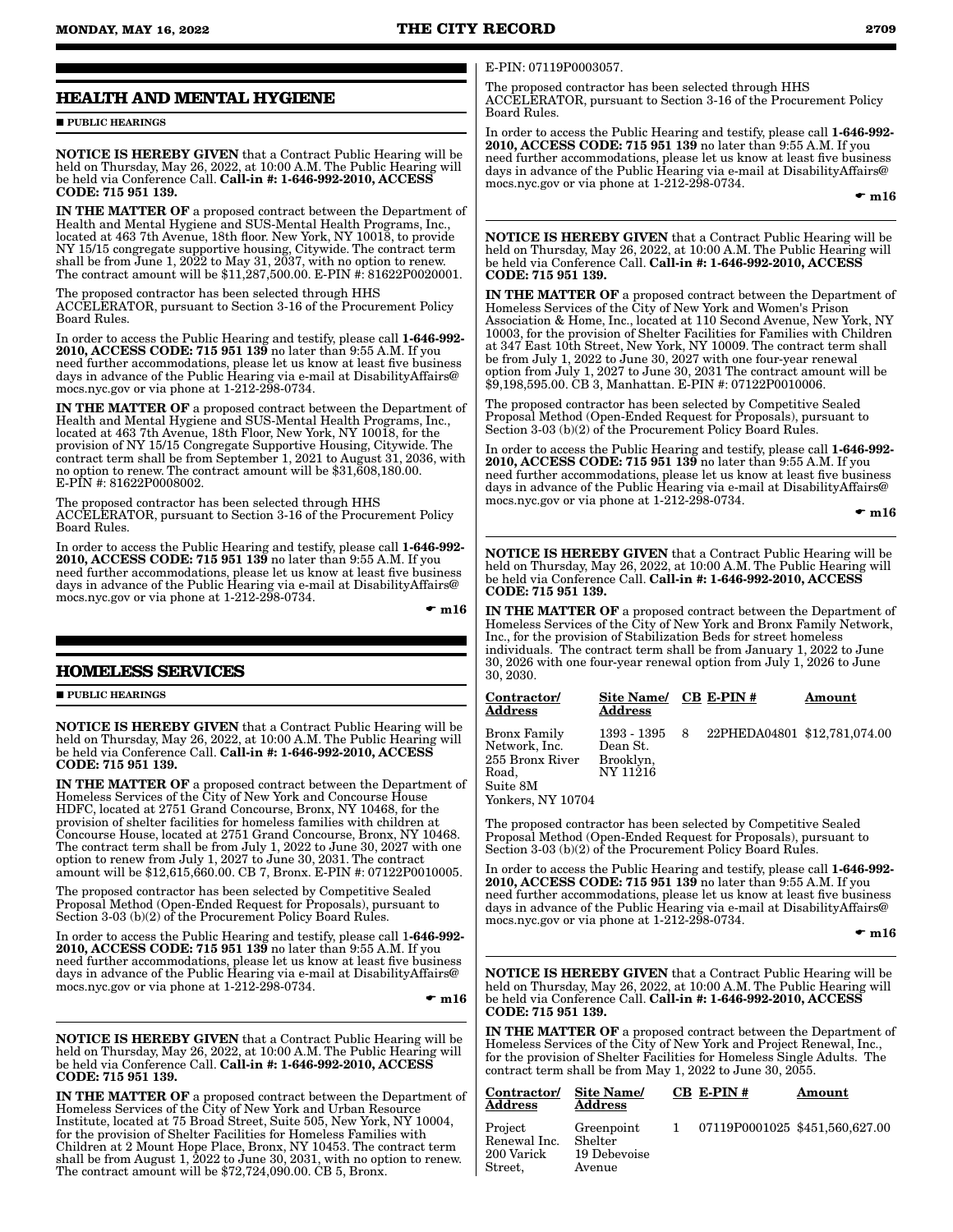## HEALTH AND MENTAL HYGIENE

■ PUBLIC HEARINGS

**NOTICE IS HEREBY GIVEN** that a Contract Public Hearing will be held on Thursday, May 26, 2022, at 10:00 A.M. The Public Hearing will be held via Conference Call. **Call-in #: 1-646-992-2010, ACCESS CODE: 715 951 139.**

**IN THE MATTER OF** a proposed contract between the Department of Health and Mental Hygiene and SUS-Mental Health Programs, Inc., located at 463 7th Avenue, 18th floor. New York, NY 10018, to provide NY 15/15 congregate supportive housing, Citywide. The contract term shall be from June 1, 2022 to May 31, 2037, with no option to renew. The contract amount will be $11,287,500.00. E-PIN #: 81622P0020001.

The proposed contractor has been selected through HHS ACCELERATOR, pursuant to Section 3-16 of the Procurement Policy Board Rules.

In order to access the Public Hearing and testify, please call **1-646-992-2010, ACCESS CODE: 715 951 139** no later than 9:55 A.M. If you need further accommodations, please let us know at least five business days in advance of the Public Hearing via e-mail at DisabilityAffairs@mocs.nyc.gov or via phone at 1-212-298-0734.

**IN THE MATTER OF** a proposed contract between the Department of Health and Mental Hygiene and SUS-Mental Health Programs, Inc., located at 463 7th Avenue, 18th Floor, New York, NY 10018, for the provision of NY 15/15 Congregate Supportive Housing, Citywide. The contract term shall be from September 1, 2021 to August 31, 2036, with no option to renew. The contract amount will be $31,608,180.00. E-PIN #: 81622P0008002.

The proposed contractor has been selected through HHS ACCELERATOR, pursuant to Section 3-16 of the Procurement Policy Board Rules.

In order to access the Public Hearing and testify, please call **1-646-992-2010, ACCESS CODE: 715 951 139** no later than 9:55 A.M. If you need further accommodations, please let us know at least five business days in advance of the Public Hearing via e-mail at DisabilityAffairs@mocs.nyc.gov or via phone at 1-212-298-0734.

☛ **m16**

## HOMELESS SERVICES

■ PUBLIC HEARINGS

**NOTICE IS HEREBY GIVEN** that a Contract Public Hearing will be held on Thursday, May 26, 2022, at 10:00 A.M. The Public Hearing will be held via Conference Call. **Call-in #: 1-646-992-2010, ACCESS CODE: 715 951 139.**

**IN THE MATTER OF** a proposed contract between the Department of Homeless Services of the City of New York and Concourse House HDFC, located at 2751 Grand Concourse, Bronx, NY 10468, for the provision of shelter facilities for homeless families with children at Concourse House, located at 2751 Grand Concourse, Bronx, NY 10468. The contract term shall be from July 1, 2022 to June 30, 2027 with one option to renew from July 1, 2027 to June 30, 2031. The contract amount will be $12,615,660.00. CB 7, Bronx. E-PIN #: 07122P0010005.

The proposed contractor has been selected by Competitive Sealed Proposal Method (Open-Ended Request for Proposals), pursuant to Section 3-03 (b)(2) of the Procurement Policy Board Rules.

In order to access the Public Hearing and testify, please call 1**-646-992-2010, ACCESS CODE: 715 951 139** no later than 9:55 A.M. If you need further accommodations, please let us know at least five business days in advance of the Public Hearing via e-mail at DisabilityAffairs@mocs.nyc.gov or via phone at 1-212-298-0734.

☛ **m16**

**NOTICE IS HEREBY GIVEN** that a Contract Public Hearing will be held on Thursday, May 26, 2022, at 10:00 A.M. The Public Hearing will be held via Conference Call. **Call-in #: 1-646-992-2010, ACCESS CODE: 715 951 139.**

**IN THE MATTER OF** a proposed contract between the Department of Homeless Services of the City of New York and Urban Resource Institute, located at 75 Broad Street, Suite 505, New York, NY 10004, for the provision of Shelter Facilities for Homeless Families with Children at 2 Mount Hope Place, Bronx, NY 10453. The contract term shall be from August 1, 2022 to June 30, 2031, with no option to renew. The contract amount will be $72,724,090.00. CB 5, Bronx. E-PIN: 07119P0003057.

The proposed contractor has been selected through HHS ACCELERATOR, pursuant to Section 3-16 of the Procurement Policy Board Rules.

In order to access the Public Hearing and testify, please call **1-646-992-2010, ACCESS CODE: 715 951 139** no later than 9:55 A.M. If you need further accommodations, please let us know at least five business days in advance of the Public Hearing via e-mail at DisabilityAffairs@mocs.nyc.gov or via phone at 1-212-298-0734.

☛ **m16**

**NOTICE IS HEREBY GIVEN** that a Contract Public Hearing will be held on Thursday, May 26, 2022, at 10:00 A.M. The Public Hearing will be held via Conference Call. **Call-in #: 1-646-992-2010, ACCESS CODE: 715 951 139.**

**IN THE MATTER OF** a proposed contract between the Department of Homeless Services of the City of New York and Women's Prison Association & Home, Inc., located at 110 Second Avenue, New York, NY 10003, for the provision of Shelter Facilities for Families with Children at 347 East 10th Street, New York, NY 10009. The contract term shall be from July 1, 2022 to June 30, 2027 with one four-year renewal option from July 1, 2027 to June 30, 2031. The contract amount will be $9,198,595.00. CB 3, Manhattan. E-PIN #: 07122P0010006.

The proposed contractor has been selected by Competitive Sealed Proposal Method (Open-Ended Request for Proposals), pursuant to Section 3-03 (b)(2) of the Procurement Policy Board Rules.

In order to access the Public Hearing and testify, please call **1-646-992-2010, ACCESS CODE: 715 951 139** no later than 9:55 A.M. If you need further accommodations, please let us know at least five business days in advance of the Public Hearing via e-mail at DisabilityAffairs@mocs.nyc.gov or via phone at 1-212-298-0734.

☛ **m16**

**NOTICE IS HEREBY GIVEN** that a Contract Public Hearing will be held on Thursday, May 26, 2022, at 10:00 A.M. The Public Hearing will be held via Conference Call. **Call-in #: 1-646-992-2010, ACCESS CODE: 715 951 139.**

**IN THE MATTER OF** a proposed contract between the Department of Homeless Services of the City of New York and Bronx Family Network, Inc., for the provision of Stabilization Beds for street homeless individuals. The contract term shall be from January 1, 2022 to June 30, 2026 with one four-year renewal option from July 1, 2026 to June 30, 2030.

| Contractor/ Address | Site Name/ Address | CB | E-PIN # | Amount |
|---|---|---|---|---|
| Bronx Family Network, Inc. 255 Bronx River Road, Suite 8M Yonkers, NY 10704 | 1393 - 1395 Dean St. Brooklyn, NY 11216 | 8 | 22PHEDA04801 | $12,781,074.00 |

The proposed contractor has been selected by Competitive Sealed Proposal Method (Open-Ended Request for Proposals), pursuant to Section 3-03 (b)(2) of the Procurement Policy Board Rules.

In order to access the Public Hearing and testify, please call **1-646-992-2010, ACCESS CODE: 715 951 139** no later than 9:55 A.M. If you need further accommodations, please let us know at least five business days in advance of the Public Hearing via e-mail at DisabilityAffairs@mocs.nyc.gov or via phone at 1-212-298-0734.

☛ **m16**

**NOTICE IS HEREBY GIVEN** that a Contract Public Hearing will be held on Thursday, May 26, 2022, at 10:00 A.M. The Public Hearing will be held via Conference Call. **Call-in #: 1-646-992-2010, ACCESS CODE: 715 951 139.**

**IN THE MATTER OF** a proposed contract between the Department of Homeless Services of the City of New York and Project Renewal, Inc., for the provision of Shelter Facilities for Homeless Single Adults. The contract term shall be from May 1, 2022 to June 30, 2055.

| Contractor/ Address | Site Name/ Address | CB | E-PIN # | Amount |
|---|---|---|---|---|
| Project Renewal Inc. 200 Varick Street, | Greenpoint Shelter 19 Debevoise Avenue | 1 | 07119P0001025 | $451,560,627.00 |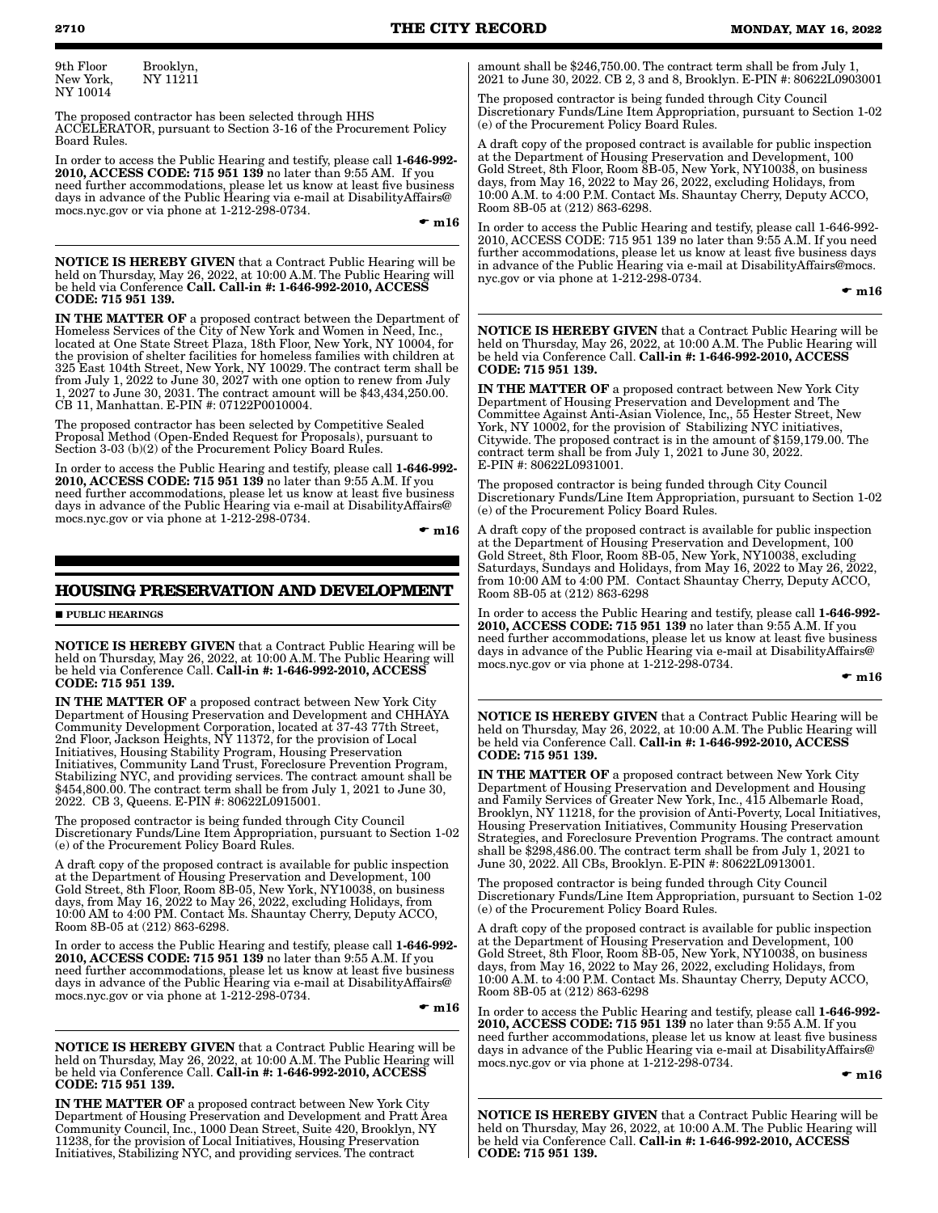9th Floor New York, NY 10014 Brooklyn, NY 11211

The proposed contractor has been selected through HHS ACCELERATOR, pursuant to Section 3-16 of the Procurement Policy Board Rules.

In order to access the Public Hearing and testify, please call **1-646-992-2010, ACCESS CODE: 715 951 139** no later than 9:55 AM. If you need further accommodations, please let us know at least five business days in advance of the Public Hearing via e-mail at DisabilityAffairs@mocs.nyc.gov or via phone at 1-212-298-0734.

☛ **m16**

---

**NOTICE IS HEREBY GIVEN** that a Contract Public Hearing will be held on Thursday, May 26, 2022, at 10:00 A.M. The Public Hearing will be held via Conference **Call. Call-in #: 1-646-992-2010, ACCESS CODE: 715 951 139.**

**IN THE MATTER OF** a proposed contract between the Department of Homeless Services of the City of New York and Women in Need, Inc., located at One State Street Plaza, 18th Floor, New York, NY 10004, for the provision of shelter facilities for homeless families with children at 325 East 104th Street, New York, NY 10029. The contract term shall be from July 1, 2022 to June 30, 2027 with one option to renew from July 1, 2027 to June 30, 2031. The contract amount will be $43,434,250.00. CB 11, Manhattan. E-PIN #: 07122P0010004.

The proposed contractor has been selected by Competitive Sealed Proposal Method (Open-Ended Request for Proposals), pursuant to Section 3-03 (b)(2) of the Procurement Policy Board Rules.

In order to access the Public Hearing and testify, please call **1-646-992-2010, ACCESS CODE: 715 951 139** no later than 9:55 A.M. If you need further accommodations, please let us know at least five business days in advance of the Public Hearing via e-mail at DisabilityAffairs@mocs.nyc.gov or via phone at 1-212-298-0734.

☛ **m16**

## HOUSING PRESERVATION AND DEVELOPMENT

■ **PUBLIC HEARINGS**

**NOTICE IS HEREBY GIVEN** that a Contract Public Hearing will be held on Thursday, May 26, 2022, at 10:00 A.M. The Public Hearing will be held via Conference Call. **Call-in #: 1-646-992-2010, ACCESS CODE: 715 951 139.**

**IN THE MATTER OF** a proposed contract between New York City Department of Housing Preservation and Development and CHHAYA Community Development Corporation, located at 37-43 77th Street, 2nd Floor, Jackson Heights, NY 11372, for the provision of Local Initiatives, Housing Stability Program, Housing Preservation Initiatives, Community Land Trust, Foreclosure Prevention Program, Stabilizing NYC, and providing services. The contract amount shall be $454,800.00. The contract term shall be from July 1, 2021 to June 30, 2022. CB 3, Queens. E-PIN #: 80622L0915001.

The proposed contractor is being funded through City Council Discretionary Funds/Line Item Appropriation, pursuant to Section 1-02 (e) of the Procurement Policy Board Rules.

A draft copy of the proposed contract is available for public inspection at the Department of Housing Preservation and Development, 100 Gold Street, 8th Floor, Room 8B-05, New York, NY10038, on business days, from May 16, 2022 to May 26, 2022, excluding Holidays, from 10:00 AM to 4:00 PM. Contact Ms. Shauntay Cherry, Deputy ACCO, Room 8B-05 at (212) 863-6298.

In order to access the Public Hearing and testify, please call **1-646-992-2010, ACCESS CODE: 715 951 139** no later than 9:55 A.M. If you need further accommodations, please let us know at least five business days in advance of the Public Hearing via e-mail at DisabilityAffairs@mocs.nyc.gov or via phone at 1-212-298-0734.

☛ **m16**

---

**NOTICE IS HEREBY GIVEN** that a Contract Public Hearing will be held on Thursday, May 26, 2022, at 10:00 A.M. The Public Hearing will be held via Conference Call. **Call-in #: 1-646-992-2010, ACCESS CODE: 715 951 139.**

**IN THE MATTER OF** a proposed contract between New York City Department of Housing Preservation and Development and Pratt Area Community Council, Inc., 1000 Dean Street, Suite 420, Brooklyn, NY 11238, for the provision of Local Initiatives, Housing Preservation Initiatives, Stabilizing NYC, and providing services. The contract amount shall be $246,750.00. The contract term shall be from July 1, 2021 to June 30, 2022. CB 2, 3 and 8, Brooklyn. E-PIN #: 80622L0903001

The proposed contractor is being funded through City Council Discretionary Funds/Line Item Appropriation, pursuant to Section 1-02 (e) of the Procurement Policy Board Rules.

A draft copy of the proposed contract is available for public inspection at the Department of Housing Preservation and Development, 100 Gold Street, 8th Floor, Room 8B-05, New York, NY10038, on business days, from May 16, 2022 to May 26, 2022, excluding Holidays, from 10:00 A.M. to 4:00 P.M. Contact Ms. Shauntay Cherry, Deputy ACCO, Room 8B-05 at (212) 863-6298.

In order to access the Public Hearing and testify, please call 1-646-992-2010, ACCESS CODE: 715 951 139 no later than 9:55 A.M. If you need further accommodations, please let us know at least five business days in advance of the Public Hearing via e-mail at DisabilityAffairs@mocs.nyc.gov or via phone at 1-212-298-0734.

☛ **m16**

---

**NOTICE IS HEREBY GIVEN** that a Contract Public Hearing will be held on Thursday, May 26, 2022, at 10:00 A.M. The Public Hearing will be held via Conference Call. **Call-in #: 1-646-992-2010, ACCESS CODE: 715 951 139.**

**IN THE MATTER OF** a proposed contract between New York City Department of Housing Preservation and Development and The Committee Against Anti-Asian Violence, Inc,, 55 Hester Street, New York, NY 10002, for the provision of Stabilizing NYC initiatives, Citywide. The proposed contract is in the amount of $159,179.00. The contract term shall be from July 1, 2021 to June 30, 2022. E-PIN #: 80622L0931001.

The proposed contractor is being funded through City Council Discretionary Funds/Line Item Appropriation, pursuant to Section 1-02 (e) of the Procurement Policy Board Rules.

A draft copy of the proposed contract is available for public inspection at the Department of Housing Preservation and Development, 100 Gold Street, 8th Floor, Room 8B-05, New York, NY10038, excluding Saturdays, Sundays and Holidays, from May 16, 2022 to May 26, 2022, from 10:00 AM to 4:00 PM. Contact Shauntay Cherry, Deputy ACCO, Room 8B-05 at (212) 863-6298

In order to access the Public Hearing and testify, please call **1-646-992-2010, ACCESS CODE: 715 951 139** no later than 9:55 A.M. If you need further accommodations, please let us know at least five business days in advance of the Public Hearing via e-mail at DisabilityAffairs@mocs.nyc.gov or via phone at 1-212-298-0734.

☛ **m16**

---

**NOTICE IS HEREBY GIVEN** that a Contract Public Hearing will be held on Thursday, May 26, 2022, at 10:00 A.M. The Public Hearing will be held via Conference Call. **Call-in #: 1-646-992-2010, ACCESS CODE: 715 951 139.**

**IN THE MATTER OF** a proposed contract between New York City Department of Housing Preservation and Development and Housing and Family Services of Greater New York, Inc., 415 Albemarle Road, Brooklyn, NY 11218, for the provision of Anti-Poverty, Local Initiatives, Housing Preservation Initiatives, Community Housing Preservation Strategies, and Foreclosure Prevention Programs. The contract amount shall be $298,486.00. The contract term shall be from July 1, 2021 to June 30, 2022. All CBs, Brooklyn. E-PIN #: 80622L0913001.

The proposed contractor is being funded through City Council Discretionary Funds/Line Item Appropriation, pursuant to Section 1-02 (e) of the Procurement Policy Board Rules.

A draft copy of the proposed contract is available for public inspection at the Department of Housing Preservation and Development, 100 Gold Street, 8th Floor, Room 8B-05, New York, NY10038, on business days, from May 16, 2022 to May 26, 2022, excluding Holidays, from 10:00 A.M. to 4:00 P.M. Contact Ms. Shauntay Cherry, Deputy ACCO, Room 8B-05 at (212) 863-6298

In order to access the Public Hearing and testify, please call **1-646-992-2010, ACCESS CODE: 715 951 139** no later than 9:55 A.M. If you need further accommodations, please let us know at least five business days in advance of the Public Hearing via e-mail at DisabilityAffairs@mocs.nyc.gov or via phone at 1-212-298-0734.

☛ **m16**

---

**NOTICE IS HEREBY GIVEN** that a Contract Public Hearing will be held on Thursday, May 26, 2022, at 10:00 A.M. The Public Hearing will be held via Conference Call. **Call-in #: 1-646-992-2010, ACCESS CODE: 715 951 139.**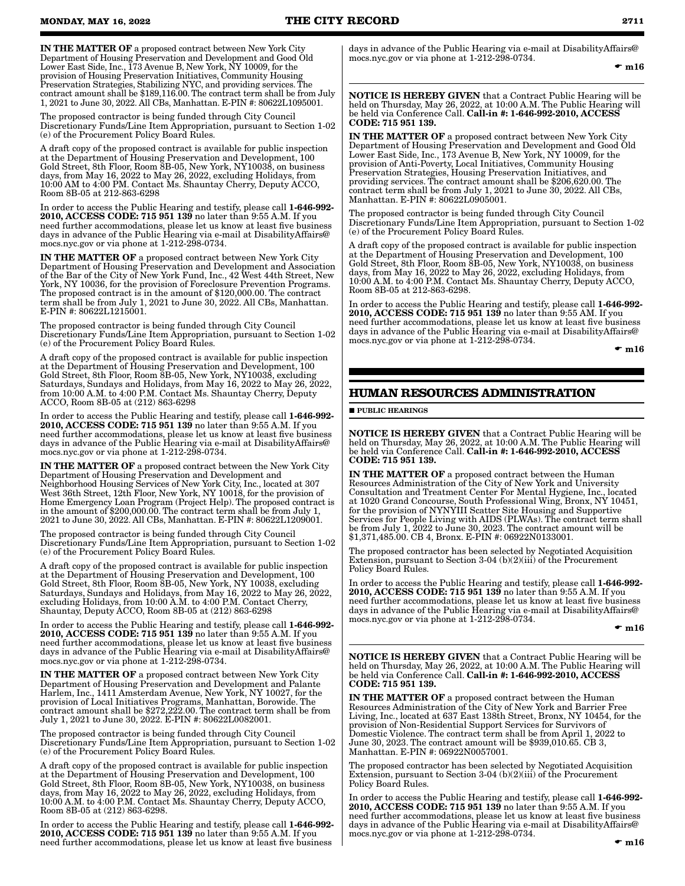**IN THE MATTER OF** a proposed contract between New York City Department of Housing Preservation and Development and Good Old Lower East Side, Inc., 173 Avenue B, New York, NY 10009, for the provision of Housing Preservation Initiatives, Community Housing Preservation Strategies, Stabilizing NYC, and providing services. The contract amount shall be $189,116.00. The contract term shall be from July 1, 2021 to June 30, 2022. All CBs, Manhattan. E-PIN #: 80622L1095001.

The proposed contractor is being funded through City Council Discretionary Funds/Line Item Appropriation, pursuant to Section 1-02 (e) of the Procurement Policy Board Rules.

A draft copy of the proposed contract is available for public inspection at the Department of Housing Preservation and Development, 100 Gold Street, 8th Floor, Room 8B-05, New York, NY10038, on business days, from May 16, 2022 to May 26, 2022, excluding Holidays, from 10:00 AM to 4:00 PM. Contact Ms. Shauntay Cherry, Deputy ACCO, Room 8B-05 at 212-863-6298

In order to access the Public Hearing and testify, please call **1-646-992-2010, ACCESS CODE: 715 951 139** no later than 9:55 A.M. If you need further accommodations, please let us know at least five business days in advance of the Public Hearing via e-mail at DisabilityAffairs@mocs.nyc.gov or via phone at 1-212-298-0734.

**IN THE MATTER OF** a proposed contract between New York City Department of Housing Preservation and Development and Association of the Bar of the City of New York Fund, Inc., 42 West 44th Street, New York, NY 10036, for the provision of Foreclosure Prevention Programs. The proposed contract is in the amount of $120,000.00. The contract term shall be from July 1, 2021 to June 30, 2022. All CBs, Manhattan. E-PIN #: 80622L1215001.

The proposed contractor is being funded through City Council Discretionary Funds/Line Item Appropriation, pursuant to Section 1-02 (e) of the Procurement Policy Board Rules.

A draft copy of the proposed contract is available for public inspection at the Department of Housing Preservation and Development, 100 Gold Street, 8th Floor, Room 8B-05, New York, NY10038, excluding Saturdays, Sundays and Holidays, from May 16, 2022 to May 26, 2022, from 10:00 A.M. to 4:00 P.M. Contact Ms. Shauntay Cherry, Deputy ACCO, Room 8B-05 at (212) 863-6298

In order to access the Public Hearing and testify, please call **1-646-992-2010, ACCESS CODE: 715 951 139** no later than 9:55 A.M. If you need further accommodations, please let us know at least five business days in advance of the Public Hearing via e-mail at DisabilityAffairs@mocs.nyc.gov or via phone at 1-212-298-0734.

**IN THE MATTER OF** a proposed contract between the New York City Department of Housing Preservation and Development and Neighborhood Housing Services of New York City, Inc., located at 307 West 36th Street, 12th Floor, New York, NY 10018, for the provision of Home Emergency Loan Program (Project Help). The proposed contract is in the amount of $200,000.00. The contract term shall be from July 1, 2021 to June 30, 2022. All CBs, Manhattan. E-PIN #: 80622L1209001.

The proposed contractor is being funded through City Council Discretionary Funds/Line Item Appropriation, pursuant to Section 1-02 (e) of the Procurement Policy Board Rules.

A draft copy of the proposed contract is available for public inspection at the Department of Housing Preservation and Development, 100 Gold Street, 8th Floor, Room 8B-05, New York, NY 10038, excluding Saturdays, Sundays and Holidays, from May 16, 2022 to May 26, 2022, excluding Holidays, from 10:00 A.M. to 4:00 P.M. Contact Cherry, Shauntay, Deputy ACCO, Room 8B-05 at (212) 863-6298

In order to access the Public Hearing and testify, please call **1-646-992-2010, ACCESS CODE: 715 951 139** no later than 9:55 A.M. If you need further accommodations, please let us know at least five business days in advance of the Public Hearing via e-mail at DisabilityAffairs@mocs.nyc.gov or via phone at 1-212-298-0734.

**IN THE MATTER OF** a proposed contract between New York City Department of Housing Preservation and Development and Palante Harlem, Inc., 1411 Amsterdam Avenue, New York, NY 10027, for the provision of Local Initiatives Programs, Manhattan, Borowide. The contract amount shall be $272,222.00. The contract term shall be from July 1, 2021 to June 30, 2022. E-PIN #: 80622L0082001.

The proposed contractor is being funded through City Council Discretionary Funds/Line Item Appropriation, pursuant to Section 1-02 (e) of the Procurement Policy Board Rules.

A draft copy of the proposed contract is available for public inspection at the Department of Housing Preservation and Development, 100 Gold Street, 8th Floor, Room 8B-05, New York, NY10038, on business days, from May 16, 2022 to May 26, 2022, excluding Holidays, from 10:00 A.M. to 4:00 P.M. Contact Ms. Shauntay Cherry, Deputy ACCO, Room 8B-05 at (212) 863-6298.

In order to access the Public Hearing and testify, please call **1-646-992-2010, ACCESS CODE: 715 951 139** no later than 9:55 A.M. If you need further accommodations, please let us know at least five business days in advance of the Public Hearing via e-mail at DisabilityAffairs@mocs.nyc.gov or via phone at 1-212-298-0734.

☛ **m16**

---

**NOTICE IS HEREBY GIVEN** that a Contract Public Hearing will be held on Thursday, May 26, 2022, at 10:00 A.M. The Public Hearing will be held via Conference Call. **Call-in #: 1-646-992-2010, ACCESS CODE: 715 951 139.**

**IN THE MATTER OF** a proposed contract between New York City Department of Housing Preservation and Development and Good Old Lower East Side, Inc., 173 Avenue B, New York, NY 10009, for the provision of Anti-Poverty, Local Initiatives, Community Housing Preservation Strategies, Housing Preservation Initiatives, and providing services. The contract amount shall be $206,620.00. The contract term shall be from July 1, 2021 to June 30, 2022. All CBs, Manhattan. E-PIN #: 80622L0905001.

The proposed contractor is being funded through City Council Discretionary Funds/Line Item Appropriation, pursuant to Section 1-02 (e) of the Procurement Policy Board Rules.

A draft copy of the proposed contract is available for public inspection at the Department of Housing Preservation and Development, 100 Gold Street, 8th Floor, Room 8B-05, New York, NY10038, on business days, from May 16, 2022 to May 26, 2022, excluding Holidays, from 10:00 A.M. to 4:00 P.M. Contact Ms. Shauntay Cherry, Deputy ACCO, Room 8B-05 at 212-863-6298.

In order to access the Public Hearing and testify, please call **1-646-992-2010, ACCESS CODE: 715 951 139** no later than 9:55 AM. If you need further accommodations, please let us know at least five business days in advance of the Public Hearing via e-mail at DisabilityAffairs@mocs.nyc.gov or via phone at 1-212-298-0734.

☛ **m16**

## HUMAN RESOURCES ADMINISTRATION

■ **PUBLIC HEARINGS**

**NOTICE IS HEREBY GIVEN** that a Contract Public Hearing will be held on Thursday, May 26, 2022, at 10:00 A.M. The Public Hearing will be held via Conference Call. **Call-in #: 1-646-992-2010, ACCESS CODE: 715 951 139.**

**IN THE MATTER OF** a proposed contract between the Human Resources Administration of the City of New York and University Consultation and Treatment Center For Mental Hygiene, Inc., located at 1020 Grand Concourse, South Professional Wing, Bronx, NY 10451, for the provision of NYNYIII Scatter Site Housing and Supportive Services for People Living with AIDS (PLWAs). The contract term shall be from July 1, 2022 to June 30, 2023. The contract amount will be $1,371,485.00. CB 4, Bronx. E-PIN #: 06922N0133001.

The proposed contractor has been selected by Negotiated Acquisition Extension, pursuant to Section 3-04 (b)(2)(iii) of the Procurement Policy Board Rules.

In order to access the Public Hearing and testify, please call **1-646-992-2010, ACCESS CODE: 715 951 139** no later than 9:55 A.M. If you need further accommodations, please let us know at least five business days in advance of the Public Hearing via e-mail at DisabilityAffairs@mocs.nyc.gov or via phone at 1-212-298-0734.

☛ **m16**

---

**NOTICE IS HEREBY GIVEN** that a Contract Public Hearing will be held on Thursday, May 26, 2022, at 10:00 A.M. The Public Hearing will be held via Conference Call. **Call-in #: 1-646-992-2010, ACCESS CODE: 715 951 139.**

**IN THE MATTER OF** a proposed contract between the Human Resources Administration of the City of New York and Barrier Free Living, Inc., located at 637 East 138th Street, Bronx, NY 10454, for the provision of Non-Residential Support Services for Survivors of Domestic Violence. The contract term shall be from April 1, 2022 to June 30, 2023. The contract amount will be $939,010.65. CB 3, Manhattan. E-PIN #: 06922N0057001.

The proposed contractor has been selected by Negotiated Acquisition Extension, pursuant to Section 3-04 (b)(2)(iii) of the Procurement Policy Board Rules.

In order to access the Public Hearing and testify, please call **1-646-992-2010, ACCESS CODE: 715 951 139** no later than 9:55 A.M. If you need further accommodations, please let us know at least five business days in advance of the Public Hearing via e-mail at DisabilityAffairs@mocs.nyc.gov or via phone at 1-212-298-0734.

☛ **m16**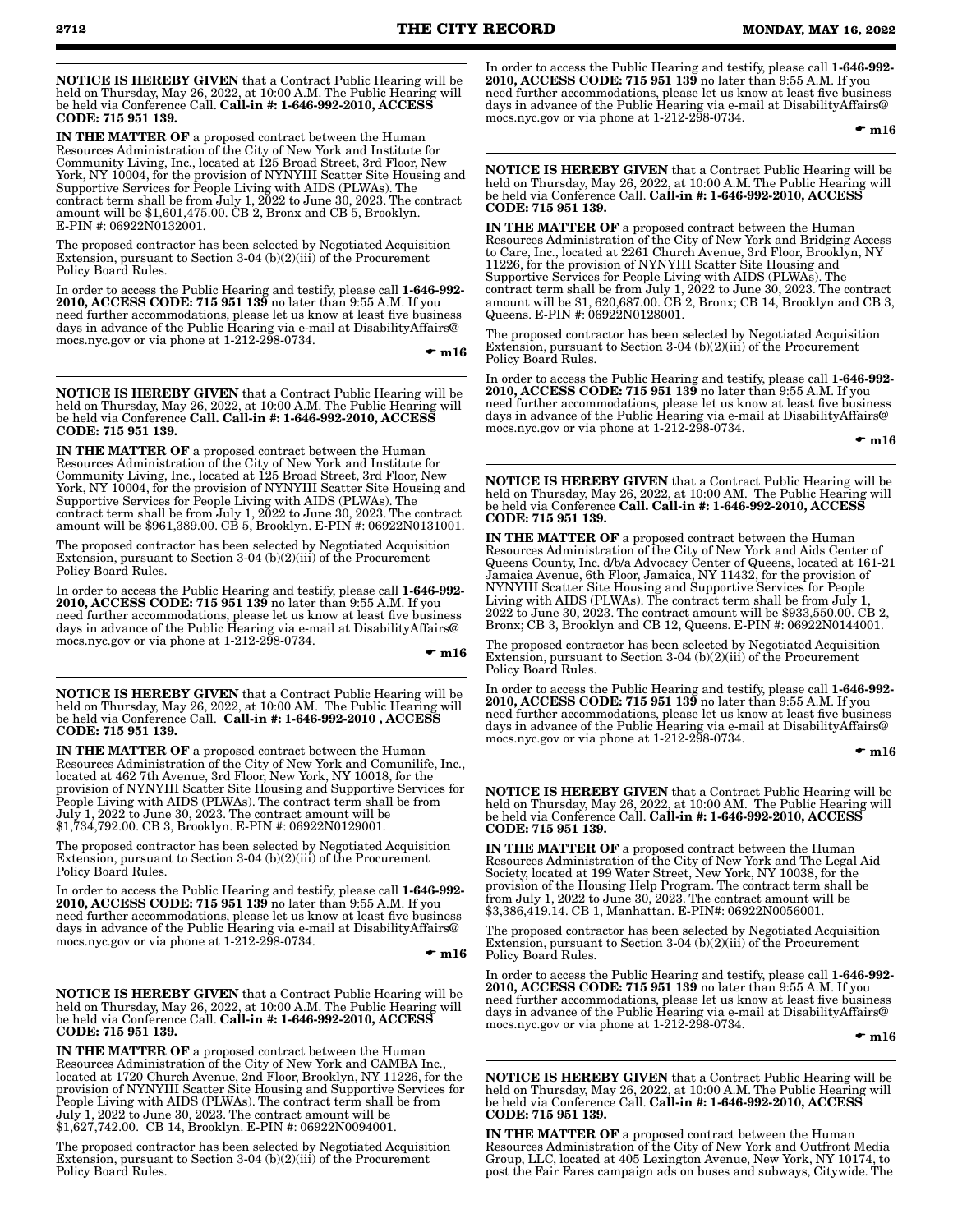**NOTICE IS HEREBY GIVEN** that a Contract Public Hearing will be held on Thursday, May 26, 2022, at 10:00 A.M. The Public Hearing will be held via Conference Call. **Call-in #: 1-646-992-2010, ACCESS CODE: 715 951 139.**

**IN THE MATTER OF** a proposed contract between the Human Resources Administration of the City of New York and Institute for Community Living, Inc., located at 125 Broad Street, 3rd Floor, New York, NY 10004, for the provision of NYNYIII Scatter Site Housing and Supportive Services for People Living with AIDS (PLWAs). The contract term shall be from July 1, 2022 to June 30, 2023. The contract amount will be $1,601,475.00. CB 2, Bronx and CB 5, Brooklyn. E-PIN #: 06922N0132001.

The proposed contractor has been selected by Negotiated Acquisition Extension, pursuant to Section 3-04 (b)(2)(iii) of the Procurement Policy Board Rules.

In order to access the Public Hearing and testify, please call **1-646-992-2010, ACCESS CODE: 715 951 139** no later than 9:55 A.M. If you need further accommodations, please let us know at least five business days in advance of the Public Hearing via e-mail at DisabilityAffairs@mocs.nyc.gov or via phone at 1-212-298-0734.

☛ **m16**

**NOTICE IS HEREBY GIVEN** that a Contract Public Hearing will be held on Thursday, May 26, 2022, at 10:00 A.M. The Public Hearing will be held via Conference **Call. Call-in #: 1-646-992-2010, ACCESS CODE: 715 951 139.**

**IN THE MATTER OF** a proposed contract between the Human Resources Administration of the City of New York and Institute for Community Living, Inc., located at 125 Broad Street, 3rd Floor, New York, NY 10004, for the provision of NYNYIII Scatter Site Housing and Supportive Services for People Living with AIDS (PLWAs). The contract term shall be from July 1, 2022 to June 30, 2023. The contract amount will be $961,389.00. CB 5, Brooklyn. E-PIN #: 06922N0131001.

The proposed contractor has been selected by Negotiated Acquisition Extension, pursuant to Section 3-04 (b)(2)(iii) of the Procurement Policy Board Rules.

In order to access the Public Hearing and testify, please call **1-646-992-2010, ACCESS CODE: 715 951 139** no later than 9:55 A.M. If you need further accommodations, please let us know at least five business days in advance of the Public Hearing via e-mail at DisabilityAffairs@mocs.nyc.gov or via phone at 1-212-298-0734.

☛ **m16**

**NOTICE IS HEREBY GIVEN** that a Contract Public Hearing will be held on Thursday, May 26, 2022, at 10:00 AM. The Public Hearing will be held via Conference Call. **Call-in #: 1-646-992-2010 , ACCESS CODE: 715 951 139.**

**IN THE MATTER OF** a proposed contract between the Human Resources Administration of the City of New York and Comunilife, Inc., located at 462 7th Avenue, 3rd Floor, New York, NY 10018, for the provision of NYNYIII Scatter Site Housing and Supportive Services for People Living with AIDS (PLWAs). The contract term shall be from July 1, 2022 to June 30, 2023. The contract amount will be $1,734,792.00. CB 3, Brooklyn. E-PIN #: 06922N0129001.

The proposed contractor has been selected by Negotiated Acquisition Extension, pursuant to Section 3-04 (b)(2)(iii) of the Procurement Policy Board Rules.

In order to access the Public Hearing and testify, please call **1-646-992-2010, ACCESS CODE: 715 951 139** no later than 9:55 A.M. If you need further accommodations, please let us know at least five business days in advance of the Public Hearing via e-mail at DisabilityAffairs@mocs.nyc.gov or via phone at 1-212-298-0734.

☛ **m16**

**NOTICE IS HEREBY GIVEN** that a Contract Public Hearing will be held on Thursday, May 26, 2022, at 10:00 A.M. The Public Hearing will be held via Conference Call. **Call-in #: 1-646-992-2010, ACCESS CODE: 715 951 139.**

**IN THE MATTER OF** a proposed contract between the Human Resources Administration of the City of New York and CAMBA Inc., located at 1720 Church Avenue, 2nd Floor, Brooklyn, NY 11226, for the provision of NYNYIII Scatter Site Housing and Supportive Services for People Living with AIDS (PLWAs). The contract term shall be from July 1, 2022 to June 30, 2023. The contract amount will be $1,627,742.00. CB 14, Brooklyn. E-PIN #: 06922N0094001.

The proposed contractor has been selected by Negotiated Acquisition Extension, pursuant to Section 3-04 (b)(2)(iii) of the Procurement Policy Board Rules.

In order to access the Public Hearing and testify, please call **1-646-992-2010, ACCESS CODE: 715 951 139** no later than 9:55 A.M. If you need further accommodations, please let us know at least five business days in advance of the Public Hearing via e-mail at DisabilityAffairs@mocs.nyc.gov or via phone at 1-212-298-0734.

☛ **m16**

**NOTICE IS HEREBY GIVEN** that a Contract Public Hearing will be held on Thursday, May 26, 2022, at 10:00 A.M. The Public Hearing will be held via Conference Call. **Call-in #: 1-646-992-2010, ACCESS CODE: 715 951 139.**

**IN THE MATTER OF** a proposed contract between the Human Resources Administration of the City of New York and Bridging Access to Care, Inc., located at 2261 Church Avenue, 3rd Floor, Brooklyn, NY 11226, for the provision of NYNYIII Scatter Site Housing and Supportive Services for People Living with AIDS (PLWAs). The contract term shall be from July 1, 2022 to June 30, 2023. The contract amount will be $1, 620,687.00. CB 2, Bronx; CB 14, Brooklyn and CB 3, Queens. E-PIN #: 06922N0128001.

The proposed contractor has been selected by Negotiated Acquisition Extension, pursuant to Section 3-04 (b)(2)(iii) of the Procurement Policy Board Rules.

In order to access the Public Hearing and testify, please call **1-646-992-2010, ACCESS CODE: 715 951 139** no later than 9:55 A.M. If you need further accommodations, please let us know at least five business days in advance of the Public Hearing via e-mail at DisabilityAffairs@mocs.nyc.gov or via phone at 1-212-298-0734.

☛ **m16**

**NOTICE IS HEREBY GIVEN** that a Contract Public Hearing will be held on Thursday, May 26, 2022, at 10:00 AM. The Public Hearing will be held via Conference **Call. Call-in #: 1-646-992-2010, ACCESS CODE: 715 951 139.**

**IN THE MATTER OF** a proposed contract between the Human Resources Administration of the City of New York and Aids Center of Queens County, Inc. d/b/a Advocacy Center of Queens, located at 161-21 Jamaica Avenue, 6th Floor, Jamaica, NY 11432, for the provision of NYNYIII Scatter Site Housing and Supportive Services for People Living with AIDS (PLWAs). The contract term shall be from July 1, 2022 to June 30, 2023. The contract amount will be $933,550.00. CB 2, Bronx; CB 3, Brooklyn and CB 12, Queens. E-PIN #: 06922N0144001.

The proposed contractor has been selected by Negotiated Acquisition Extension, pursuant to Section 3-04 (b)(2)(iii) of the Procurement Policy Board Rules.

In order to access the Public Hearing and testify, please call **1-646-992-2010, ACCESS CODE: 715 951 139** no later than 9:55 A.M. If you need further accommodations, please let us know at least five business days in advance of the Public Hearing via e-mail at DisabilityAffairs@mocs.nyc.gov or via phone at 1-212-298-0734.

☛ **m16**

**NOTICE IS HEREBY GIVEN** that a Contract Public Hearing will be held on Thursday, May 26, 2022, at 10:00 AM. The Public Hearing will be held via Conference Call. **Call-in #: 1-646-992-2010, ACCESS CODE: 715 951 139.**

**IN THE MATTER OF** a proposed contract between the Human Resources Administration of the City of New York and The Legal Aid Society, located at 199 Water Street, New York, NY 10038, for the provision of the Housing Help Program. The contract term shall be from July 1, 2022 to June 30, 2023. The contract amount will be $3,386,419.14. CB 1, Manhattan. E-PIN#: 06922N0056001.

The proposed contractor has been selected by Negotiated Acquisition Extension, pursuant to Section 3-04 (b)(2)(iii) of the Procurement Policy Board Rules.

In order to access the Public Hearing and testify, please call **1-646-992-2010, ACCESS CODE: 715 951 139** no later than 9:55 A.M. If you need further accommodations, please let us know at least five business days in advance of the Public Hearing via e-mail at DisabilityAffairs@mocs.nyc.gov or via phone at 1-212-298-0734.

☛ **m16**

**NOTICE IS HEREBY GIVEN** that a Contract Public Hearing will be held on Thursday, May 26, 2022, at 10:00 A.M. The Public Hearing will be held via Conference Call. **Call-in #: 1-646-992-2010, ACCESS CODE: 715 951 139.**

**IN THE MATTER OF** a proposed contract between the Human Resources Administration of the City of New York and Outfront Media Group, LLC, located at 405 Lexington Avenue, New York, NY 10174, to post the Fair Fares campaign ads on buses and subways, Citywide. The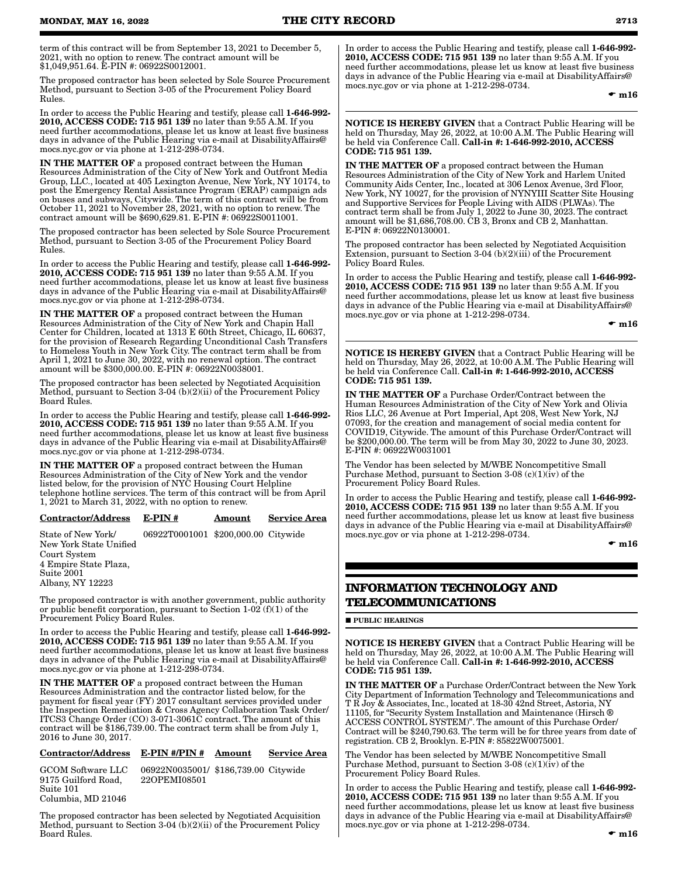term of this contract will be from September 13, 2021 to December 5, 2021, with no option to renew. The contract amount will be $1,049,951.64. E-PIN #: 06922S0012001.

The proposed contractor has been selected by Sole Source Procurement Method, pursuant to Section 3-05 of the Procurement Policy Board Rules.

In order to access the Public Hearing and testify, please call **1-646-992-2010, ACCESS CODE: 715 951 139** no later than 9:55 A.M. If you need further accommodations, please let us know at least five business days in advance of the Public Hearing via e-mail at DisabilityAffairs@mocs.nyc.gov or via phone at 1-212-298-0734.

**IN THE MATTER OF** a proposed contract between the Human Resources Administration of the City of New York and Outfront Media Group, LLC., located at 405 Lexington Avenue, New York, NY 10174, to post the Emergency Rental Assistance Program (ERAP) campaign ads on buses and subways, Citywide. The term of this contract will be from October 11, 2021 to November 28, 2021, with no option to renew. The contract amount will be $690,629.81. E-PIN #: 06922S0011001.

The proposed contractor has been selected by Sole Source Procurement Method, pursuant to Section 3-05 of the Procurement Policy Board Rules.

In order to access the Public Hearing and testify, please call **1-646-992-2010, ACCESS CODE: 715 951 139** no later than 9:55 A.M. If you need further accommodations, please let us know at least five business days in advance of the Public Hearing via e-mail at DisabilityAffairs@mocs.nyc.gov or via phone at 1-212-298-0734.

**IN THE MATTER OF** a proposed contract between the Human Resources Administration of the City of New York and Chapin Hall Center for Children, located at 1313 E 60th Street, Chicago, IL 60637, for the provision of Research Regarding Unconditional Cash Transfers to Homeless Youth in New York City. The contract term shall be from April 1, 2021 to June 30, 2022, with no renewal option. The contract amount will be $300,000.00. E-PIN #: 06922N0038001.

The proposed contractor has been selected by Negotiated Acquisition Method, pursuant to Section 3-04 (b)(2)(ii) of the Procurement Policy Board Rules.

In order to access the Public Hearing and testify, please call **1-646-992-2010, ACCESS CODE: 715 951 139** no later than 9:55 A.M. If you need further accommodations, please let us know at least five business days in advance of the Public Hearing via e-mail at DisabilityAffairs@mocs.nyc.gov or via phone at 1-212-298-0734.

**IN THE MATTER OF** a proposed contract between the Human Resources Administration of the City of New York and the vendor listed below, for the provision of NYC Housing Court Helpline telephone hotline services. The term of this contract will be from April 1, 2021 to March 31, 2022, with no option to renew.

| Contractor/Address | E-PIN # | Amount | Service Area |
|---|---|---|---|
| State of New York/ New York State Unified Court System 4 Empire State Plaza, Suite 2001 Albany, NY 12223 | 06922T0001001 | $200,000.00 | Citywide |

The proposed contractor is with another government, public authority or public benefit corporation, pursuant to Section 1-02 (f)(1) of the Procurement Policy Board Rules.

In order to access the Public Hearing and testify, please call **1-646-992-2010, ACCESS CODE: 715 951 139** no later than 9:55 A.M. If you need further accommodations, please let us know at least five business days in advance of the Public Hearing via e-mail at DisabilityAffairs@mocs.nyc.gov or via phone at 1-212-298-0734.

**IN THE MATTER OF** a proposed contract between the Human Resources Administration and the contractor listed below, for the payment for fiscal year (FY) 2017 consultant services provided under the Inspection Remediation & Cross Agency Collaboration Task Order/ ITCS3 Change Order (CO) 3-071-3061C contract. The amount of this contract will be $186,739.00. The contract term shall be from July 1, 2016 to June 30, 2017.

| Contractor/Address | E-PIN #/PIN # | Amount | Service Area |
|---|---|---|---|
| GCOM Software LLC 9175 Guilford Road, Suite 101 Columbia, MD 21046 | 06922N0035001/ 22OPEMI08501 | $186,739.00 | Citywide |

The proposed contractor has been selected by Negotiated Acquisition Method, pursuant to Section 3-04 (b)(2)(ii) of the Procurement Policy Board Rules.

In order to access the Public Hearing and testify, please call **1-646-992-2010, ACCESS CODE: 715 951 139** no later than 9:55 A.M. If you need further accommodations, please let us know at least five business days in advance of the Public Hearing via e-mail at DisabilityAffairs@mocs.nyc.gov or via phone at 1-212-298-0734.

☛ **m16**

**NOTICE IS HEREBY GIVEN** that a Contract Public Hearing will be held on Thursday, May 26, 2022, at 10:00 A.M. The Public Hearing will be held via Conference Call. **Call-in #: 1-646-992-2010, ACCESS CODE: 715 951 139.**

**IN THE MATTER OF** a proposed contract between the Human Resources Administration of the City of New York and Harlem United Community Aids Center, Inc., located at 306 Lenox Avenue, 3rd Floor, New York, NY 10027, for the provision of NYNYIII Scatter Site Housing and Supportive Services for People Living with AIDS (PLWAs). The contract term shall be from July 1, 2022 to June 30, 2023. The contract amount will be $1,686,708.00. CB 3, Bronx and CB 2, Manhattan. E-PIN #: 06922N0130001.

The proposed contractor has been selected by Negotiated Acquisition Extension, pursuant to Section 3-04 (b)(2)(iii) of the Procurement Policy Board Rules.

In order to access the Public Hearing and testify, please call **1-646-992-2010, ACCESS CODE: 715 951 139** no later than 9:55 A.M. If you need further accommodations, please let us know at least five business days in advance of the Public Hearing via e-mail at DisabilityAffairs@mocs.nyc.gov or via phone at 1-212-298-0734.

☛ **m16**

**NOTICE IS HEREBY GIVEN** that a Contract Public Hearing will be held on Thursday, May 26, 2022, at 10:00 A.M. The Public Hearing will be held via Conference Call. **Call-in #: 1-646-992-2010, ACCESS CODE: 715 951 139.**

**IN THE MATTER OF** a Purchase Order/Contract between the Human Resources Administration of the City of New York and Olivia Rios LLC, 26 Avenue at Port Imperial, Apt 208, West New York, NJ 07093, for the creation and management of social media content for COVID19, Citywide. The amount of this Purchase Order/Contract will be $200,000.00. The term will be from May 30, 2022 to June 30, 2023. E-PIN #: 06922W0031001

The Vendor has been selected by M/WBE Noncompetitive Small Purchase Method, pursuant to Section 3-08 (c)(1)(iv) of the Procurement Policy Board Rules.

In order to access the Public Hearing and testify, please call **1-646-992-2010, ACCESS CODE: 715 951 139** no later than 9:55 A.M. If you need further accommodations, please let us know at least five business days in advance of the Public Hearing via e-mail at DisabilityAffairs@mocs.nyc.gov or via phone at 1-212-298-0734.

☛ **m16**

## INFORMATION TECHNOLOGY AND TELECOMMUNICATIONS

■ **PUBLIC HEARINGS**

**NOTICE IS HEREBY GIVEN** that a Contract Public Hearing will be held on Thursday, May 26, 2022, at 10:00 A.M. The Public Hearing will be held via Conference Call. **Call-in #: 1-646-992-2010, ACCESS CODE: 715 951 139.**

**IN THE MATTER OF** a Purchase Order/Contract between the New York City Department of Information Technology and Telecommunications and T R Joy & Associates, Inc., located at 18-30 42nd Street, Astoria, NY 11105, for "Security System Installation and Maintenance (Hirsch ® ACCESS CONTROL SYSTEM)". The amount of this Purchase Order/ Contract will be $240,790.63. The term will be for three years from date of registration. CB 2, Brooklyn. E-PIN #: 85822W0075001.

The Vendor has been selected by M/WBE Noncompetitive Small Purchase Method, pursuant to Section 3-08 (c)(1)(iv) of the Procurement Policy Board Rules.

In order to access the Public Hearing and testify, please call **1-646-992-2010, ACCESS CODE: 715 951 139** no later than 9:55 A.M. If you need further accommodations, please let us know at least five business days in advance of the Public Hearing via e-mail at DisabilityAffairs@mocs.nyc.gov or via phone at 1-212-298-0734.

☛ **m16**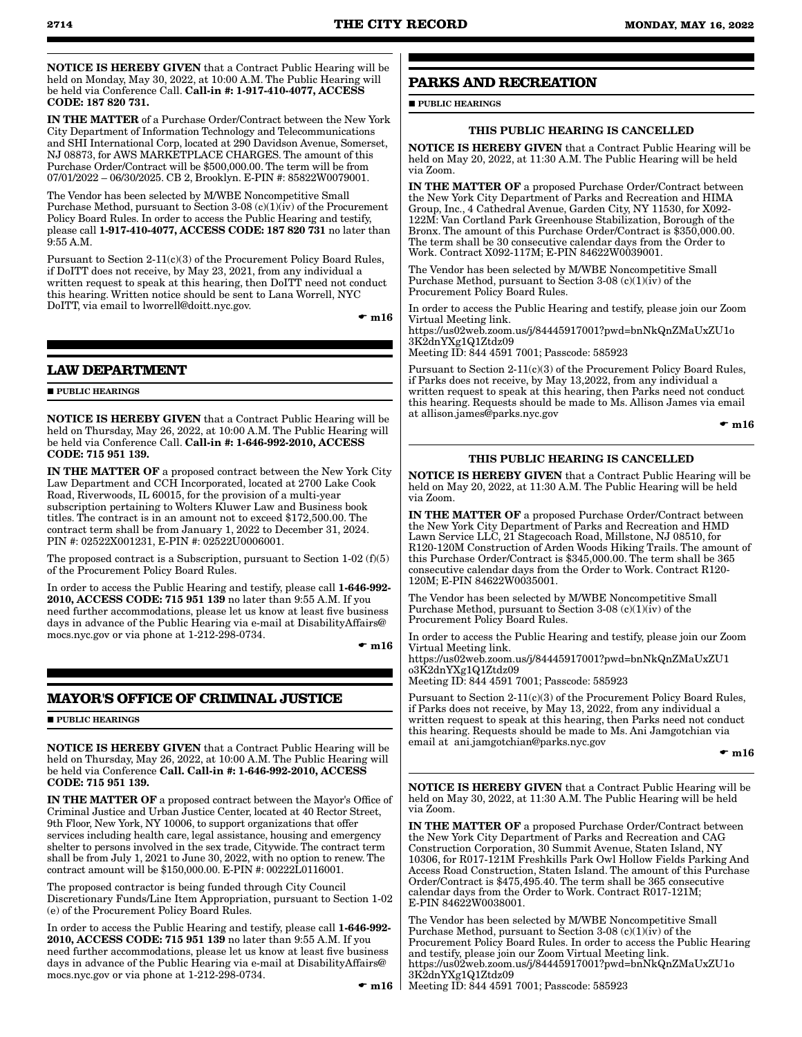**NOTICE IS HEREBY GIVEN** that a Contract Public Hearing will be held on Monday, May 30, 2022, at 10:00 A.M. The Public Hearing will be held via Conference Call. **Call-in #: 1-917-410-4077, ACCESS CODE: 187 820 731.**

**IN THE MATTER** of a Purchase Order/Contract between the New York City Department of Information Technology and Telecommunications and SHI International Corp, located at 290 Davidson Avenue, Somerset, NJ 08873, for AWS MARKETPLACE CHARGES. The amount of this Purchase Order/Contract will be $500,000.00. The term will be from 07/01/2022 – 06/30/2025. CB 2, Brooklyn. E-PIN #: 85822W0079001.

The Vendor has been selected by M/WBE Noncompetitive Small Purchase Method, pursuant to Section 3-08 (c)(1)(iv) of the Procurement Policy Board Rules. In order to access the Public Hearing and testify, please call **1-917-410-4077, ACCESS CODE: 187 820 731** no later than 9:55 A.M.

Pursuant to Section 2-11(c)(3) of the Procurement Policy Board Rules, if DoITT does not receive, by May 23, 2021, from any individual a written request to speak at this hearing, then DoITT need not conduct this hearing. Written notice should be sent to Lana Worrell, NYC DoITT, via email to lworrell@doitt.nyc.gov.

☛ **m16**

## LAW DEPARTMENT

■ **PUBLIC HEARINGS**

**NOTICE IS HEREBY GIVEN** that a Contract Public Hearing will be held on Thursday, May 26, 2022, at 10:00 A.M. The Public Hearing will be held via Conference Call. **Call-in #: 1-646-992-2010, ACCESS CODE: 715 951 139.**

**IN THE MATTER OF** a proposed contract between the New York City Law Department and CCH Incorporated, located at 2700 Lake Cook Road, Riverwoods, IL 60015, for the provision of a multi-year subscription pertaining to Wolters Kluwer Law and Business book titles. The contract is in an amount not to exceed $172,500.00. The contract term shall be from January 1, 2022 to December 31, 2024. PIN #: 02522X001231, E-PIN #: 02522U0006001.

The proposed contract is a Subscription, pursuant to Section 1-02 (f)(5) of the Procurement Policy Board Rules.

In order to access the Public Hearing and testify, please call **1-646-992-2010, ACCESS CODE: 715 951 139** no later than 9:55 A.M. If you need further accommodations, please let us know at least five business days in advance of the Public Hearing via e-mail at DisabilityAffairs@mocs.nyc.gov or via phone at 1-212-298-0734.

☛ **m16**

## MAYOR'S OFFICE OF CRIMINAL JUSTICE

■ **PUBLIC HEARINGS**

**NOTICE IS HEREBY GIVEN** that a Contract Public Hearing will be held on Thursday, May 26, 2022, at 10:00 A.M. The Public Hearing will be held via Conference **Call. Call-in #: 1-646-992-2010, ACCESS CODE: 715 951 139.**

**IN THE MATTER OF** a proposed contract between the Mayor's Office of Criminal Justice and Urban Justice Center, located at 40 Rector Street, 9th Floor, New York, NY 10006, to support organizations that offer services including health care, legal assistance, housing and emergency shelter to persons involved in the sex trade, Citywide. The contract term shall be from July 1, 2021 to June 30, 2022, with no option to renew. The contract amount will be $150,000.00. E-PIN #: 00222L0116001.

The proposed contractor is being funded through City Council Discretionary Funds/Line Item Appropriation, pursuant to Section 1-02 (e) of the Procurement Policy Board Rules.

In order to access the Public Hearing and testify, please call **1-646-992-2010, ACCESS CODE: 715 951 139** no later than 9:55 A.M. If you need further accommodations, please let us know at least five business days in advance of the Public Hearing via e-mail at DisabilityAffairs@mocs.nyc.gov or via phone at 1-212-298-0734.

☛ **m16**

## PARKS AND RECREATION

■ **PUBLIC HEARINGS**

**THIS PUBLIC HEARING IS CANCELLED**

**NOTICE IS HEREBY GIVEN** that a Contract Public Hearing will be held on May 20, 2022, at 11:30 A.M. The Public Hearing will be held via Zoom.

**IN THE MATTER OF** a proposed Purchase Order/Contract between the New York City Department of Parks and Recreation and HIMA Group, Inc., 4 Cathedral Avenue, Garden City, NY 11530, for X092-122M: Van Cortland Park Greenhouse Stabilization, Borough of the Bronx. The amount of this Purchase Order/Contract is $350,000.00. The term shall be 30 consecutive calendar days from the Order to Work. Contract X092-117M; E-PIN 84622W0039001.

The Vendor has been selected by M/WBE Noncompetitive Small Purchase Method, pursuant to Section 3-08 (c)(1)(iv) of the Procurement Policy Board Rules.

In order to access the Public Hearing and testify, please join our Zoom Virtual Meeting link.
https://us02web.zoom.us/j/84445917001?pwd=bnNkQnZMaUxZU1o3K2dnYXg1Q1Ztdz09
Meeting ID: 844 4591 7001; Passcode: 585923

Pursuant to Section 2-11(c)(3) of the Procurement Policy Board Rules, if Parks does not receive, by May 13,2022, from any individual a written request to speak at this hearing, then Parks need not conduct this hearing. Requests should be made to Ms. Allison James via email at allison.james@parks.nyc.gov

☛ **m16**

**THIS PUBLIC HEARING IS CANCELLED**

**NOTICE IS HEREBY GIVEN** that a Contract Public Hearing will be held on May 20, 2022, at 11:30 A.M. The Public Hearing will be held via Zoom.

**IN THE MATTER OF** a proposed Purchase Order/Contract between the New York City Department of Parks and Recreation and HMD Lawn Service LLC, 21 Stagecoach Road, Millstone, NJ 08510, for R120-120M Construction of Arden Woods Hiking Trails. The amount of this Purchase Order/Contract is $345,000.00. The term shall be 365 consecutive calendar days from the Order to Work. Contract R120-120M; E-PIN 84622W0035001.

The Vendor has been selected by M/WBE Noncompetitive Small Purchase Method, pursuant to Section 3-08 (c)(1)(iv) of the Procurement Policy Board Rules.

In order to access the Public Hearing and testify, please join our Zoom Virtual Meeting link.
https://us02web.zoom.us/j/84445917001?pwd=bnNkQnZMaUxZU1o3K2dnYXg1Q1Ztdz09
Meeting ID: 844 4591 7001; Passcode: 585923

Pursuant to Section 2-11(c)(3) of the Procurement Policy Board Rules, if Parks does not receive, by May 13, 2022, from any individual a written request to speak at this hearing, then Parks need not conduct this hearing. Requests should be made to Ms. Ani Jamgotchian via email at ani.jamgotchian@parks.nyc.gov

☛ **m16**

**NOTICE IS HEREBY GIVEN** that a Contract Public Hearing will be held on May 30, 2022, at 11:30 A.M. The Public Hearing will be held via Zoom.

**IN THE MATTER OF** a proposed Purchase Order/Contract between the New York City Department of Parks and Recreation and CAG Construction Corporation, 30 Summit Avenue, Staten Island, NY 10306, for R017-121M Freshkills Park Owl Hollow Fields Parking And Access Road Construction, Staten Island. The amount of this Purchase Order/Contract is $475,495.40. The term shall be 365 consecutive calendar days from the Order to Work. Contract R017-121M; E-PIN 84622W0038001.

The Vendor has been selected by M/WBE Noncompetitive Small Purchase Method, pursuant to Section 3-08 (c)(1)(iv) of the Procurement Policy Board Rules. In order to access the Public Hearing and testify, please join our Zoom Virtual Meeting link.
https://us02web.zoom.us/j/84445917001?pwd=bnNkQnZMaUxZU1o3K2dnYXg1Q1Ztdz09
Meeting ID: 844 4591 7001; Passcode: 585923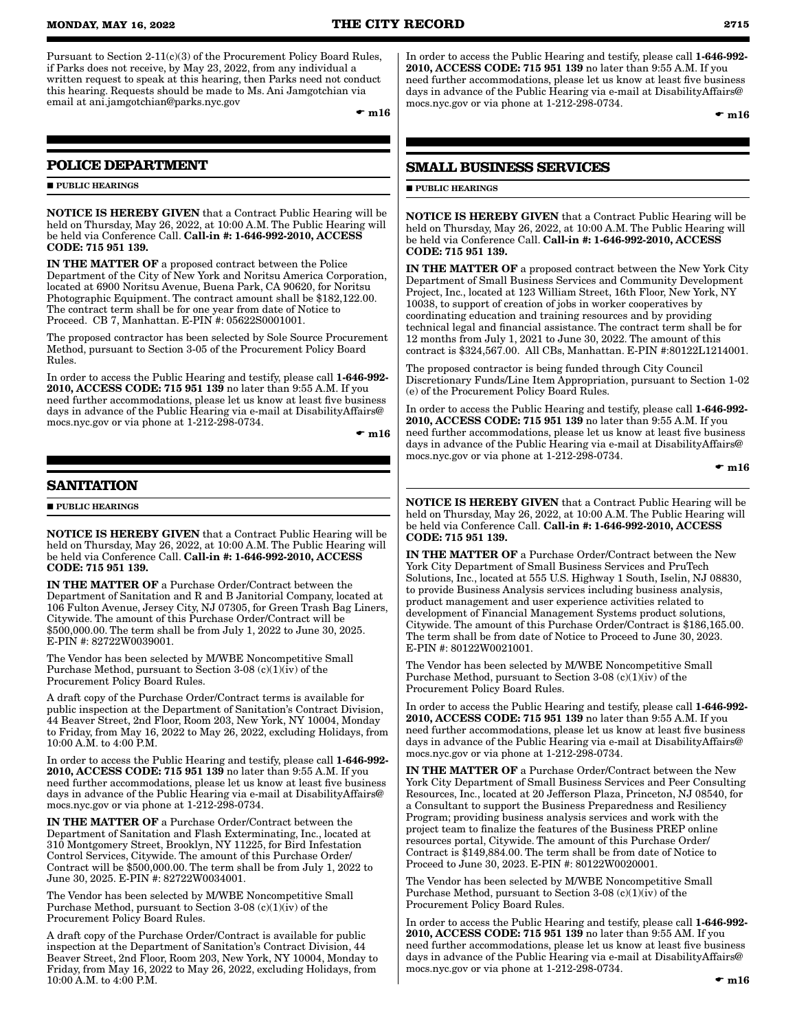Pursuant to Section 2-11(c)(3) of the Procurement Policy Board Rules, if Parks does not receive, by May 23, 2022, from any individual a written request to speak at this hearing, then Parks need not conduct this hearing. Requests should be made to Ms. Ani Jamgotchian via email at ani.jamgotchian@parks.nyc.gov

☛ m16

## POLICE DEPARTMENT

■ PUBLIC HEARINGS

**NOTICE IS HEREBY GIVEN** that a Contract Public Hearing will be held on Thursday, May 26, 2022, at 10:00 A.M. The Public Hearing will be held via Conference Call. **Call-in #: 1-646-992-2010, ACCESS CODE: 715 951 139.**

**IN THE MATTER OF** a proposed contract between the Police Department of the City of New York and Noritsu America Corporation, located at 6900 Noritsu Avenue, Buena Park, CA 90620, for Noritsu Photographic Equipment. The contract amount shall be $182,122.00. The contract term shall be for one year from date of Notice to Proceed. CB 7, Manhattan. E-PIN #: 05622S0001001.

The proposed contractor has been selected by Sole Source Procurement Method, pursuant to Section 3-05 of the Procurement Policy Board Rules.

In order to access the Public Hearing and testify, please call **1-646-992-2010, ACCESS CODE: 715 951 139** no later than 9:55 A.M. If you need further accommodations, please let us know at least five business days in advance of the Public Hearing via e-mail at DisabilityAffairs@mocs.nyc.gov or via phone at 1-212-298-0734.

☛ m16

## SANITATION

■ PUBLIC HEARINGS

**NOTICE IS HEREBY GIVEN** that a Contract Public Hearing will be held on Thursday, May 26, 2022, at 10:00 A.M. The Public Hearing will be held via Conference Call. **Call-in #: 1-646-992-2010, ACCESS CODE: 715 951 139.**

**IN THE MATTER OF** a Purchase Order/Contract between the Department of Sanitation and R and B Janitorial Company, located at 106 Fulton Avenue, Jersey City, NJ 07305, for Green Trash Bag Liners, Citywide. The amount of this Purchase Order/Contract will be $500,000.00. The term shall be from July 1, 2022 to June 30, 2025. E-PIN #: 82722W0039001.

The Vendor has been selected by M/WBE Noncompetitive Small Purchase Method, pursuant to Section 3-08 (c)(1)(iv) of the Procurement Policy Board Rules.

A draft copy of the Purchase Order/Contract terms is available for public inspection at the Department of Sanitation's Contract Division, 44 Beaver Street, 2nd Floor, Room 203, New York, NY 10004, Monday to Friday, from May 16, 2022 to May 26, 2022, excluding Holidays, from 10:00 A.M. to 4:00 P.M.

In order to access the Public Hearing and testify, please call **1-646-992-2010, ACCESS CODE: 715 951 139** no later than 9:55 A.M. If you need further accommodations, please let us know at least five business days in advance of the Public Hearing via e-mail at DisabilityAffairs@mocs.nyc.gov or via phone at 1-212-298-0734.

**IN THE MATTER OF** a Purchase Order/Contract between the Department of Sanitation and Flash Exterminating, Inc., located at 310 Montgomery Street, Brooklyn, NY 11225, for Bird Infestation Control Services, Citywide. The amount of this Purchase Order/Contract will be $500,000.00. The term shall be from July 1, 2022 to June 30, 2025. E-PIN #: 82722W0034001.

The Vendor has been selected by M/WBE Noncompetitive Small Purchase Method, pursuant to Section 3-08 (c)(1)(iv) of the Procurement Policy Board Rules.

A draft copy of the Purchase Order/Contract is available for public inspection at the Department of Sanitation's Contract Division, 44 Beaver Street, 2nd Floor, Room 203, New York, NY 10004, Monday to Friday, from May 16, 2022 to May 26, 2022, excluding Holidays, from 10:00 A.M. to 4:00 P.M.

In order to access the Public Hearing and testify, please call **1-646-992-2010, ACCESS CODE: 715 951 139** no later than 9:55 A.M. If you need further accommodations, please let us know at least five business days in advance of the Public Hearing via e-mail at DisabilityAffairs@mocs.nyc.gov or via phone at 1-212-298-0734.

☛ m16

## SMALL BUSINESS SERVICES

■ PUBLIC HEARINGS

**NOTICE IS HEREBY GIVEN** that a Contract Public Hearing will be held on Thursday, May 26, 2022, at 10:00 A.M. The Public Hearing will be held via Conference Call. **Call-in #: 1-646-992-2010, ACCESS CODE: 715 951 139.**

**IN THE MATTER OF** a proposed contract between the New York City Department of Small Business Services and Community Development Project, Inc., located at 123 William Street, 16th Floor, New York, NY 10038, to support of creation of jobs in worker cooperatives by coordinating education and training resources and by providing technical legal and financial assistance. The contract term shall be for 12 months from July 1, 2021 to June 30, 2022. The amount of this contract is $324,567.00. All CBs, Manhattan. E-PIN #:80122L1214001.

The proposed contractor is being funded through City Council Discretionary Funds/Line Item Appropriation, pursuant to Section 1-02 (e) of the Procurement Policy Board Rules.

In order to access the Public Hearing and testify, please call **1-646-992-2010, ACCESS CODE: 715 951 139** no later than 9:55 A.M. If you need further accommodations, please let us know at least five business days in advance of the Public Hearing via e-mail at DisabilityAffairs@mocs.nyc.gov or via phone at 1-212-298-0734.

☛ m16

**NOTICE IS HEREBY GIVEN** that a Contract Public Hearing will be held on Thursday, May 26, 2022, at 10:00 A.M. The Public Hearing will be held via Conference Call. **Call-in #: 1-646-992-2010, ACCESS CODE: 715 951 139.**

**IN THE MATTER OF** a Purchase Order/Contract between the New York City Department of Small Business Services and PruTech Solutions, Inc., located at 555 U.S. Highway 1 South, Iselin, NJ 08830, to provide Business Analysis services including business analysis, product management and user experience activities related to development of Financial Management Systems product solutions, Citywide. The amount of this Purchase Order/Contract is $186,165.00. The term shall be from date of Notice to Proceed to June 30, 2023. E-PIN #: 80122W0021001.

The Vendor has been selected by M/WBE Noncompetitive Small Purchase Method, pursuant to Section 3-08 (c)(1)(iv) of the Procurement Policy Board Rules.

In order to access the Public Hearing and testify, please call **1-646-992-2010, ACCESS CODE: 715 951 139** no later than 9:55 A.M. If you need further accommodations, please let us know at least five business days in advance of the Public Hearing via e-mail at DisabilityAffairs@mocs.nyc.gov or via phone at 1-212-298-0734.

**IN THE MATTER OF** a Purchase Order/Contract between the New York City Department of Small Business Services and Peer Consulting Resources, Inc., located at 20 Jefferson Plaza, Princeton, NJ 08540, for a Consultant to support the Business Preparedness and Resiliency Program; providing business analysis services and work with the project team to finalize the features of the Business PREP online resources portal, Citywide. The amount of this Purchase Order/Contract is $149,884.00. The term shall be from date of Notice to Proceed to June 30, 2023. E-PIN #: 80122W0020001.

The Vendor has been selected by M/WBE Noncompetitive Small Purchase Method, pursuant to Section 3-08 (c)(1)(iv) of the Procurement Policy Board Rules.

In order to access the Public Hearing and testify, please call **1-646-992-2010, ACCESS CODE: 715 951 139** no later than 9:55 AM. If you need further accommodations, please let us know at least five business days in advance of the Public Hearing via e-mail at DisabilityAffairs@mocs.nyc.gov or via phone at 1-212-298-0734.

☛ m16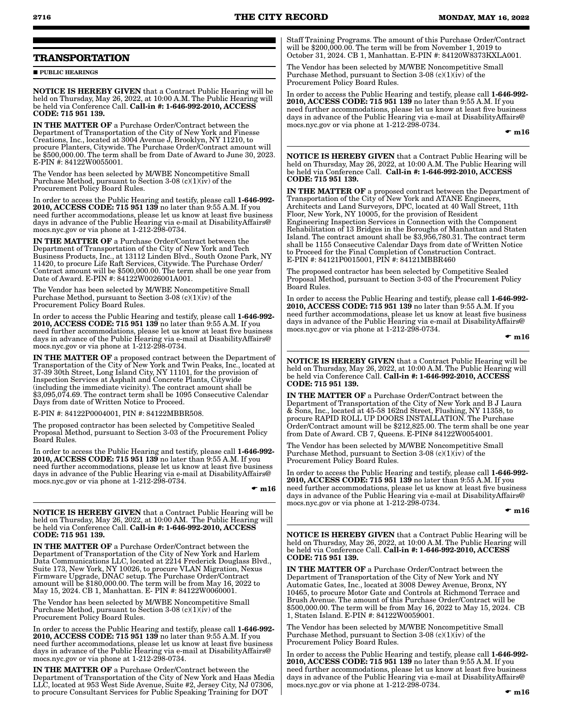## TRANSPORTATION

■ **PUBLIC HEARINGS**

**NOTICE IS HEREBY GIVEN** that a Contract Public Hearing will be held on Thursday, May 26, 2022, at 10:00 A.M. The Public Hearing will be held via Conference Call. **Call-in #: 1-646-992-2010, ACCESS CODE: 715 951 139.**

**IN THE MATTER OF** a Purchase Order/Contract between the Department of Transportation of the City of New York and Finesse Creations, Inc., located at 3004 Avenue J, Brooklyn, NY 11210, to procure Planters, Citywide. The Purchase Order/Contract amount will be $500,000.00. The term shall be from Date of Award to June 30, 2023. E-PIN #: 84122W0055001.

The Vendor has been selected by M/WBE Noncompetitive Small Purchase Method, pursuant to Section 3-08 (c)(1)(iv) of the Procurement Policy Board Rules.

In order to access the Public Hearing and testify, please call **1-646-992-2010, ACCESS CODE: 715 951 139** no later than 9:55 A.M. If you need further accommodations, please let us know at least five business days in advance of the Public Hearing via e-mail at DisabilityAffairs@mocs.nyc.gov or via phone at 1-212-298-0734.

**IN THE MATTER OF** a Purchase Order/Contract between the Department of Transportation of the City of New York and Tech Business Products, Inc., at 13112 Linden Blvd., South Ozone Park, NY 11420, to procure Life Raft Services, Citywide. The Purchase Order/Contract amount will be $500,000.00. The term shall be one year from Date of Award. E-PIN #: 84122W0026001A001.

The Vendor has been selected by M/WBE Noncompetitive Small Purchase Method, pursuant to Section 3-08 (c)(1)(iv) of the Procurement Policy Board Rules.

In order to access the Public Hearing and testify, please call **1-646-992-2010, ACCESS CODE: 715 951 139** no later than 9:55 A.M. If you need further accommodations, please let us know at least five business days in advance of the Public Hearing via e-mail at DisabilityAffairs@mocs.nyc.gov or via phone at 1-212-298-0734.

**IN THE MATTER OF** a proposed contract between the Department of Transportation of the City of New York and Twin Peaks, Inc., located at 37-39 30th Street, Long Island City, NY 11101, for the provision of Inspection Services at Asphalt and Concrete Plants, Citywide (including the immediate vicinity). The contract amount shall be $3,095,074.69. The contract term shall be 1095 Consecutive Calendar Days from date of Written Notice to Proceed.

E-PIN #: 84122P0004001, PIN #: 84122MBBR508.

The proposed contractor has been selected by Competitive Sealed Proposal Method, pursuant to Section 3-03 of the Procurement Policy Board Rules.

In order to access the Public Hearing and testify, please call **1-646-992-2010, ACCESS CODE: 715 951 139** no later than 9:55 A.M. If you need further accommodations, please let us know at least five business days in advance of the Public Hearing via e-mail at DisabilityAffairs@mocs.nyc.gov or via phone at 1-212-298-0734.

☛ **m16**

---

**NOTICE IS HEREBY GIVEN** that a Contract Public Hearing will be held on Thursday, May 26, 2022, at 10:00 AM. The Public Hearing will be held via Conference Call. **Call-in #: 1-646-992-2010, ACCESS CODE: 715 951 139.**

**IN THE MATTER OF** a Purchase Order/Contract between the Department of Transportation of the City of New York and Harlem Data Communications LLC, located at 2214 Frederick Douglass Blvd., Suite 173, New York, NY 10026, to procure VLAN Migration, Nexus Firmware Upgrade, DNAC setup. The Purchase Order/Contract amount will be $180,000.00. The term will be from May 16, 2022 to May 15, 2024. CB 1, Manhattan. E- PIN #: 84122W0060001.

The Vendor has been selected by M/WBE Noncompetitive Small Purchase Method, pursuant to Section 3-08 (c)(1)(iv) of the Procurement Policy Board Rules.

In order to access the Public Hearing and testify, please call **1-646-992-2010, ACCESS CODE: 715 951 139** no later than 9:55 A.M. If you need further accommodations, please let us know at least five business days in advance of the Public Hearing via e-mail at DisabilityAffairs@mocs.nyc.gov or via phone at 1-212-298-0734.

**IN THE MATTER OF** a Purchase Order/Contract between the Department of Transportation of the City of New York and Haas Media LLC, located at 953 West Side Avenue, Suite #2, Jersey City, NJ 07306, to procure Consultant Services for Public Speaking Training for DOT Staff Training Programs. The amount of this Purchase Order/Contract will be $200,000.00. The term will be from November 1, 2019 to October 31, 2024. CB 1, Manhattan. E-PIN #: 84120W8373KXLA001.

The Vendor has been selected by M/WBE Noncompetitive Small Purchase Method, pursuant to Section 3-08 (c)(1)(iv) of the Procurement Policy Board Rules.

In order to access the Public Hearing and testify, please call **1-646-992-2010, ACCESS CODE: 715 951 139** no later than 9:55 A.M. If you need further accommodations, please let us know at least five business days in advance of the Public Hearing via e-mail at DisabilityAffairs@mocs.nyc.gov or via phone at 1-212-298-0734.

☛ **m16**

---

**NOTICE IS HEREBY GIVEN** that a Contract Public Hearing will be held on Thursday, May 26, 2022, at 10:00 A.M. The Public Hearing will be held via Conference Call. **Call-in #: 1-646-992-2010, ACCESS CODE: 715 951 139.**

**IN THE MATTER OF** a proposed contract between the Department of Transportation of the City of New York and ATANE Engineers, Architects and Land Surveyors, DPC, located at 40 Wall Street, 11th Floor, New York, NY 10005, for the provision of Resident Engineering Inspection Services in Connection with the Component Rehabilitation of 13 Bridges in the Boroughs of Manhattan and Staten Island. The contract amount shall be $3,956,780.31. The contract term shall be 1155 Consecutive Calendar Days from date of Written Notice to Proceed for the Final Completion of Construction Contract. E-PIN #: 84121P0015001, PIN #: 84121MBBR460

The proposed contractor has been selected by Competitive Sealed Proposal Method, pursuant to Section 3-03 of the Procurement Policy Board Rules.

In order to access the Public Hearing and testify, please call **1-646-992-2010, ACCESS CODE: 715 951 139** no later than 9:55 A.M. If you need further accommodations, please let us know at least five business days in advance of the Public Hearing via e-mail at DisabilityAffairs@mocs.nyc.gov or via phone at 1-212-298-0734.

☛ **m16**

---

**NOTICE IS HEREBY GIVEN** that a Contract Public Hearing will be held on Thursday, May 26, 2022, at 10:00 A.M. The Public Hearing will be held via Conference Call. **Call-in #: 1-646-992-2010, ACCESS CODE: 715 951 139.**

**IN THE MATTER OF** a Purchase Order/Contract between the Department of Transportation of the City of New York and B J Laura & Sons, Inc., located at 45-58 162nd Street, Flushing, NY 11358, to procure RAPID ROLL UP DOORS INSTALLATION. The Purchase Order/Contract amount will be $212,825.00. The term shall be one year from Date of Award. CB 7, Queens. E-PIN# 84122W0054001.

The Vendor has been selected by M/WBE Noncompetitive Small Purchase Method, pursuant to Section 3-08 (c)(1)(iv) of the Procurement Policy Board Rules.

In order to access the Public Hearing and testify, please call **1-646-992-2010, ACCESS CODE: 715 951 139** no later than 9:55 A.M. If you need further accommodations, please let us know at least five business days in advance of the Public Hearing via e-mail at DisabilityAffairs@mocs.nyc.gov or via phone at 1-212-298-0734.

☛ **m16**

---

**NOTICE IS HEREBY GIVEN** that a Contract Public Hearing will be held on Thursday, May 26, 2022, at 10:00 A.M. The Public Hearing will be held via Conference Call. **Call-in #: 1-646-992-2010, ACCESS CODE: 715 951 139.**

**IN THE MATTER OF** a Purchase Order/Contract between the Department of Transportation of the City of New York and NY Automatic Gates, Inc., located at 3008 Dewey Avenue, Bronx, NY 10465, to procure Motor Gate and Controls at Richmond Terrace and Brush Avenue. The amount of this Purchase Order/Contract will be $500,000.00. The term will be from May 16, 2022 to May 15, 2024. CB 1, Staten Island. E-PIN #: 84122W0059001.

The Vendor has been selected by M/WBE Noncompetitive Small Purchase Method, pursuant to Section 3-08 (c)(1)(iv) of the Procurement Policy Board Rules.

In order to access the Public Hearing and testify, please call **1-646-992-2010, ACCESS CODE: 715 951 139** no later than 9:55 A.M. If you need further accommodations, please let us know at least five business days in advance of the Public Hearing via e-mail at DisabilityAffairs@mocs.nyc.gov or via phone at 1-212-298-0734.

☛ **m16**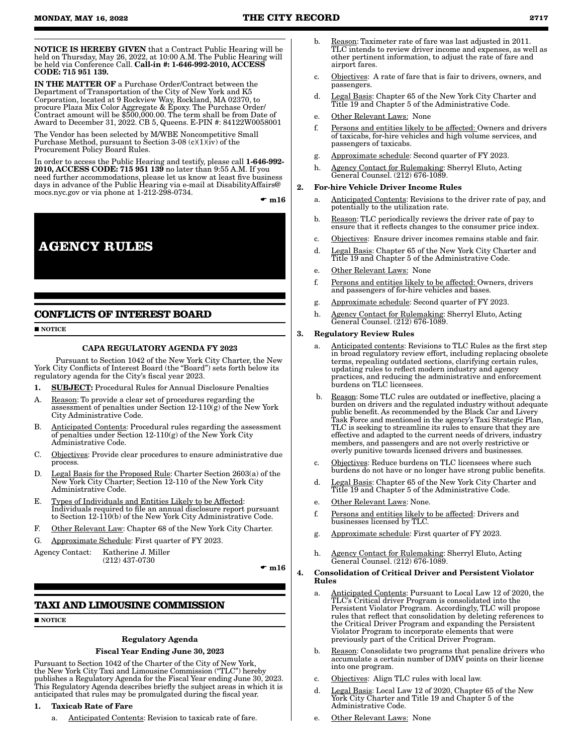**NOTICE IS HEREBY GIVEN** that a Contract Public Hearing will be held on Thursday, May 26, 2022, at 10:00 A.M. The Public Hearing will be held via Conference Call. **Call-in #: 1-646-992-2010, ACCESS CODE: 715 951 139.**

**IN THE MATTER OF** a Purchase Order/Contract between the Department of Transportation of the City of New York and K5 Corporation, located at 9 Rockview Way, Rockland, MA 02370, to procure Plaza Mix Color Aggregate & Epoxy. The Purchase Order/Contract amount will be $500,000.00. The term shall be from Date of Award to December 31, 2022. CB 5, Queens. E-PIN #: 84122W0058001

The Vendor has been selected by M/WBE Noncompetitive Small Purchase Method, pursuant to Section 3-08 (c)(1)(iv) of the Procurement Policy Board Rules.

In order to access the Public Hearing and testify, please call **1-646-992-2010, ACCESS CODE: 715 951 139** no later than 9:55 A.M. If you need further accommodations, please let us know at least five business days in advance of the Public Hearing via e-mail at DisabilityAffairs@mocs.nyc.gov or via phone at 1-212-298-0734.

☛ **m16**

# AGENCY RULES

## CONFLICTS OF INTEREST BOARD

■ **NOTICE**

**CAPA REGULATORY AGENDA FY 2023**

Pursuant to Section 1042 of the New York City Charter, the New York City Conflicts of Interest Board (the "Board") sets forth below its regulatory agenda for the City's fiscal year 2023.

1. **SUBJECT:** Procedural Rules for Annual Disclosure Penalties

A. Reason: To provide a clear set of procedures regarding the assessment of penalties under Section 12-110(g) of the New York City Administrative Code.

B. Anticipated Contents: Procedural rules regarding the assessment of penalties under Section 12-110(g) of the New York City Administrative Code.

C. Objectives: Provide clear procedures to ensure administrative due process.

D. Legal Basis for the Proposed Rule: Charter Section 2603(a) of the New York City Charter; Section 12-110 of the New York City Administrative Code.

E. Types of Individuals and Entities Likely to be Affected: Individuals required to file an annual disclosure report pursuant to Section 12-110(b) of the New York City Administrative Code.

F. Other Relevant Law: Chapter 68 of the New York City Charter.

G. Approximate Schedule: First quarter of FY 2023.

Agency Contact: Katherine J. Miller (212) 437-0730

☛ **m16**

## TAXI AND LIMOUSINE COMMISSION

■ **NOTICE**

**Regulatory Agenda**

**Fiscal Year Ending June 30, 2023**

Pursuant to Section 1042 of the Charter of the City of New York, the New York City Taxi and Limousine Commission ("TLC") hereby publishes a Regulatory Agenda for the Fiscal Year ending June 30, 2023. This Regulatory Agenda describes briefly the subject areas in which it is anticipated that rules may be promulgated during the fiscal year.

1. **Taxicab Rate of Fare**
   a. Anticipated Contents: Revision to taxicab rate of fare.
   b. Reason: Taximeter rate of fare was last adjusted in 2011. TLC intends to review driver income and expenses, as well as other pertinent information, to adjust the rate of fare and airport fares.
   c. Objectives: A rate of fare that is fair to drivers, owners, and passengers.
   d. Legal Basis: Chapter 65 of the New York City Charter and Title 19 and Chapter 5 of the Administrative Code.
   e. Other Relevant Laws: None
   f. Persons and entities likely to be affected: Owners and drivers of taxicabs, for-hire vehicles and high volume services, and passengers of taxicabs.
   g. Approximate schedule: Second quarter of FY 2023.
   h. Agency Contact for Rulemaking: Sherryl Eluto, Acting General Counsel. (212) 676-1089.

2. **For-hire Vehicle Driver Income Rules**
   a. Anticipated Contents: Revisions to the driver rate of pay, and potentially to the utilization rate.
   b. Reason: TLC periodically reviews the driver rate of pay to ensure that it reflects changes to the consumer price index.
   c. Objectives: Ensure driver incomes remains stable and fair.
   d. Legal Basis: Chapter 65 of the New York City Charter and Title 19 and Chapter 5 of the Administrative Code.
   e. Other Relevant Laws: None
   f. Persons and entities likely to be affected: Owners, drivers and passengers of for-hire vehicles and bases.
   g. Approximate schedule: Second quarter of FY 2023.
   h. Agency Contact for Rulemaking: Sherryl Eluto, Acting General Counsel. (212) 676-1089.

3. **Regulatory Review Rules**
   a. Anticipated contents: Revisions to TLC Rules as the first step in broad regulatory review effort, including replacing obsolete terms, repealing outdated sections, clarifying certain rules, updating rules to reflect modern industry and agency practices, and reducing the administrative and enforcement burdens on TLC licensees.
   b. Reason: Some TLC rules are outdated or ineffective, placing a burden on drivers and the regulated industry without adequate public benefit. As recommended by the Black Car and Livery Task Force and mentioned in the agency's Taxi Strategic Plan, TLC is seeking to streamline its rules to ensure that they are effective and adapted to the current needs of drivers, industry members, and passengers and are not overly restrictive or overly punitive towards licensed drivers and businesses.
   c. Objectives: Reduce burdens on TLC licensees where such burdens do not have or no longer have strong public benefits.
   d. Legal Basis: Chapter 65 of the New York City Charter and Title 19 and Chapter 5 of the Administrative Code.
   e. Other Relevant Laws: None.
   f. Persons and entities likely to be affected: Drivers and businesses licensed by TLC.
   g. Approximate schedule: First quarter of FY 2023.
   h. Agency Contact for Rulemaking: Sherryl Eluto, Acting General Counsel. (212) 676-1089.

4. **Consolidation of Critical Driver and Persistent Violator Rules**
   a. Anticipated Contents: Pursuant to Local Law 12 of 2020, the TLC's Critical driver Program is consolidated into the Persistent Violator Program. Accordingly, TLC will propose rules that reflect that consolidation by deleting references to the Critical Driver Program and expanding the Persistent Violator Program to incorporate elements that were previously part of the Critical Driver Program.
   b. Reason: Consolidate two programs that penalize drivers who accumulate a certain number of DMV points on their license into one program.
   c. Objectives: Align TLC rules with local law.
   d. Legal Basis: Local Law 12 of 2020, Chapter 65 of the New York City Charter and Title 19 and Chapter 5 of the Administrative Code.
   e. Other Relevant Laws: None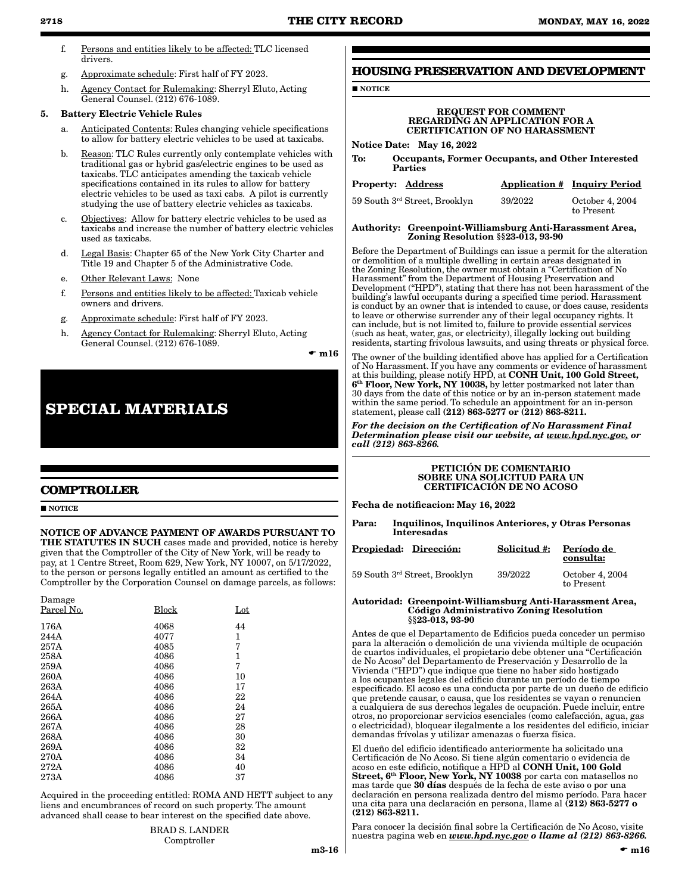f. Persons and entities likely to be affected: TLC licensed drivers.

g. Approximate schedule: First half of FY 2023.

h. Agency Contact for Rulemaking: Sherryl Eluto, Acting General Counsel. (212) 676-1089.

**5. Battery Electric Vehicle Rules**

a. Anticipated Contents: Rules changing vehicle specifications to allow for battery electric vehicles to be used at taxicabs.

b. Reason: TLC Rules currently only contemplate vehicles with traditional gas or hybrid gas/electric engines to be used as taxicabs. TLC anticipates amending the taxicab vehicle specifications contained in its rules to allow for battery electric vehicles to be used as taxi cabs. A pilot is currently studying the use of battery electric vehicles as taxicabs.

c. Objectives: Allow for battery electric vehicles to be used as taxicabs and increase the number of battery electric vehicles used as taxicabs.

d. Legal Basis: Chapter 65 of the New York City Charter and Title 19 and Chapter 5 of the Administrative Code.

e. Other Relevant Laws: None

f. Persons and entities likely to be affected: Taxicab vehicle owners and drivers.

g. Approximate schedule: First half of FY 2023.

h. Agency Contact for Rulemaking: Sherryl Eluto, Acting General Counsel. (212) 676-1089.

☛ m16

# SPECIAL MATERIALS

## COMPTROLLER

■ NOTICE

**NOTICE OF ADVANCE PAYMENT OF AWARDS PURSUANT TO THE STATUTES IN SUCH** cases made and provided, notice is hereby given that the Comptroller of the City of New York, will be ready to pay, at 1 Centre Street, Room 629, New York, NY 10007, on 5/17/2022, to the person or persons legally entitled an amount as certified to the Comptroller by the Corporation Counsel on damage parcels, as follows:

| Damage Parcel No. | Block | Lot |
|---|---|---|
| 176A | 4068 | 44 |
| 244A | 4077 | 1 |
| 257A | 4085 | 7 |
| 258A | 4086 | 1 |
| 259A | 4086 | 7 |
| 260A | 4086 | 10 |
| 263A | 4086 | 17 |
| 264A | 4086 | 22 |
| 265A | 4086 | 24 |
| 266A | 4086 | 27 |
| 267A | 4086 | 28 |
| 268A | 4086 | 30 |
| 269A | 4086 | 32 |
| 270A | 4086 | 34 |
| 272A | 4086 | 40 |
| 273A | 4086 | 37 |

Acquired in the proceeding entitled: ROMA AND HETT subject to any liens and encumbrances of record on such property. The amount advanced shall cease to bear interest on the specified date above.

BRAD S. LANDER
Comptroller

m3-16

## HOUSING PRESERVATION AND DEVELOPMENT

■ NOTICE

**REQUEST FOR COMMENT REGARDING AN APPLICATION FOR A CERTIFICATION OF NO HARASSMENT**

**Notice Date: May 16, 2022**

**To: Occupants, Former Occupants, and Other Interested Parties**

| Property: Address | Application # | Inquiry Period |
|---|---|---|
| 59 South 3rd Street, Brooklyn | 39/2022 | October 4, 2004 to Present |

**Authority: Greenpoint-Williamsburg Anti-Harassment Area, Zoning Resolution §§23-013, 93-90**

Before the Department of Buildings can issue a permit for the alteration or demolition of a multiple dwelling in certain areas designated in the Zoning Resolution, the owner must obtain a "Certification of No Harassment" from the Department of Housing Preservation and Development ("HPD"), stating that there has not been harassment of the building's lawful occupants during a specified time period. Harassment is conduct by an owner that is intended to cause, or does cause, residents to leave or otherwise surrender any of their legal occupancy rights. It can include, but is not limited to, failure to provide essential services (such as heat, water, gas, or electricity), illegally locking out building residents, starting frivolous lawsuits, and using threats or physical force.

The owner of the building identified above has applied for a Certification of No Harassment. If you have any comments or evidence of harassment at this building, please notify HPD, at **CONH Unit, 100 Gold Street, 6th Floor, New York, NY 10038,** by letter postmarked not later than 30 days from the date of this notice or by an in-person statement made within the same period. To schedule an appointment for an in-person statement, please call **(212) 863-5277 or (212) 863-8211.**

***For the decision on the Certification of No Harassment Final Determination please visit our website, at www.hpd.nyc.gov, or call (212) 863-8266.***

**PETICIÓN DE COMENTARIO SOBRE UNA SOLICITUD PARA UN CERTIFICACIÓN DE NO ACOSO**

**Fecha de notificacion: May 16, 2022**

**Para: Inquilinos, Inquilinos Anteriores, y Otras Personas Interesadas**

| Propiedad: Dirección: | Solicitud #: | Período de consulta: |
|---|---|---|
| 59 South 3rd Street, Brooklyn | 39/2022 | October 4, 2004 to Present |

**Autoridad: Greenpoint-Williamsburg Anti-Harassment Area, Código Administrativo Zoning Resolution §§23-013, 93-90**

Antes de que el Departamento de Edificios pueda conceder un permiso para la alteración o demolición de una vivienda múltiple de ocupación de cuartos individuales, el propietario debe obtener una "Certificación de No Acoso" del Departamento de Preservación y Desarrollo de la Vivienda ("HPD") que indique que tiene no haber sido hostigado a los ocupantes legales del edificio durante un período de tiempo especificado. El acoso es una conducta por parte de un dueño de edificio que pretende causar, o causa, que los residentes se vayan o renuncien a cualquiera de sus derechos legales de ocupación. Puede incluir, entre otros, no proporcionar servicios esenciales (como calefacción, agua, gas o electricidad), bloquear ilegalmente a los residentes del edificio, iniciar demandas frívolas y utilizar amenazas o fuerza física.

El dueño del edificio identificado anteriormente ha solicitado una Certificación de No Acoso. Si tiene algún comentario o evidencia de acoso en este edificio, notifique a HPD al **CONH Unit, 100 Gold Street, 6th Floor, New York, NY 10038** por carta con matasellos no mas tarde que **30 días** después de la fecha de este aviso o por una declaración en persona realizada dentro del mismo período. Para hacer una cita para una declaración en persona, llame al **(212) 863-5277 o (212) 863-8211.**

Para conocer la decisión final sobre la Certificación de No Acoso, visite nuestra pagina web en ***www.hpd.nyc.gov o llame al (212) 863-8266.***

☛ m16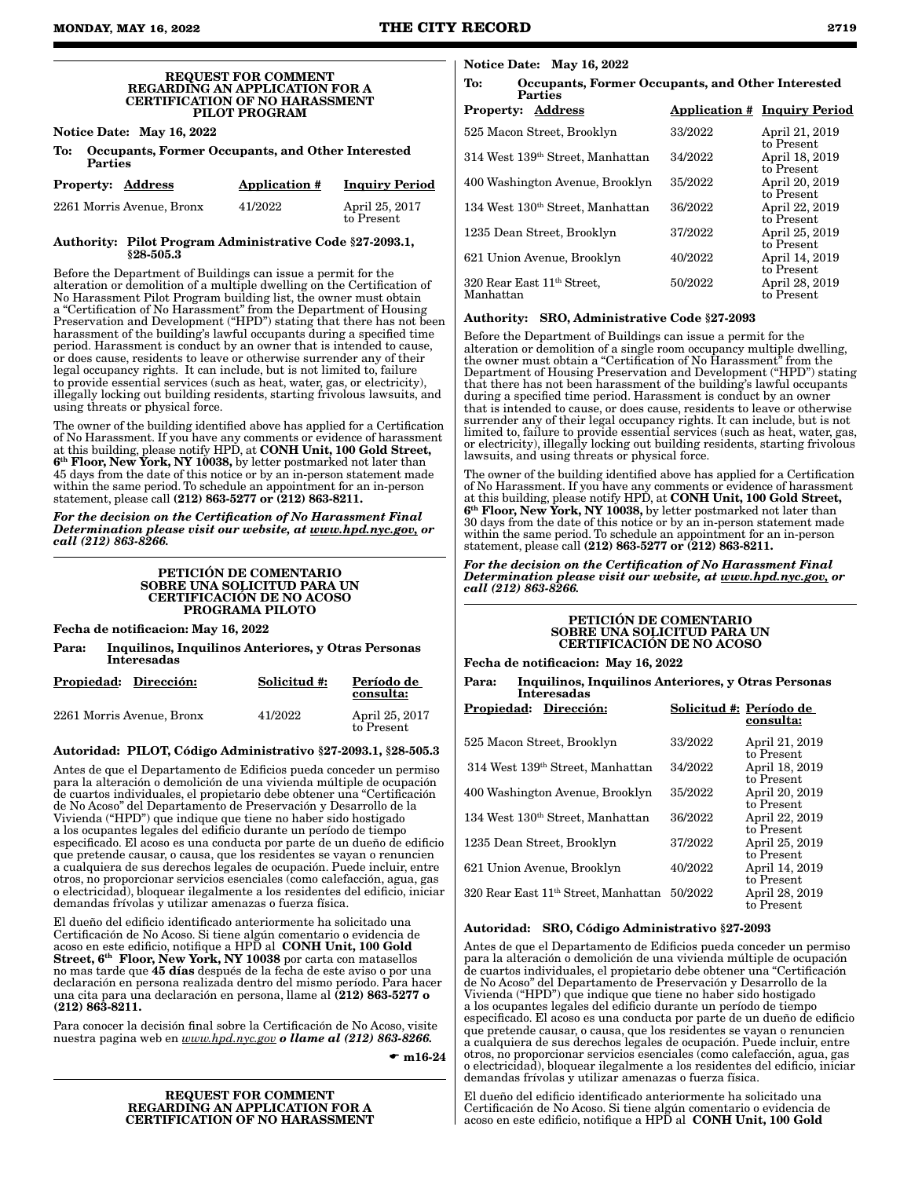### REQUEST FOR COMMENT REGARDING AN APPLICATION FOR A CERTIFICATION OF NO HARASSMENT PILOT PROGRAM

**Notice Date: May 16, 2022**

**To: Occupants, Former Occupants, and Other Interested Parties**

| Property: Address | Application # | Inquiry Period |
|---|---|---|
| 2261 Morris Avenue, Bronx | 41/2022 | April 25, 2017 to Present |

**Authority: Pilot Program Administrative Code §27-2093.1, §28-505.3**

Before the Department of Buildings can issue a permit for the alteration or demolition of a multiple dwelling on the Certification of No Harassment Pilot Program building list, the owner must obtain a "Certification of No Harassment" from the Department of Housing Preservation and Development ("HPD") stating that there has not been harassment of the building's lawful occupants during a specified time period. Harassment is conduct by an owner that is intended to cause, or does cause, residents to leave or otherwise surrender any of their legal occupancy rights. It can include, but is not limited to, failure to provide essential services (such as heat, water, gas, or electricity), illegally locking out building residents, starting frivolous lawsuits, and using threats or physical force.

The owner of the building identified above has applied for a Certification of No Harassment. If you have any comments or evidence of harassment at this building, please notify HPD, at **CONH Unit, 100 Gold Street, 6th Floor, New York, NY 10038,** by letter postmarked not later than 45 days from the date of this notice or by an in-person statement made within the same period. To schedule an appointment for an in-person statement, please call **(212) 863-5277 or (212) 863-8211.**

***For the decision on the Certification of No Harassment Final Determination please visit our website, at www.hpd.nyc.gov, or call (212) 863-8266.***

### PETICIÓN DE COMENTARIO SOBRE UNA SOLICITUD PARA UN CERTIFICACIÓN DE NO ACOSO PROGRAMA PILOTO

**Fecha de notificacion: May 16, 2022**

**Para: Inquilinos, Inquilinos Anteriores, y Otras Personas Interesadas**

| Propiedad: Dirección: | Solicitud #: | Período de consulta: |
|---|---|---|
| 2261 Morris Avenue, Bronx | 41/2022 | April 25, 2017 to Present |

**Autoridad: PILOT, Código Administrativo §27-2093.1, §28-505.3**

Antes de que el Departamento de Edificios pueda conceder un permiso para la alteración o demolición de una vivienda múltiple de ocupación de cuartos individuales, el propietario debe obtener una "Certificación de No Acoso" del Departamento de Preservación y Desarrollo de la Vivienda ("HPD") que indique que tiene no haber sido hostigado a los ocupantes legales del edificio durante un período de tiempo especificado. El acoso es una conducta por parte de un dueño de edificio que pretende causar, o causa, que los residentes se vayan o renuncien a cualquiera de sus derechos legales de ocupación. Puede incluir, entre otros, no proporcionar servicios esenciales (como calefacción, agua, gas o electricidad), bloquear ilegalmente a los residentes del edificio, iniciar demandas frívolas y utilizar amenazas o fuerza física.

El dueño del edificio identificado anteriormente ha solicitado una Certificación de No Acoso. Si tiene algún comentario o evidencia de acoso en este edificio, notifique a HPD al **CONH Unit, 100 Gold Street, 6th Floor, New York, NY 10038** por carta con matasellos no mas tarde que **45 días** después de la fecha de este aviso o por una declaración en persona realizada dentro del mismo período. Para hacer una cita para una declaración en persona, llame al **(212) 863-5277 o (212) 863-8211.**

Para conocer la decisión final sobre la Certificación de No Acoso, visite nuestra pagina web en *www.hpd.nyc.gov* ***o llame al (212) 863-8266.***

☛ **m16-24**

### REQUEST FOR COMMENT REGARDING AN APPLICATION FOR A CERTIFICATION OF NO HARASSMENT

**Notice Date: May 16, 2022**

**To: Occupants, Former Occupants, and Other Interested Parties**

| Property: Address | Application # | Inquiry Period |
|---|---|---|
| 525 Macon Street, Brooklyn | 33/2022 | April 21, 2019 to Present |
| 314 West 139th Street, Manhattan | 34/2022 | April 18, 2019 to Present |
| 400 Washington Avenue, Brooklyn | 35/2022 | April 20, 2019 to Present |
| 134 West 130th Street, Manhattan | 36/2022 | April 22, 2019 to Present |
| 1235 Dean Street, Brooklyn | 37/2022 | April 25, 2019 to Present |
| 621 Union Avenue, Brooklyn | 40/2022 | April 14, 2019 to Present |
| 320 Rear East 11th Street, Manhattan | 50/2022 | April 28, 2019 to Present |

**Authority: SRO, Administrative Code §27-2093**

Before the Department of Buildings can issue a permit for the alteration or demolition of a single room occupancy multiple dwelling, the owner must obtain a "Certification of No Harassment" from the Department of Housing Preservation and Development ("HPD") stating that there has not been harassment of the building's lawful occupants during a specified time period. Harassment is conduct by an owner that is intended to cause, or does cause, residents to leave or otherwise surrender any of their legal occupancy rights. It can include, but is not limited to, failure to provide essential services (such as heat, water, gas, or electricity), illegally locking out building residents, starting frivolous lawsuits, and using threats or physical force.

The owner of the building identified above has applied for a Certification of No Harassment. If you have any comments or evidence of harassment at this building, please notify HPD, at **CONH Unit, 100 Gold Street, 6th Floor, New York, NY 10038,** by letter postmarked not later than 30 days from the date of this notice or by an in-person statement made within the same period. To schedule an appointment for an in-person statement, please call **(212) 863-5277 or (212) 863-8211.**

***For the decision on the Certification of No Harassment Final Determination please visit our website, at www.hpd.nyc.gov, or call (212) 863-8266.***

### PETICIÓN DE COMENTARIO SOBRE UNA SOLICITUD PARA UN CERTIFICACIÓN DE NO ACOSO

**Fecha de notificacion: May 16, 2022**

**Para: Inquilinos, Inquilinos Anteriores, y Otras Personas Interesadas**

| Propiedad: Dirección: | Solicitud #: | Período de consulta: |
|---|---|---|
| 525 Macon Street, Brooklyn | 33/2022 | April 21, 2019 to Present |
| 314 West 139th Street, Manhattan | 34/2022 | April 18, 2019 to Present |
| 400 Washington Avenue, Brooklyn | 35/2022 | April 20, 2019 to Present |
| 134 West 130th Street, Manhattan | 36/2022 | April 22, 2019 to Present |
| 1235 Dean Street, Brooklyn | 37/2022 | April 25, 2019 to Present |
| 621 Union Avenue, Brooklyn | 40/2022 | April 14, 2019 to Present |
| 320 Rear East 11th Street, Manhattan | 50/2022 | April 28, 2019 to Present |

**Autoridad: SRO, Código Administrativo §27-2093**

Antes de que el Departamento de Edificios pueda conceder un permiso para la alteración o demolición de una vivienda múltiple de ocupación de cuartos individuales, el propietario debe obtener una "Certificación de No Acoso" del Departamento de Preservación y Desarrollo de la Vivienda ("HPD") que indique que tiene no haber sido hostigado a los ocupantes legales del edificio durante un período de tiempo especificado. El acoso es una conducta por parte de un dueño de edificio que pretende causar, o causa, que los residentes se vayan o renuncien a cualquiera de sus derechos legales de ocupación. Puede incluir, entre otros, no proporcionar servicios esenciales (como calefacción, agua, gas o electricidad), bloquear ilegalmente a los residentes del edificio, iniciar demandas frívolas y utilizar amenazas o fuerza física.

El dueño del edificio identificado anteriormente ha solicitado una Certificación de No Acoso. Si tiene algún comentario o evidencia de acoso en este edificio, notifique a HPD al **CONH Unit, 100 Gold**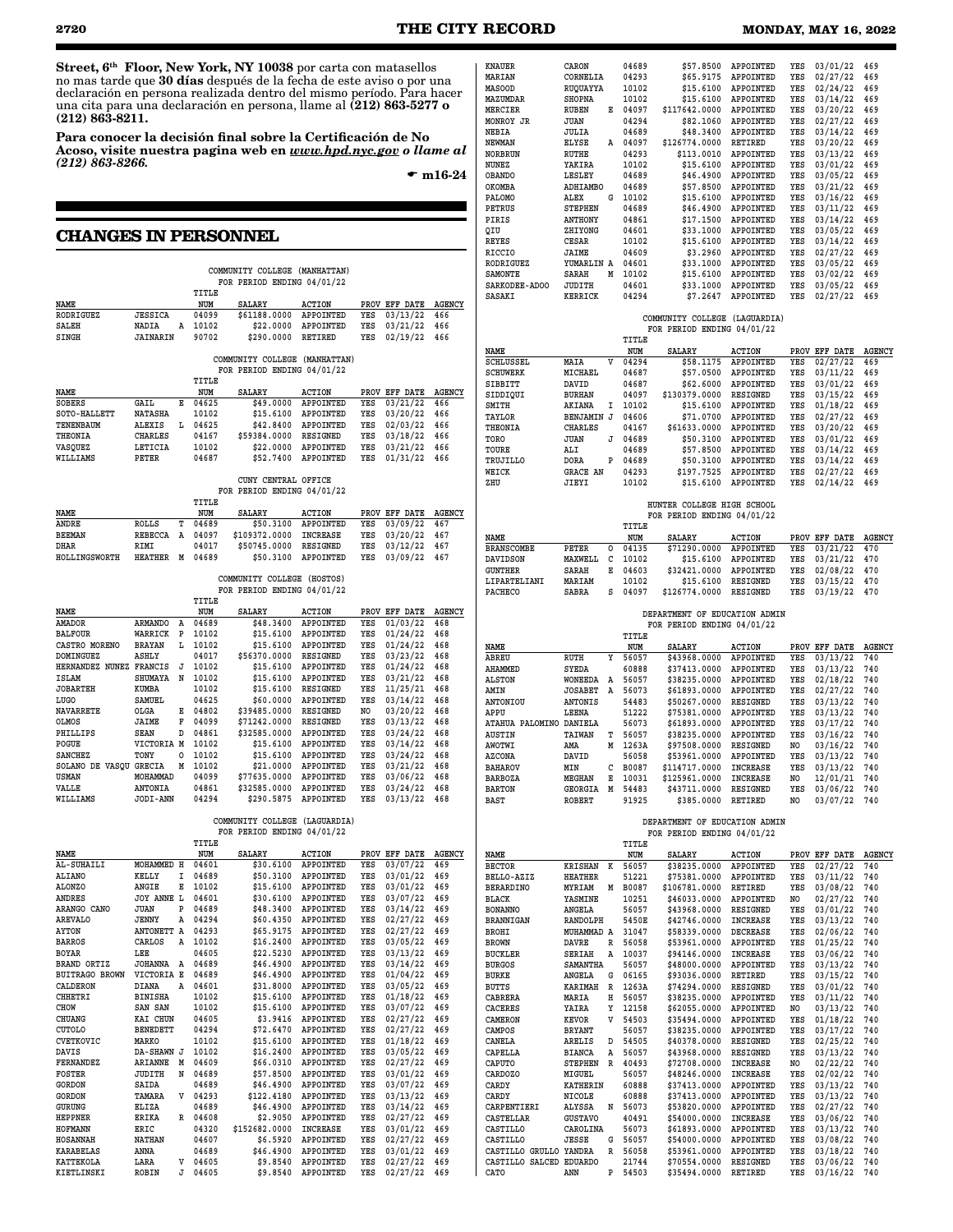**Street, 6th Floor, New York, NY 10038** por carta con matasellos no mas tarde que **30 días** después de la fecha de este aviso o por una declaración en persona realizada dentro del mismo período. Para hacer una cita para una declaración en persona, llame al **(212) 863-5277 o (212) 863-8211.**

**Para conocer la decisión final sobre la Certificación de No Acoso, visite nuestra pagina web en *www.hpd.nyc.gov* o llame al *(212) 863-8266.***

☛ **m16-24**

## CHANGES IN PERSONNEL

COMMUNITY COLLEGE (MANHATTAN)
FOR PERIOD ENDING 04/01/22

| NAME | | | TITLE NUM | SALARY | ACTION | PROV | EFF DATE | AGENCY |
|---|---|---|---|---|---|---|---|---|
| RODRIGUEZ | JESSICA | | 04099 | $61188.0000 | APPOINTED | YES | 03/13/22 | 466 |
| SALEH | NADIA | A | 10102 | $22.0000 | APPOINTED | YES | 03/21/22 | 466 |
| SINGH | JAINARIN | | 90702 | $290.0000 | RETIRED | YES | 02/19/22 | 466 |

COMMUNITY COLLEGE (MANHATTAN)
FOR PERIOD ENDING 04/01/22

| NAME | | | TITLE NUM | SALARY | ACTION | PROV | EFF DATE | AGENCY |
|---|---|---|---|---|---|---|---|---|
| SOBERS | GAIL | E | 04625 | $49.0000 | APPOINTED | YES | 03/21/22 | 466 |
| SOTO-HALLETT | NATASHA | | 10102 | $15.6100 | APPOINTED | YES | 03/20/22 | 466 |
| TENENBAUM | ALEXIS | L | 04625 | $42.8400 | APPOINTED | YES | 02/03/22 | 466 |
| THEONIA | CHARLES | | 04167 | $59344.0000 | RESIGNED | YES | 03/18/22 | 466 |
| VASQUEZ | LETICIA | | 10102 | $22.0000 | APPOINTED | YES | 03/21/22 | 466 |
| WILLIAMS | PETER | | 04687 | $52.7400 | APPOINTED | YES | 01/31/22 | 466 |

CUNY CENTRAL OFFICE
FOR PERIOD ENDING 04/01/22

| NAME | | | TITLE NUM | SALARY | ACTION | PROV | EFF DATE | AGENCY |
|---|---|---|---|---|---|---|---|---|
| ANDRE | ROLLS | T | 04689 | $50.3100 | APPOINTED | YES | 03/09/22 | 467 |
| BEEMAN | REBECCA | A | 04097 | $109372.0000 | INCREASE | YES | 03/20/22 | 467 |
| DHAR | RIMI | | 04017 | $50745.0000 | RESIGNED | YES | 03/12/22 | 467 |
| HOLLINGSWORTH | HEATHER | M | 04689 | $50.3100 | APPOINTED | YES | 03/09/22 | 467 |

COMMUNITY COLLEGE (HOSTOS)
FOR PERIOD ENDING 04/01/22

| NAME | | | TITLE NUM | SALARY | ACTION | PROV | EFF DATE | AGENCY |
|---|---|---|---|---|---|---|---|---|
| AMADOR | ARMANDO | A | 04689 | $48.3400 | APPOINTED | YES | 01/03/22 | 468 |
| BALFOUR | WARRICK | P | 10102 | $15.6100 | APPOINTED | YES | 01/24/22 | 468 |
| CASTRO MORENO | BRAYAN | L | 10102 | $15.6100 | APPOINTED | YES | 01/24/22 | 468 |
| DOMINGUEZ | ASHLY | | 04017 | $56370.0000 | RESIGNED | YES | 03/23/22 | 468 |
| HERNANDEZ NUNEZ | FRANCIS | J | 10102 | $15.6100 | APPOINTED | YES | 01/24/22 | 468 |
| ISLAM | SHUMAYA | N | 10102 | $15.6100 | APPOINTED | YES | 03/21/22 | 468 |
| JOBARTEH | KUMBA | | 10102 | $15.6100 | RESIGNED | YES | 11/25/21 | 468 |
| LUGO | SAMUEL | | 04625 | $60.0000 | APPOINTED | YES | 03/14/22 | 468 |
| NAVARRETE | OLGA | E | 04802 | $39485.0000 | RESIGNED | NO | 03/20/22 | 468 |
| OLMOS | JAIME | F | 04099 | $71242.0000 | RESIGNED | YES | 03/13/22 | 468 |
| PHILLIPS | SEAN | D | 04861 | $32585.0000 | APPOINTED | YES | 03/24/22 | 468 |
| POGUE | VICTORIA | M | 10102 | $15.6100 | APPOINTED | YES | 03/14/22 | 468 |
| SANCHEZ | TONY | O | 10102 | $15.6100 | APPOINTED | YES | 03/24/22 | 468 |
| SOLANO DE VASQU | GRECIA | M | 10102 | $21.0000 | APPOINTED | YES | 03/21/22 | 468 |
| USMAN | MOHAMMAD | | 04099 | $77635.0000 | APPOINTED | YES | 03/06/22 | 468 |
| VALLE | ANTONIA | | 04861 | $32585.0000 | APPOINTED | YES | 03/24/22 | 468 |
| WILLIAMS | JODI-ANN | | 04294 | $290.5875 | APPOINTED | YES | 03/13/22 | 468 |

COMMUNITY COLLEGE (LAGUARDIA)
FOR PERIOD ENDING 04/01/22

| NAME | | | TITLE NUM | SALARY | ACTION | PROV | EFF DATE | AGENCY |
|---|---|---|---|---|---|---|---|---|
| AL-SUHAILI | MOHAMMED | H | 04601 | $30.6100 | APPOINTED | YES | 03/07/22 | 469 |
| ALIANO | KELLY | I | 04689 | $50.3100 | APPOINTED | YES | 03/01/22 | 469 |
| ALONZO | ANGIE | E | 10102 | $15.6100 | APPOINTED | YES | 03/01/22 | 469 |
| ANDRES | JOY ANNE | L | 04601 | $30.6100 | APPOINTED | YES | 03/07/22 | 469 |
| ARANGO CANO | JUAN | P | 04689 | $48.3400 | APPOINTED | YES | 03/14/22 | 469 |
| AREVALO | JENNY | A | 04294 | $60.4350 | APPOINTED | YES | 02/27/22 | 469 |
| AYTON | ANTONETT | A | 04293 | $65.9175 | APPOINTED | YES | 02/27/22 | 469 |
| BARROS | CARLOS | A | 10102 | $16.2400 | APPOINTED | YES | 03/05/22 | 469 |
| BOYAR | LEE | | 04605 | $22.5230 | APPOINTED | YES | 03/13/22 | 469 |
| BRAND ORTIZ | JOHANNA | A | 04689 | $46.4900 | APPOINTED | YES | 03/14/22 | 469 |
| BUITRAGO BROWN | VICTORIA | E | 04689 | $46.4900 | APPOINTED | YES | 01/04/22 | 469 |
| CALDERON | DIANA | A | 04601 | $31.8000 | APPOINTED | YES | 03/05/22 | 469 |
| CHHETRI | BINISHA | | 10102 | $15.6100 | APPOINTED | YES | 01/18/22 | 469 |
| CHOW | SAN SAN | | 10102 | $15.6100 | APPOINTED | YES | 03/07/22 | 469 |
| CHUANG | KAI CHUN | | 04605 | $3.9416 | APPOINTED | YES | 02/27/22 | 469 |
| CUTOLO | BENEDETT | | 04294 | $72.6470 | APPOINTED | YES | 02/27/22 | 469 |
| CVETKOVIC | MARKO | | 10102 | $15.6100 | APPOINTED | YES | 01/18/22 | 469 |
| DAVIS | DA-SHAWN | J | 10102 | $16.2400 | APPOINTED | YES | 03/05/22 | 469 |
| FERNANDEZ | ARIANNE | M | 04609 | $66.0310 | APPOINTED | YES | 02/27/22 | 469 |
| FOSTER | JUDITH | N | 04689 | $57.8500 | APPOINTED | YES | 03/01/22 | 469 |
| GORDON | SAIDA | | 04689 | $46.4900 | APPOINTED | YES | 03/07/22 | 469 |
| GORDON | TAMARA | V | 04293 | $122.4180 | APPOINTED | YES | 03/13/22 | 469 |
| GURUNG | ELIZA | | 04689 | $46.4900 | APPOINTED | YES | 03/14/22 | 469 |
| HEPPNER | ERIKA | R | 04608 | $2.9050 | APPOINTED | YES | 02/27/22 | 469 |
| HOFMANN | ERIC | | 04320 | $152682.0000 | INCREASE | YES | 03/01/22 | 469 |
| HOSANNAH | NATHAN | | 04607 | $6.5920 | APPOINTED | YES | 02/27/22 | 469 |
| KARABELAS | ANNA | | 04689 | $46.4900 | APPOINTED | YES | 03/01/22 | 469 |
| KATTEKOLA | LARA | V | 04605 | $9.8540 | APPOINTED | YES | 02/27/22 | 469 |
| KIETLINSKI | ROBIN | J | 04605 | $9.8540 | APPOINTED | YES | 02/27/22 | 469 |
| KNAUER | CARON | | 04689 | $57.8500 | APPOINTED | YES | 03/01/22 | 469 |
| MARIAN | CORNELIA | | 04293 | $65.9175 | APPOINTED | YES | 02/27/22 | 469 |
| MASOOD | RUQUAYYA | | 10102 | $15.6100 | APPOINTED | YES | 02/24/22 | 469 |
| MAZUMDAR | SHOPNA | | 10102 | $15.6100 | APPOINTED | YES | 03/14/22 | 469 |
| MERCIER | RUBEN | E | 04097 | $117642.0000 | APPOINTED | YES | 03/20/22 | 469 |
| MONROY JR | JUAN | | 04294 | $82.1060 | APPOINTED | YES | 02/27/22 | 469 |
| NEBIA | JULIA | | 04689 | $48.3400 | APPOINTED | YES | 03/14/22 | 469 |
| NEWMAN | ELYSE | A | 04097 | $126774.0000 | RETIRED | YES | 03/20/22 | 469 |
| NORBRUN | RUTHE | | 04293 | $113.0010 | APPOINTED | YES | 03/13/22 | 469 |
| NUNEZ | YAKIRA | | 10102 | $15.6100 | APPOINTED | YES | 03/01/22 | 469 |
| OBANDO | LESLEY | | 04689 | $46.4900 | APPOINTED | YES | 03/05/22 | 469 |
| OKOMBA | ADHIAMBO | | 04689 | $57.8500 | APPOINTED | YES | 03/21/22 | 469 |
| PALOMO | ALEX | G | 10102 | $15.6100 | APPOINTED | YES | 03/16/22 | 469 |
| PETRUS | STEPHEN | | 04689 | $46.4900 | APPOINTED | YES | 03/11/22 | 469 |
| PIRIS | ANTHONY | | 04861 | $17.1500 | APPOINTED | YES | 03/14/22 | 469 |
| QIU | ZHIYONG | | 04601 | $33.1000 | APPOINTED | YES | 03/05/22 | 469 |
| REYES | CESAR | | 10102 | $15.6100 | APPOINTED | YES | 03/14/22 | 469 |
| RICCIO | JAIME | | 04609 | $3.2960 | APPOINTED | YES | 02/27/22 | 469 |
| RODRIGUEZ | YUMARLIN | A | 04601 | $33.1000 | APPOINTED | YES | 03/05/22 | 469 |
| SAMONTE | SARAH | M | 10102 | $15.6100 | APPOINTED | YES | 03/02/22 | 469 |
| SARKODEE-ADOO | JUDITH | | 04601 | $33.1000 | APPOINTED | YES | 03/05/22 | 469 |
| SASAKI | KERRICK | | 04294 | $7.2647 | APPOINTED | YES | 02/27/22 | 469 |

COMMUNITY COLLEGE (LAGUARDIA)
FOR PERIOD ENDING 04/01/22

| NAME | | | TITLE NUM | SALARY | ACTION | PROV | EFF DATE | AGENCY |
|---|---|---|---|---|---|---|---|---|
| SCHLUSSEL | MAIA | V | 04294 | $58.1175 | APPOINTED | YES | 02/27/22 | 469 |
| SCHUWERK | MICHAEL | | 04687 | $57.0500 | APPOINTED | YES | 03/11/22 | 469 |
| SIBBITT | DAVID | | 04687 | $62.6000 | APPOINTED | YES | 03/01/22 | 469 |
| SIDDIQUI | BURHAN | | 04097 | $130379.0000 | RESIGNED | YES | 03/15/22 | 469 |
| SMITH | AKIANA | I | 10102 | $15.6100 | APPOINTED | YES | 01/18/22 | 469 |
| TAYLOR | BENJAMIN | J | 04606 | $71.0700 | APPOINTED | YES | 02/27/22 | 469 |
| THEONIA | CHARLES | | 04167 | $61633.0000 | APPOINTED | YES | 03/20/22 | 469 |
| TORO | JUAN | J | 04689 | $50.3100 | APPOINTED | YES | 03/01/22 | 469 |
| TOURE | ALI | | 04689 | $57.8500 | APPOINTED | YES | 03/14/22 | 469 |
| TRUJILLO | DORA | P | 04689 | $50.3100 | APPOINTED | YES | 03/14/22 | 469 |
| WEICK | GRACE AN | | 04293 | $197.7525 | APPOINTED | YES | 02/27/22 | 469 |
| ZHU | JIEYI | | 10102 | $15.6100 | APPOINTED | YES | 02/14/22 | 469 |

HUNTER COLLEGE HIGH SCHOOL
FOR PERIOD ENDING 04/01/22

| NAME | | | TITLE NUM | SALARY | ACTION | PROV | EFF DATE | AGENCY |
|---|---|---|---|---|---|---|---|---|
| BRANSCOMBE | PETER | O | 04135 | $71290.0000 | APPOINTED | YES | 03/21/22 | 470 |
| DAVIDSON | MAXWELL | C | 10102 | $15.6100 | APPOINTED | YES | 03/21/22 | 470 |
| GUNTHER | SARAH | E | 04603 | $32421.0000 | APPOINTED | YES | 02/08/22 | 470 |
| LIPARTELIANI | MARIAM | | 10102 | $15.6100 | RESIGNED | YES | 03/15/22 | 470 |
| PACHECO | SABRA | S | 04097 | $126774.0000 | RESIGNED | YES | 03/19/22 | 470 |

DEPARTMENT OF EDUCATION ADMIN
FOR PERIOD ENDING 04/01/22

| NAME | | | TITLE NUM | SALARY | ACTION | PROV | EFF DATE | AGENCY |
|---|---|---|---|---|---|---|---|---|
| ABREU | RUTH | Y | 56057 | $43968.0000 | APPOINTED | YES | 03/13/22 | 740 |
| AHAMMED | SYEDA | | 60888 | $37413.0000 | APPOINTED | YES | 03/13/22 | 740 |
| ALSTON | WONEEDA | A | 56057 | $38235.0000 | APPOINTED | YES | 02/18/22 | 740 |
| AMIN | JOSABET | A | 56073 | $61893.0000 | APPOINTED | YES | 02/27/22 | 740 |
| ANTONIOU | ANTONIS | | 54483 | $50267.0000 | RESIGNED | YES | 03/13/22 | 740 |
| APPU | LEENA | | 51222 | $75381.0000 | APPOINTED | YES | 03/13/22 | 740 |
| ATAHUA PALOMINO | DANIELA | | 56073 | $61893.0000 | APPOINTED | YES | 03/17/22 | 740 |
| AUSTIN | TAIWAN | T | 56057 | $38235.0000 | APPOINTED | YES | 03/16/22 | 740 |
| AWOTWI | AMA | M | 1263A | $97508.0000 | RESIGNED | NO | 03/16/22 | 740 |
| AZCONA | DAVID | | 56058 | $53961.0000 | APPOINTED | YES | 03/13/22 | 740 |
| BAHAROV | MIN | C | B0087 | $114717.0000 | INCREASE | YES | 03/13/22 | 740 |
| BARBOZA | MEGHAN | E | 10031 | $125961.0000 | INCREASE | NO | 12/01/21 | 740 |
| BARTON | GEORGIA | M | 54483 | $43711.0000 | RESIGNED | YES | 03/06/22 | 740 |
| BAST | ROBERT | | 91925 | $385.0000 | RETIRED | NO | 03/07/22 | 740 |

DEPARTMENT OF EDUCATION ADMIN
FOR PERIOD ENDING 04/01/22

| NAME | | | TITLE NUM | SALARY | ACTION | PROV | EFF DATE | AGENCY |
|---|---|---|---|---|---|---|---|---|
| BECTOR | KRISHAN | K | 56057 | $38235.0000 | APPOINTED | YES | 02/27/22 | 740 |
| BELLO-AZIZ | HEATHER | | 51221 | $75381.0000 | APPOINTED | YES | 03/11/22 | 740 |
| BERARDINO | MYRIAM | M | B0087 | $106781.0000 | RETIRED | YES | 03/08/22 | 740 |
| BLACK | YASMINE | | 10251 | $46033.0000 | APPOINTED | NO | 02/27/22 | 740 |
| BONANNO | ANGELA | | 56057 | $43968.0000 | RESIGNED | YES | 03/01/22 | 740 |
| BRANNIGAN | RANDOLPH | | 5450E | $42746.0000 | INCREASE | YES | 03/13/22 | 740 |
| BROHI | MUHAMMAD | A | 31047 | $58339.0000 | DECREASE | YES | 02/06/22 | 740 |
| BROWN | DAVRE | R | 56058 | $53961.0000 | APPOINTED | YES | 01/25/22 | 740 |
| BUCKLER | SERIAH | A | 10037 | $94146.0000 | INCREASE | YES | 03/06/22 | 740 |
| BURGOS | SAMANTHA | | 56057 | $48000.0000 | APPOINTED | YES | 03/13/22 | 740 |
| BURKE | ANGELA | G | 06165 | $93036.0000 | RETIRED | YES | 03/15/22 | 740 |
| BUTTS | KARIMAH | R | 1263A | $74294.0000 | RESIGNED | YES | 03/01/22 | 740 |
| CABRERA | MARIA | H | 56057 | $38235.0000 | APPOINTED | YES | 03/11/22 | 740 |
| CACERES | YAIRA | Y | 12158 | $62055.0000 | APPOINTED | NO | 03/13/22 | 740 |
| CAMERON | KEVOR | V | 54503 | $35494.0000 | APPOINTED | YES | 01/18/22 | 740 |
| CAMPOS | BRYANT | | 56057 | $38235.0000 | APPOINTED | YES | 03/17/22 | 740 |
| CANELA | ARELIS | D | 54505 | $40378.0000 | RESIGNED | YES | 02/25/22 | 740 |
| CAPELLA | BIANCA | A | 56057 | $43968.0000 | RESIGNED | YES | 03/13/22 | 740 |
| CAPUTO | STEPHEN | R | 40493 | $72708.0000 | INCREASE | NO | 02/22/22 | 740 |
| CARDOZO | MIGUEL | | 56057 | $48246.0000 | INCREASE | YES | 02/02/22 | 740 |
| CARDY | KATHERIN | | 60888 | $37413.0000 | APPOINTED | YES | 03/13/22 | 740 |
| CARDY | NICOLE | | 60888 | $37413.0000 | APPOINTED | YES | 03/13/22 | 740 |
| CARPENTIERI | ALYSSA | N | 56073 | $53820.0000 | APPOINTED | YES | 02/27/22 | 740 |
| CASTELLAR | GUSTAVO | | 40491 | $54000.0000 | INCREASE | YES | 03/06/22 | 740 |
| CASTILLO | CAROLINA | | 56073 | $61893.0000 | APPOINTED | YES | 03/13/22 | 740 |
| CASTILLO | JESSE | G | 56057 | $54000.0000 | APPOINTED | YES | 03/08/22 | 740 |
| CASTILLO GRULLO | YANDRA | R | 56058 | $53961.0000 | APPOINTED | YES | 03/18/22 | 740 |
| CASTILLO SALCED | EDUARDO | | 21744 | $70554.0000 | RESIGNED | YES | 03/06/22 | 740 |
| CATO | ANN | P | 54503 | $35494.0000 | RETIRED | YES | 03/16/22 | 740 |